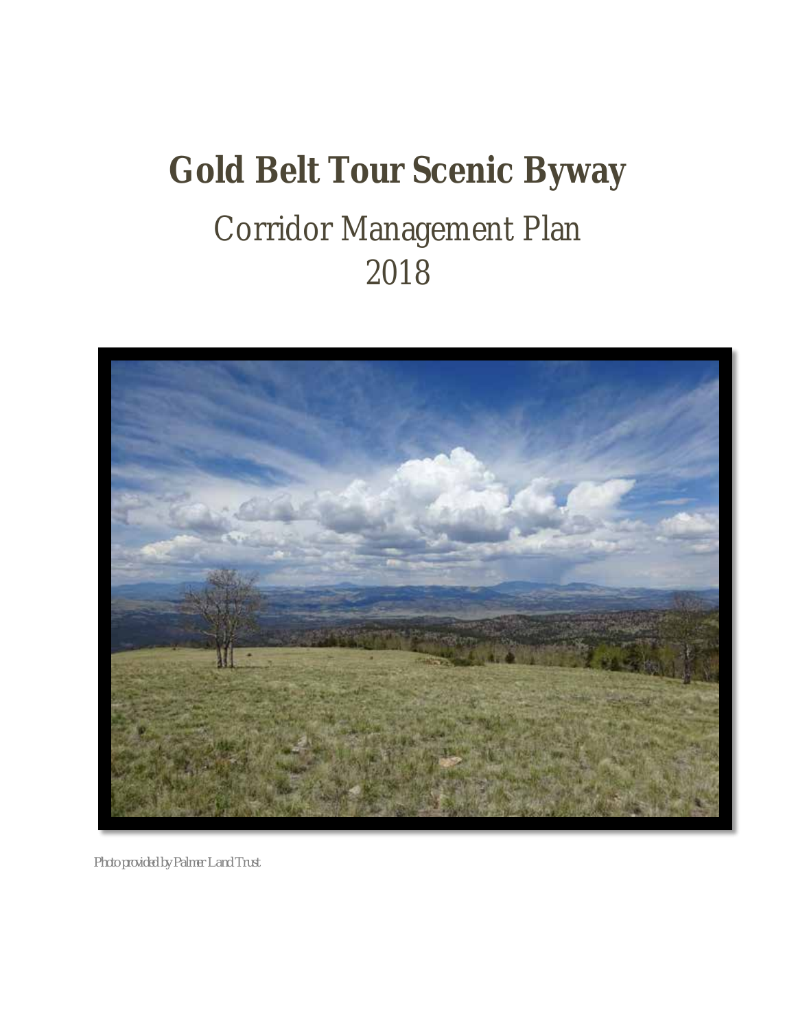# Gold Belt Tour Scenic Byway

## Corridor Management Plan
## 2018

Photo provided by Palmer Land Trust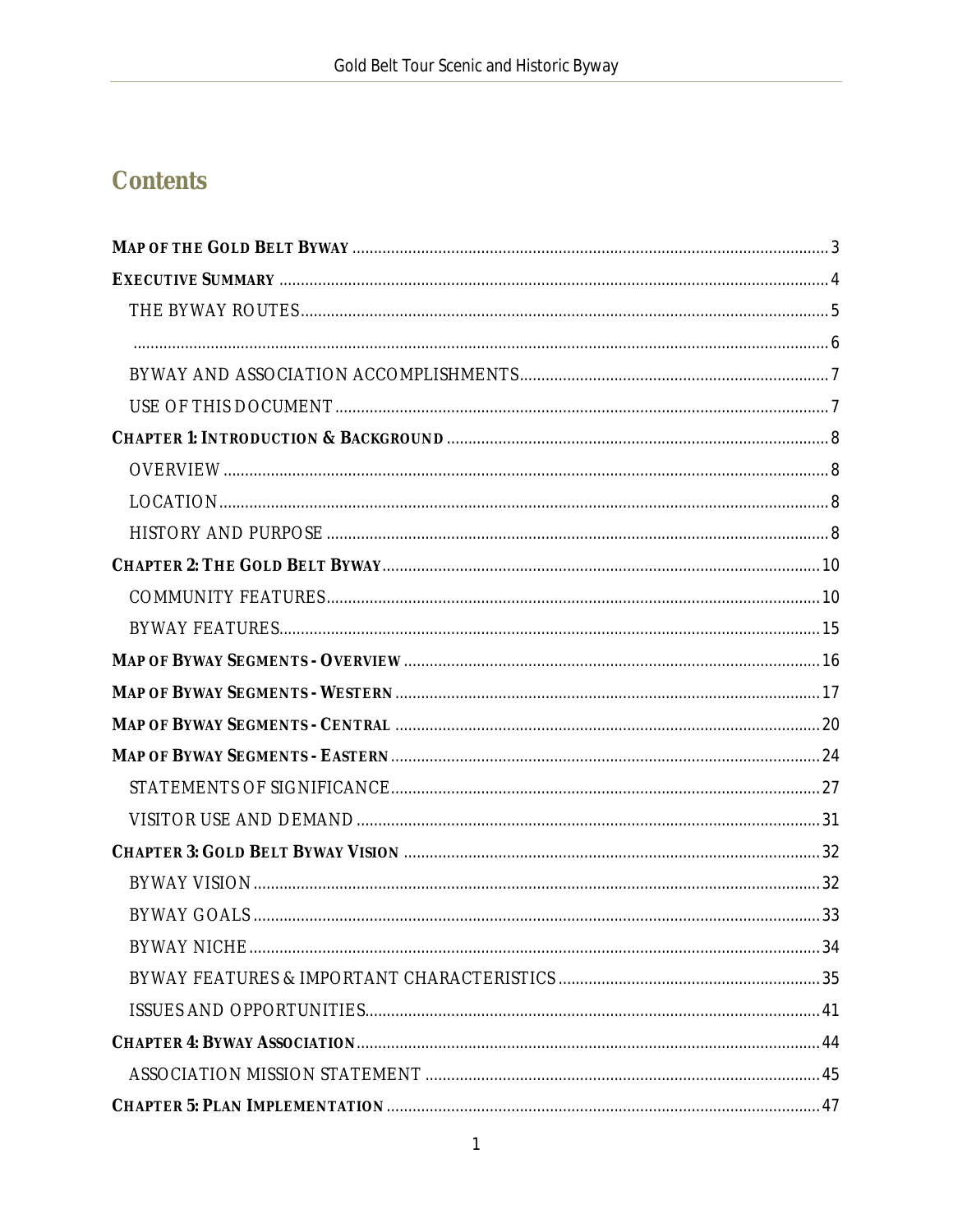# Contents

**MAP OF THE GOLD BELT BYWAY** .......... 3

**EXECUTIVE SUMMARY** .......... 4

- THE BYWAY ROUTES .......... 5
- .......... 6
- BYWAY AND ASSOCIATION ACCOMPLISHMENTS .......... 7
- USE OF THIS DOCUMENT .......... 7

**CHAPTER 1: INTRODUCTION & BACKGROUND** .......... 8

- OVERVIEW .......... 8
- LOCATION .......... 8
- HISTORY AND PURPOSE .......... 8

**CHAPTER 2: THE GOLD BELT BYWAY** .......... 10

- COMMUNITY FEATURES .......... 10
- BYWAY FEATURES .......... 15

**MAP OF BYWAY SEGMENTS - OVERVIEW** .......... 16

**MAP OF BYWAY SEGMENTS - WESTERN** .......... 17

**MAP OF BYWAY SEGMENTS - CENTRAL** .......... 20

**MAP OF BYWAY SEGMENTS - EASTERN** .......... 24

- STATEMENTS OF SIGNIFICANCE .......... 27
- VISITOR USE AND DEMAND .......... 31

**CHAPTER 3: GOLD BELT BYWAY VISION** .......... 32

- BYWAY VISION .......... 32
- BYWAY GOALS .......... 33
- BYWAY NICHE .......... 34
- BYWAY FEATURES & IMPORTANT CHARACTERISTICS .......... 35
- ISSUES AND OPPORTUNITIES .......... 41

**CHAPTER 4: BYWAY ASSOCIATION** .......... 44

- ASSOCIATION MISSION STATEMENT .......... 45

**CHAPTER 5: PLAN IMPLEMENTATION** .......... 47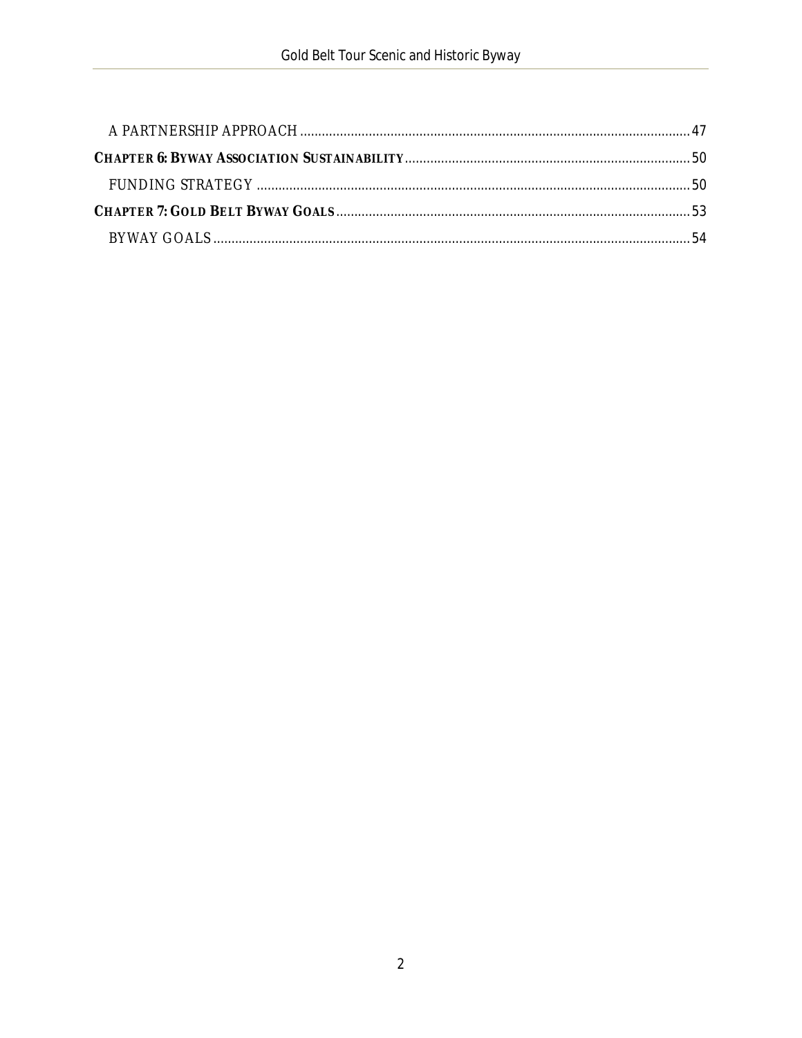A PARTNERSHIP APPROACH ........................................................ 47

**CHAPTER 6: BYWAY ASSOCIATION SUSTAINABILITY** ........................................................ 50

FUNDING STRATEGY ........................................................ 50

**CHAPTER 7: GOLD BELT BYWAY GOALS** ........................................................ 53

BYWAY GOALS ........................................................ 54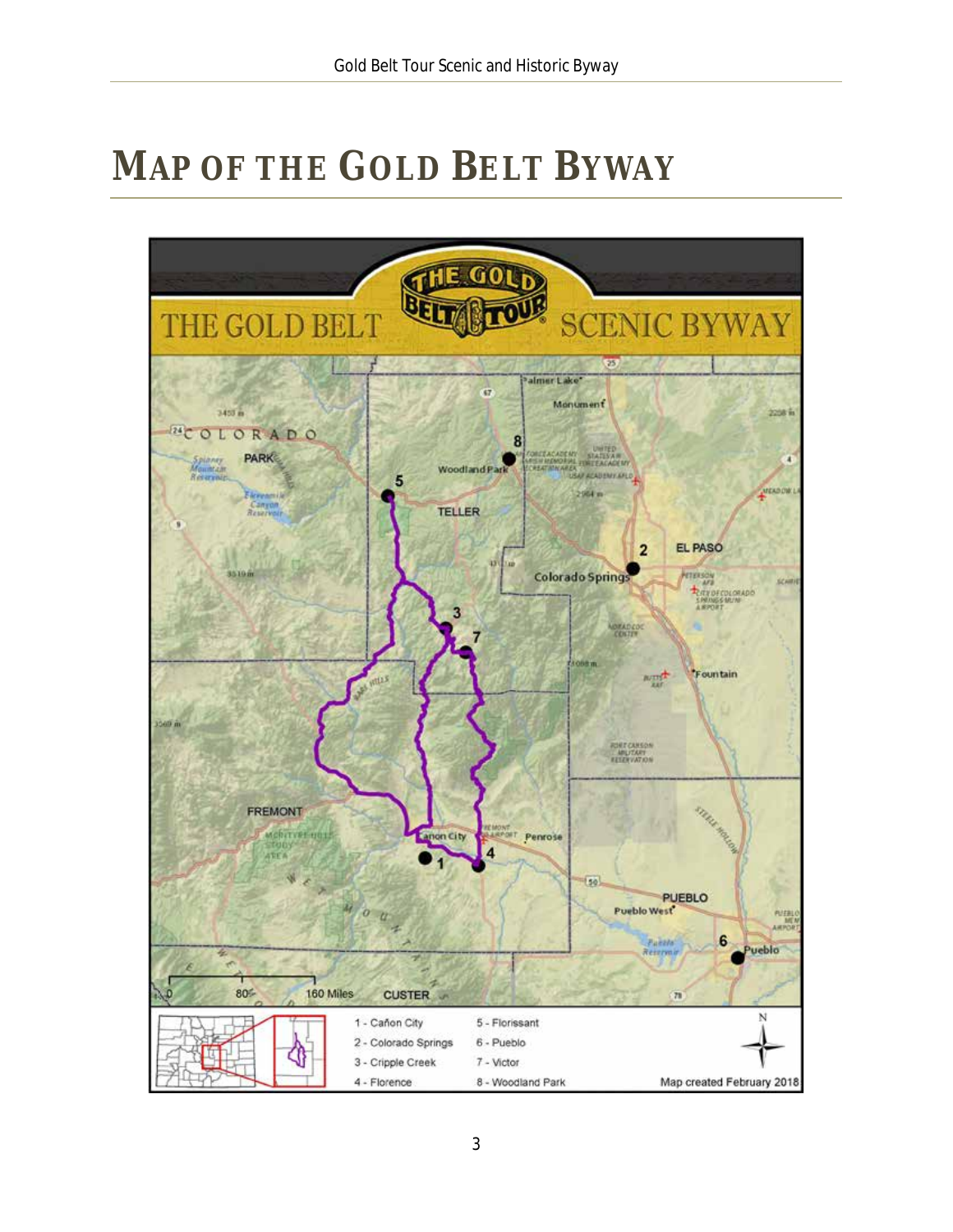# MAP OF THE GOLD BELT BYWAY

1 - Cañon City
2 - Colorado Springs
3 - Cripple Creek
4 - Florence
5 - Florissant
6 - Pueblo
7 - Victor
8 - Woodland Park

Map created February 2018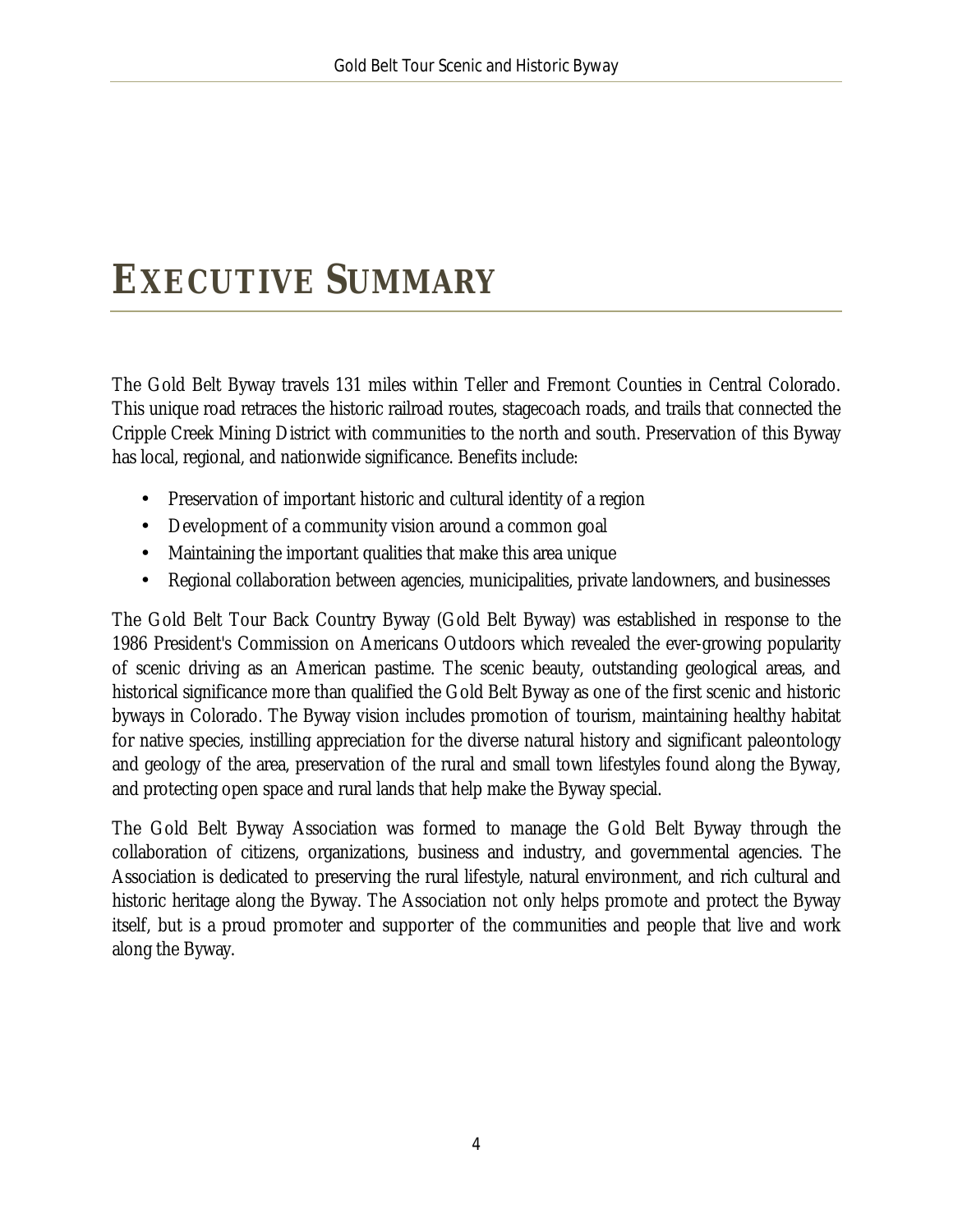# EXECUTIVE SUMMARY

The Gold Belt Byway travels 131 miles within Teller and Fremont Counties in Central Colorado. This unique road retraces the historic railroad routes, stagecoach roads, and trails that connected the Cripple Creek Mining District with communities to the north and south. Preservation of this Byway has local, regional, and nationwide significance. Benefits include:

- Preservation of important historic and cultural identity of a region
- Development of a community vision around a common goal
- Maintaining the important qualities that make this area unique
- Regional collaboration between agencies, municipalities, private landowners, and businesses

The Gold Belt Tour Back Country Byway (Gold Belt Byway) was established in response to the 1986 President's Commission on Americans Outdoors which revealed the ever-growing popularity of scenic driving as an American pastime. The scenic beauty, outstanding geological areas, and historical significance more than qualified the Gold Belt Byway as one of the first scenic and historic byways in Colorado. The Byway vision includes promotion of tourism, maintaining healthy habitat for native species, instilling appreciation for the diverse natural history and significant paleontology and geology of the area, preservation of the rural and small town lifestyles found along the Byway, and protecting open space and rural lands that help make the Byway special.

The Gold Belt Byway Association was formed to manage the Gold Belt Byway through the collaboration of citizens, organizations, business and industry, and governmental agencies. The Association is dedicated to preserving the rural lifestyle, natural environment, and rich cultural and historic heritage along the Byway. The Association not only helps promote and protect the Byway itself, but is a proud promoter and supporter of the communities and people that live and work along the Byway.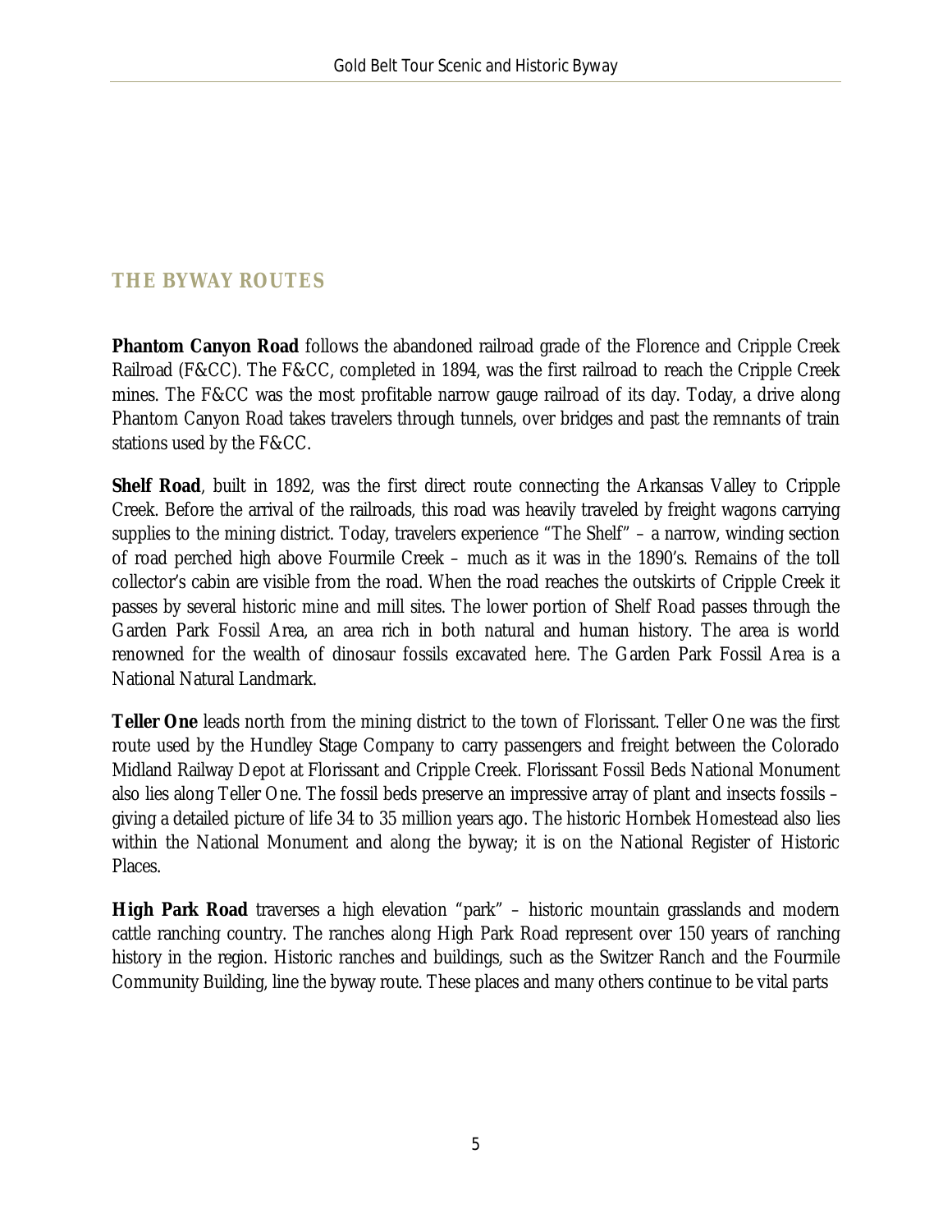## THE BYWAY ROUTES

**Phantom Canyon Road** follows the abandoned railroad grade of the Florence and Cripple Creek Railroad (F&CC). The F&CC, completed in 1894, was the first railroad to reach the Cripple Creek mines. The F&CC was the most profitable narrow gauge railroad of its day. Today, a drive along Phantom Canyon Road takes travelers through tunnels, over bridges and past the remnants of train stations used by the F&CC.

**Shelf Road**, built in 1892, was the first direct route connecting the Arkansas Valley to Cripple Creek. Before the arrival of the railroads, this road was heavily traveled by freight wagons carrying supplies to the mining district. Today, travelers experience "The Shelf" – a narrow, winding section of road perched high above Fourmile Creek – much as it was in the 1890's. Remains of the toll collector's cabin are visible from the road. When the road reaches the outskirts of Cripple Creek it passes by several historic mine and mill sites. The lower portion of Shelf Road passes through the Garden Park Fossil Area, an area rich in both natural and human history. The area is world renowned for the wealth of dinosaur fossils excavated here. The Garden Park Fossil Area is a National Natural Landmark.

**Teller One** leads north from the mining district to the town of Florissant. Teller One was the first route used by the Hundley Stage Company to carry passengers and freight between the Colorado Midland Railway Depot at Florissant and Cripple Creek. Florissant Fossil Beds National Monument also lies along Teller One. The fossil beds preserve an impressive array of plant and insects fossils – giving a detailed picture of life 34 to 35 million years ago. The historic Hornbek Homestead also lies within the National Monument and along the byway; it is on the National Register of Historic Places.

**High Park Road** traverses a high elevation "park" – historic mountain grasslands and modern cattle ranching country. The ranches along High Park Road represent over 150 years of ranching history in the region. Historic ranches and buildings, such as the Switzer Ranch and the Fourmile Community Building, line the byway route. These places and many others continue to be vital parts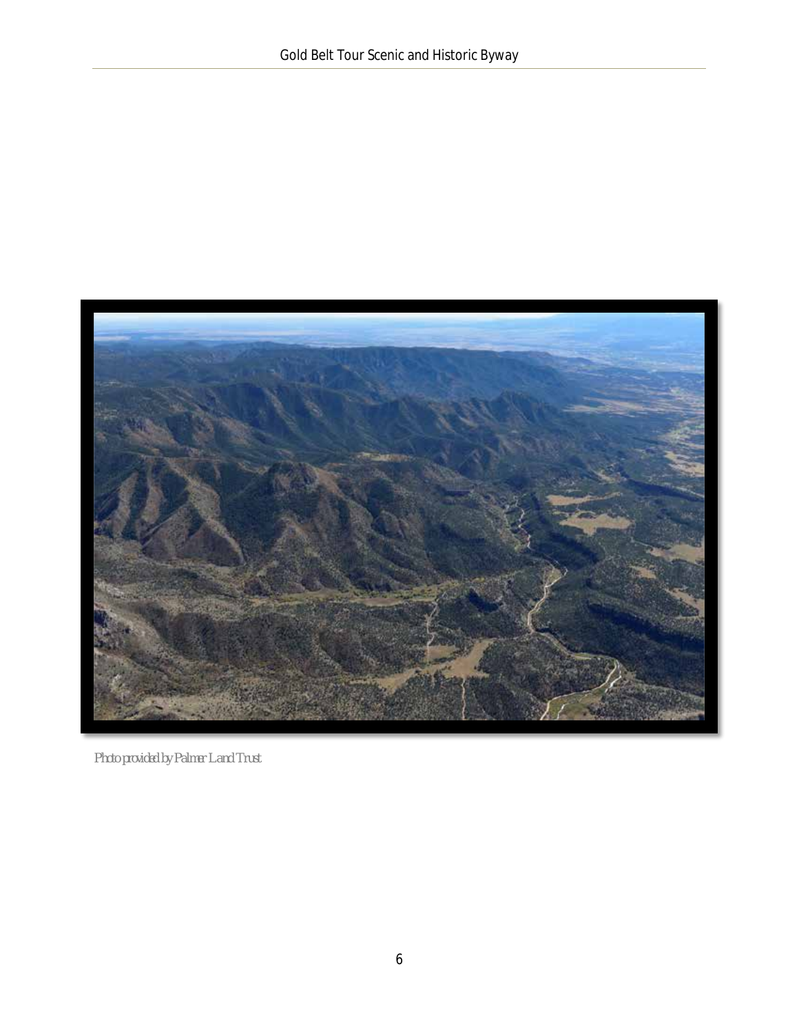Photo provided by Palmer Land Trust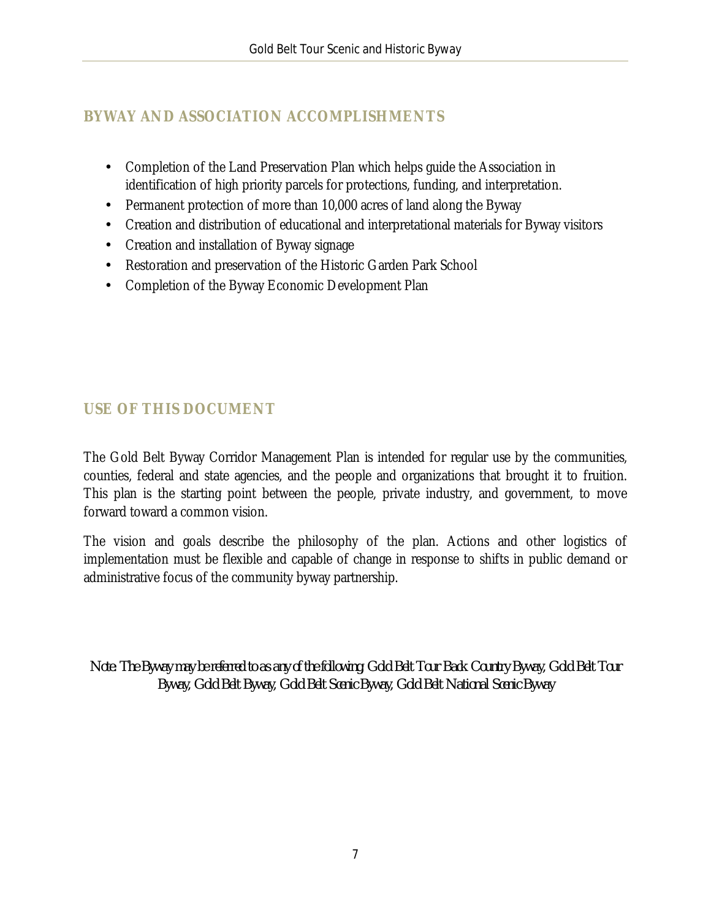## BYWAY AND ASSOCIATION ACCOMPLISHMENTS

- Completion of the Land Preservation Plan which helps guide the Association in identification of high priority parcels for protections, funding, and interpretation.
- Permanent protection of more than 10,000 acres of land along the Byway
- Creation and distribution of educational and interpretational materials for Byway visitors
- Creation and installation of Byway signage
- Restoration and preservation of the Historic Garden Park School
- Completion of the Byway Economic Development Plan

## USE OF THIS DOCUMENT

The Gold Belt Byway Corridor Management Plan is intended for regular use by the communities, counties, federal and state agencies, and the people and organizations that brought it to fruition. This plan is the starting point between the people, private industry, and government, to move forward toward a common vision.

The vision and goals describe the philosophy of the plan. Actions and other logistics of implementation must be flexible and capable of change in response to shifts in public demand or administrative focus of the community byway partnership.

*Note: The Byway may be referred to as any of the following: Gold Belt Tour Back Country Byway, Gold Belt Tour Byway, Gold Belt Byway, Gold Belt Scenic Byway, Gold Belt National Scenic Byway*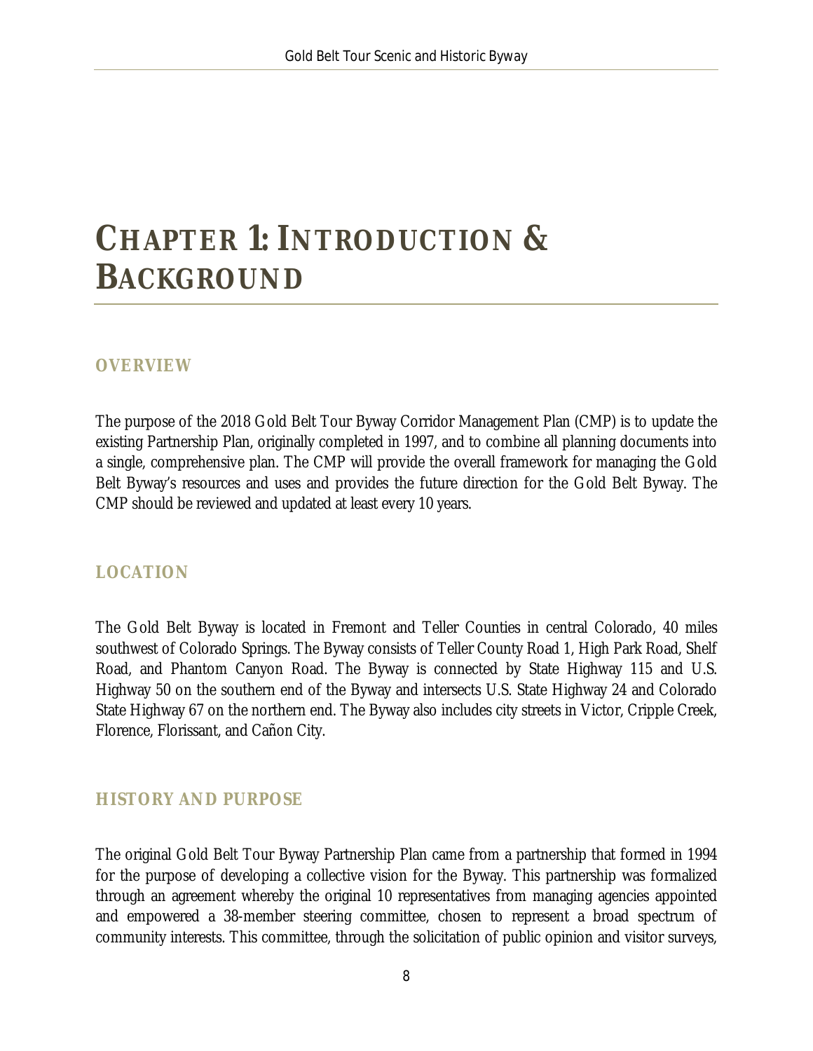# CHAPTER 1: INTRODUCTION & BACKGROUND

## OVERVIEW

The purpose of the 2018 Gold Belt Tour Byway Corridor Management Plan (CMP) is to update the existing Partnership Plan, originally completed in 1997, and to combine all planning documents into a single, comprehensive plan. The CMP will provide the overall framework for managing the Gold Belt Byway's resources and uses and provides the future direction for the Gold Belt Byway. The CMP should be reviewed and updated at least every 10 years.

## LOCATION

The Gold Belt Byway is located in Fremont and Teller Counties in central Colorado, 40 miles southwest of Colorado Springs. The Byway consists of Teller County Road 1, High Park Road, Shelf Road, and Phantom Canyon Road. The Byway is connected by State Highway 115 and U.S. Highway 50 on the southern end of the Byway and intersects U.S. State Highway 24 and Colorado State Highway 67 on the northern end. The Byway also includes city streets in Victor, Cripple Creek, Florence, Florissant, and Cañon City.

## HISTORY AND PURPOSE

The original Gold Belt Tour Byway Partnership Plan came from a partnership that formed in 1994 for the purpose of developing a collective vision for the Byway. This partnership was formalized through an agreement whereby the original 10 representatives from managing agencies appointed and empowered a 38-member steering committee, chosen to represent a broad spectrum of community interests. This committee, through the solicitation of public opinion and visitor surveys,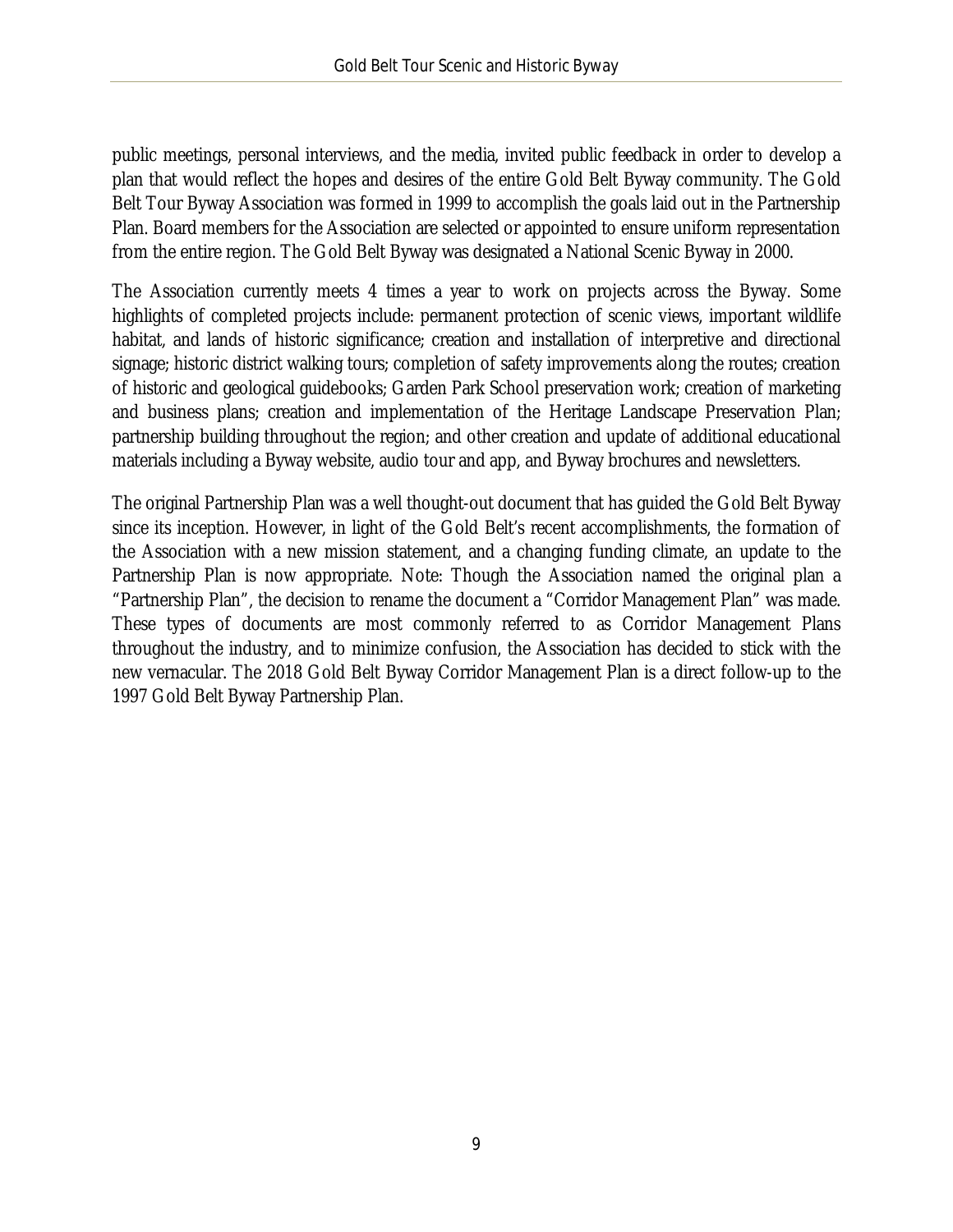public meetings, personal interviews, and the media, invited public feedback in order to develop a plan that would reflect the hopes and desires of the entire Gold Belt Byway community. The Gold Belt Tour Byway Association was formed in 1999 to accomplish the goals laid out in the Partnership Plan. Board members for the Association are selected or appointed to ensure uniform representation from the entire region. The Gold Belt Byway was designated a National Scenic Byway in 2000.

The Association currently meets 4 times a year to work on projects across the Byway. Some highlights of completed projects include: permanent protection of scenic views, important wildlife habitat, and lands of historic significance; creation and installation of interpretive and directional signage; historic district walking tours; completion of safety improvements along the routes; creation of historic and geological guidebooks; Garden Park School preservation work; creation of marketing and business plans; creation and implementation of the Heritage Landscape Preservation Plan; partnership building throughout the region; and other creation and update of additional educational materials including a Byway website, audio tour and app, and Byway brochures and newsletters.

The original Partnership Plan was a well thought-out document that has guided the Gold Belt Byway since its inception. However, in light of the Gold Belt's recent accomplishments, the formation of the Association with a new mission statement, and a changing funding climate, an update to the Partnership Plan is now appropriate. Note: Though the Association named the original plan a "Partnership Plan", the decision to rename the document a "Corridor Management Plan" was made. These types of documents are most commonly referred to as Corridor Management Plans throughout the industry, and to minimize confusion, the Association has decided to stick with the new vernacular. The 2018 Gold Belt Byway Corridor Management Plan is a direct follow-up to the 1997 Gold Belt Byway Partnership Plan.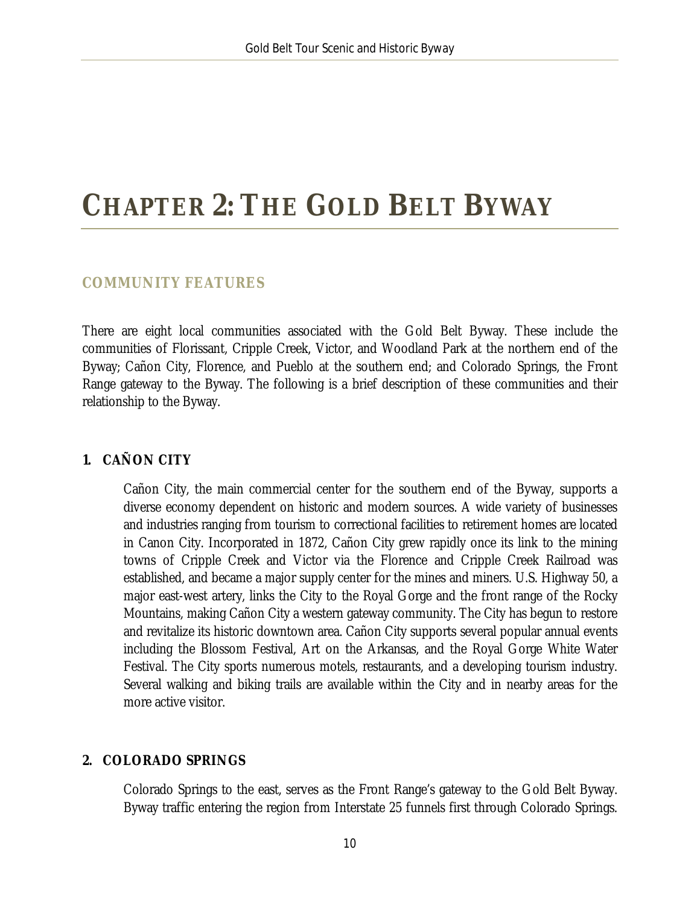# CHAPTER 2: THE GOLD BELT BYWAY

## COMMUNITY FEATURES

There are eight local communities associated with the Gold Belt Byway. These include the communities of Florissant, Cripple Creek, Victor, and Woodland Park at the northern end of the Byway; Cañon City, Florence, and Pueblo at the southern end; and Colorado Springs, the Front Range gateway to the Byway. The following is a brief description of these communities and their relationship to the Byway.

### 1. CAÑON CITY

Cañon City, the main commercial center for the southern end of the Byway, supports a diverse economy dependent on historic and modern sources. A wide variety of businesses and industries ranging from tourism to correctional facilities to retirement homes are located in Canon City. Incorporated in 1872, Cañon City grew rapidly once its link to the mining towns of Cripple Creek and Victor via the Florence and Cripple Creek Railroad was established, and became a major supply center for the mines and miners. U.S. Highway 50, a major east-west artery, links the City to the Royal Gorge and the front range of the Rocky Mountains, making Cañon City a western gateway community. The City has begun to restore and revitalize its historic downtown area. Cañon City supports several popular annual events including the Blossom Festival, Art on the Arkansas, and the Royal Gorge White Water Festival. The City sports numerous motels, restaurants, and a developing tourism industry. Several walking and biking trails are available within the City and in nearby areas for the more active visitor.

### 2. COLORADO SPRINGS

Colorado Springs to the east, serves as the Front Range's gateway to the Gold Belt Byway. Byway traffic entering the region from Interstate 25 funnels first through Colorado Springs.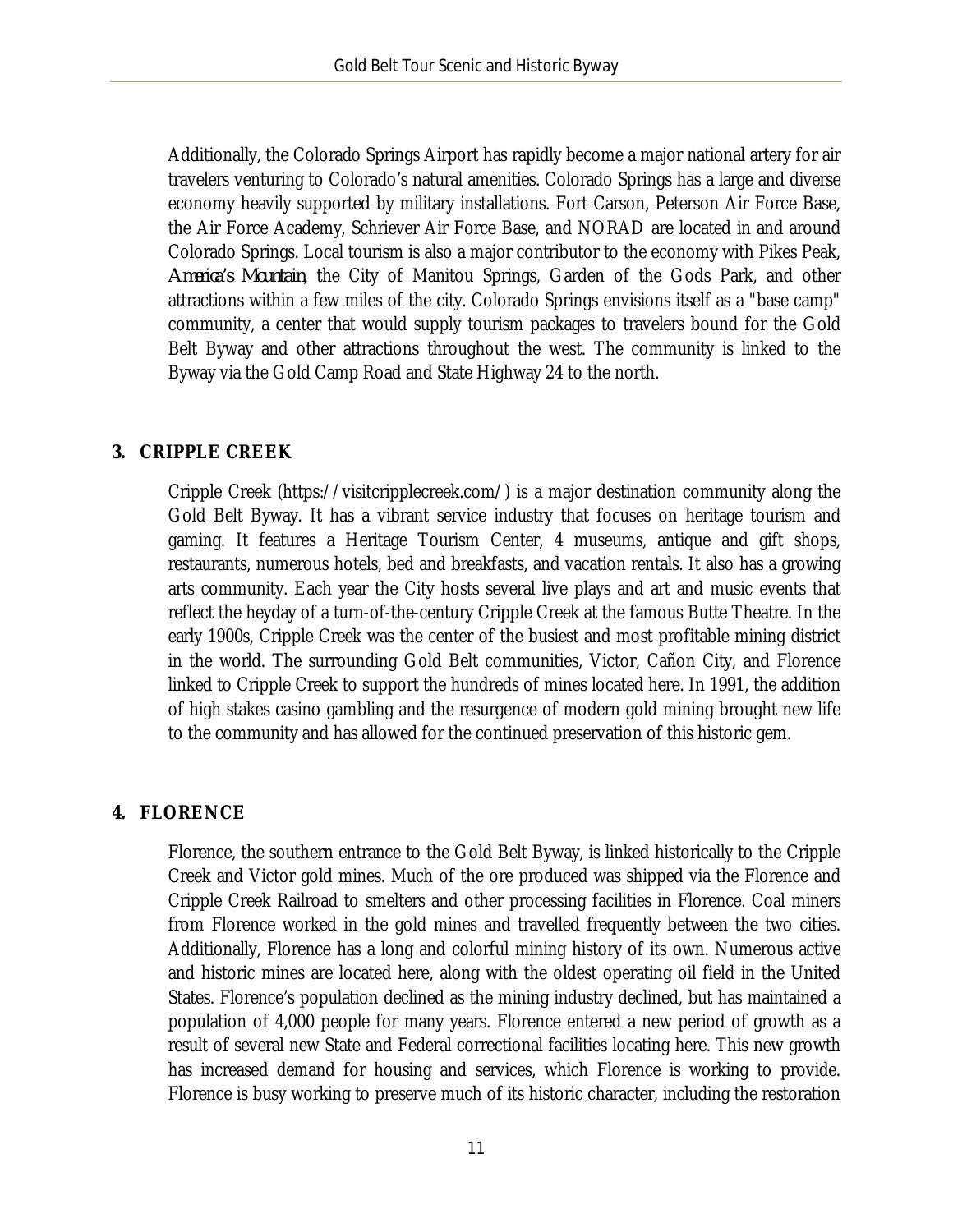Additionally, the Colorado Springs Airport has rapidly become a major national artery for air travelers venturing to Colorado's natural amenities. Colorado Springs has a large and diverse economy heavily supported by military installations. Fort Carson, Peterson Air Force Base, the Air Force Academy, Schriever Air Force Base, and NORAD are located in and around Colorado Springs. Local tourism is also a major contributor to the economy with Pikes Peak, *America's Mountain*, the City of Manitou Springs, Garden of the Gods Park, and other attractions within a few miles of the city. Colorado Springs envisions itself as a "base camp" community, a center that would supply tourism packages to travelers bound for the Gold Belt Byway and other attractions throughout the west. The community is linked to the Byway via the Gold Camp Road and State Highway 24 to the north.

## 3. CRIPPLE CREEK

Cripple Creek (https://visitcripplecreek.com/) is a major destination community along the Gold Belt Byway. It has a vibrant service industry that focuses on heritage tourism and gaming. It features a Heritage Tourism Center, 4 museums, antique and gift shops, restaurants, numerous hotels, bed and breakfasts, and vacation rentals. It also has a growing arts community. Each year the City hosts several live plays and art and music events that reflect the heyday of a turn-of-the-century Cripple Creek at the famous Butte Theatre. In the early 1900s, Cripple Creek was the center of the busiest and most profitable mining district in the world. The surrounding Gold Belt communities, Victor, Cañon City, and Florence linked to Cripple Creek to support the hundreds of mines located here. In 1991, the addition of high stakes casino gambling and the resurgence of modern gold mining brought new life to the community and has allowed for the continued preservation of this historic gem.

## 4. FLORENCE

Florence, the southern entrance to the Gold Belt Byway, is linked historically to the Cripple Creek and Victor gold mines. Much of the ore produced was shipped via the Florence and Cripple Creek Railroad to smelters and other processing facilities in Florence. Coal miners from Florence worked in the gold mines and travelled frequently between the two cities. Additionally, Florence has a long and colorful mining history of its own. Numerous active and historic mines are located here, along with the oldest operating oil field in the United States. Florence's population declined as the mining industry declined, but has maintained a population of 4,000 people for many years. Florence entered a new period of growth as a result of several new State and Federal correctional facilities locating here. This new growth has increased demand for housing and services, which Florence is working to provide. Florence is busy working to preserve much of its historic character, including the restoration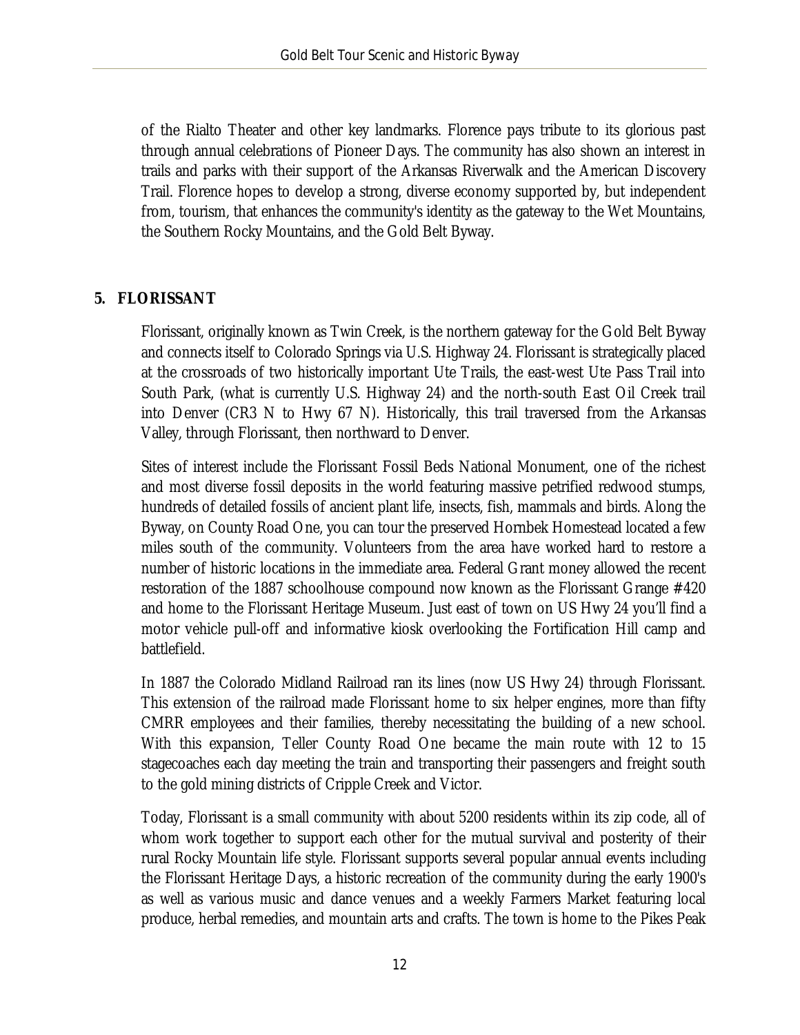of the Rialto Theater and other key landmarks. Florence pays tribute to its glorious past through annual celebrations of Pioneer Days. The community has also shown an interest in trails and parks with their support of the Arkansas Riverwalk and the American Discovery Trail. Florence hopes to develop a strong, diverse economy supported by, but independent from, tourism, that enhances the community's identity as the gateway to the Wet Mountains, the Southern Rocky Mountains, and the Gold Belt Byway.

## 5. FLORISSANT

Florissant, originally known as Twin Creek, is the northern gateway for the Gold Belt Byway and connects itself to Colorado Springs via U.S. Highway 24. Florissant is strategically placed at the crossroads of two historically important Ute Trails, the east-west Ute Pass Trail into South Park, (what is currently U.S. Highway 24) and the north-south East Oil Creek trail into Denver (CR3 N to Hwy 67 N). Historically, this trail traversed from the Arkansas Valley, through Florissant, then northward to Denver.

Sites of interest include the Florissant Fossil Beds National Monument, one of the richest and most diverse fossil deposits in the world featuring massive petrified redwood stumps, hundreds of detailed fossils of ancient plant life, insects, fish, mammals and birds. Along the Byway, on County Road One, you can tour the preserved Hornbek Homestead located a few miles south of the community. Volunteers from the area have worked hard to restore a number of historic locations in the immediate area. Federal Grant money allowed the recent restoration of the 1887 schoolhouse compound now known as the Florissant Grange #420 and home to the Florissant Heritage Museum. Just east of town on US Hwy 24 you'll find a motor vehicle pull-off and informative kiosk overlooking the Fortification Hill camp and battlefield.

In 1887 the Colorado Midland Railroad ran its lines (now US Hwy 24) through Florissant. This extension of the railroad made Florissant home to six helper engines, more than fifty CMRR employees and their families, thereby necessitating the building of a new school. With this expansion, Teller County Road One became the main route with 12 to 15 stagecoaches each day meeting the train and transporting their passengers and freight south to the gold mining districts of Cripple Creek and Victor.

Today, Florissant is a small community with about 5200 residents within its zip code, all of whom work together to support each other for the mutual survival and posterity of their rural Rocky Mountain life style. Florissant supports several popular annual events including the Florissant Heritage Days, a historic recreation of the community during the early 1900's as well as various music and dance venues and a weekly Farmers Market featuring local produce, herbal remedies, and mountain arts and crafts. The town is home to the Pikes Peak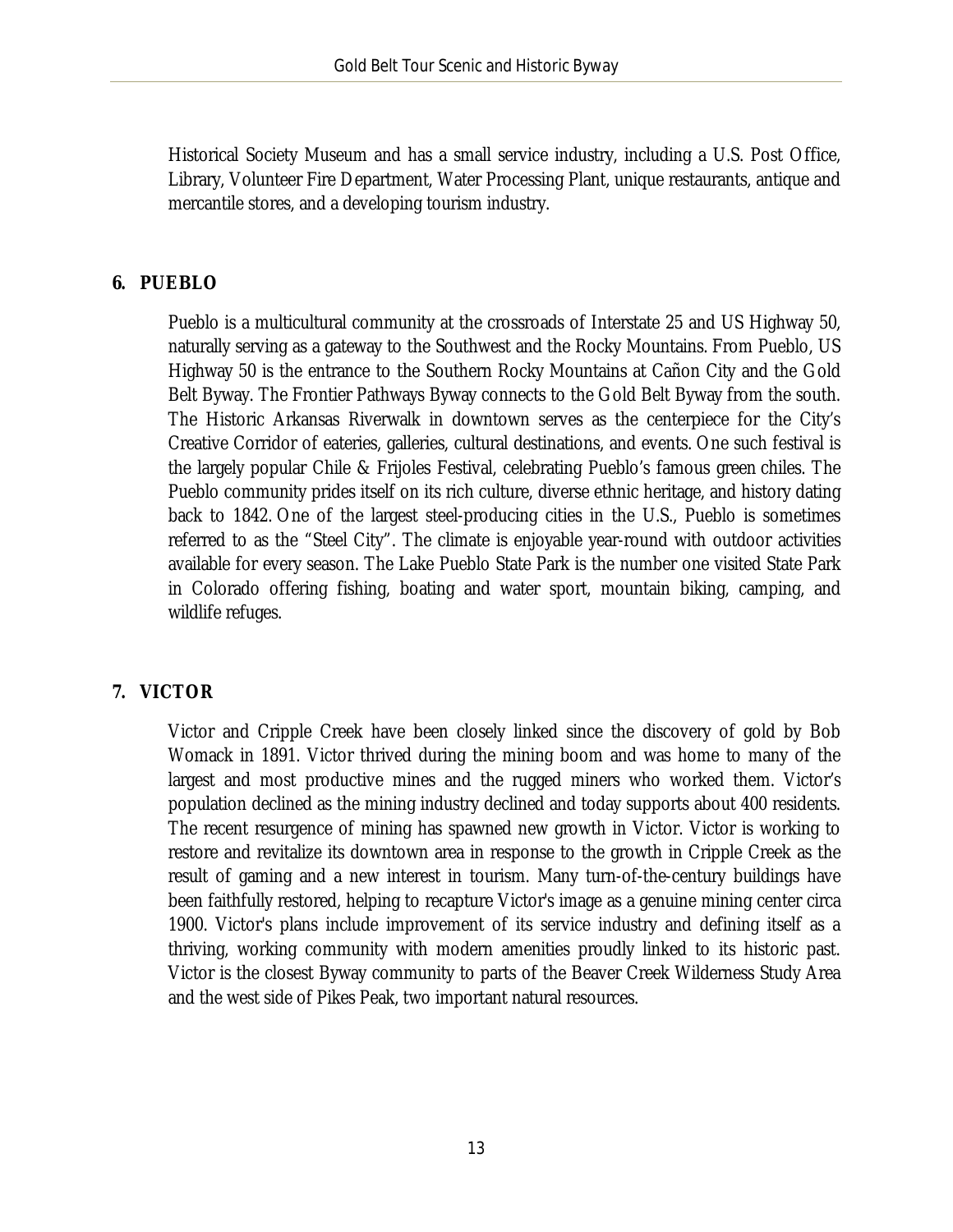Historical Society Museum and has a small service industry, including a U.S. Post Office, Library, Volunteer Fire Department, Water Processing Plant, unique restaurants, antique and mercantile stores, and a developing tourism industry.

## 6. PUEBLO

Pueblo is a multicultural community at the crossroads of Interstate 25 and US Highway 50, naturally serving as a gateway to the Southwest and the Rocky Mountains. From Pueblo, US Highway 50 is the entrance to the Southern Rocky Mountains at Cañon City and the Gold Belt Byway. The Frontier Pathways Byway connects to the Gold Belt Byway from the south. The Historic Arkansas Riverwalk in downtown serves as the centerpiece for the City's Creative Corridor of eateries, galleries, cultural destinations, and events. One such festival is the largely popular Chile & Frijoles Festival, celebrating Pueblo's famous green chiles. The Pueblo community prides itself on its rich culture, diverse ethnic heritage, and history dating back to 1842. One of the largest steel-producing cities in the U.S., Pueblo is sometimes referred to as the "Steel City". The climate is enjoyable year-round with outdoor activities available for every season. The Lake Pueblo State Park is the number one visited State Park in Colorado offering fishing, boating and water sport, mountain biking, camping, and wildlife refuges.

## 7. VICTOR

Victor and Cripple Creek have been closely linked since the discovery of gold by Bob Womack in 1891. Victor thrived during the mining boom and was home to many of the largest and most productive mines and the rugged miners who worked them. Victor's population declined as the mining industry declined and today supports about 400 residents. The recent resurgence of mining has spawned new growth in Victor. Victor is working to restore and revitalize its downtown area in response to the growth in Cripple Creek as the result of gaming and a new interest in tourism. Many turn-of-the-century buildings have been faithfully restored, helping to recapture Victor's image as a genuine mining center circa 1900. Victor's plans include improvement of its service industry and defining itself as a thriving, working community with modern amenities proudly linked to its historic past. Victor is the closest Byway community to parts of the Beaver Creek Wilderness Study Area and the west side of Pikes Peak, two important natural resources.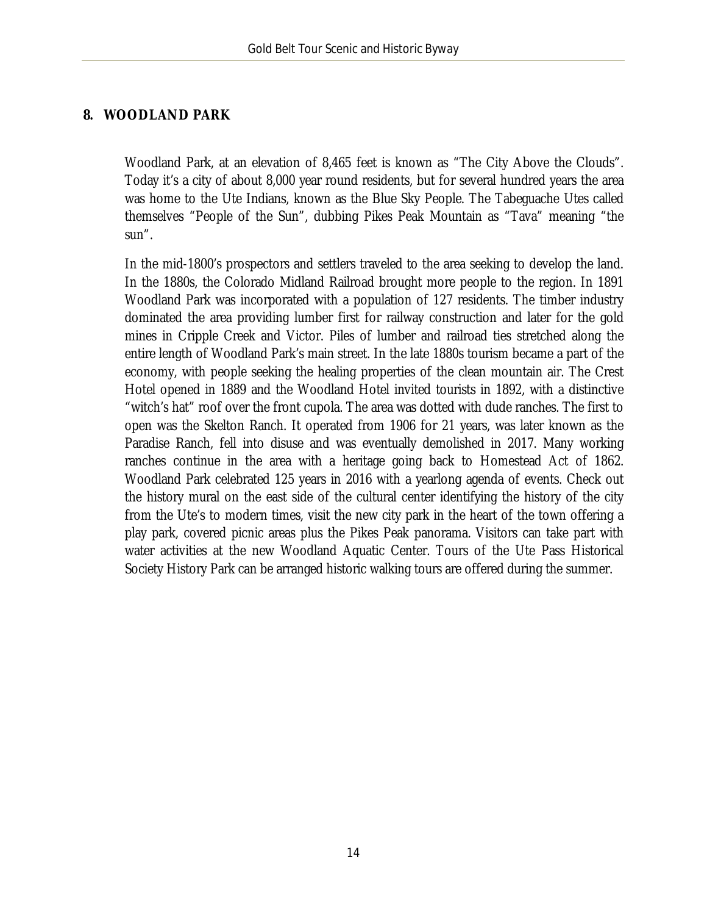## 8. WOODLAND PARK

Woodland Park, at an elevation of 8,465 feet is known as "The City Above the Clouds". Today it's a city of about 8,000 year round residents, but for several hundred years the area was home to the Ute Indians, known as the Blue Sky People. The Tabeguache Utes called themselves "People of the Sun", dubbing Pikes Peak Mountain as "Tava" meaning "the sun".

In the mid-1800's prospectors and settlers traveled to the area seeking to develop the land. In the 1880s, the Colorado Midland Railroad brought more people to the region. In 1891 Woodland Park was incorporated with a population of 127 residents. The timber industry dominated the area providing lumber first for railway construction and later for the gold mines in Cripple Creek and Victor. Piles of lumber and railroad ties stretched along the entire length of Woodland Park's main street. In the late 1880s tourism became a part of the economy, with people seeking the healing properties of the clean mountain air. The Crest Hotel opened in 1889 and the Woodland Hotel invited tourists in 1892, with a distinctive "witch's hat" roof over the front cupola. The area was dotted with dude ranches. The first to open was the Skelton Ranch. It operated from 1906 for 21 years, was later known as the Paradise Ranch, fell into disuse and was eventually demolished in 2017. Many working ranches continue in the area with a heritage going back to Homestead Act of 1862. Woodland Park celebrated 125 years in 2016 with a yearlong agenda of events. Check out the history mural on the east side of the cultural center identifying the history of the city from the Ute's to modern times, visit the new city park in the heart of the town offering a play park, covered picnic areas plus the Pikes Peak panorama. Visitors can take part with water activities at the new Woodland Aquatic Center. Tours of the Ute Pass Historical Society History Park can be arranged historic walking tours are offered during the summer.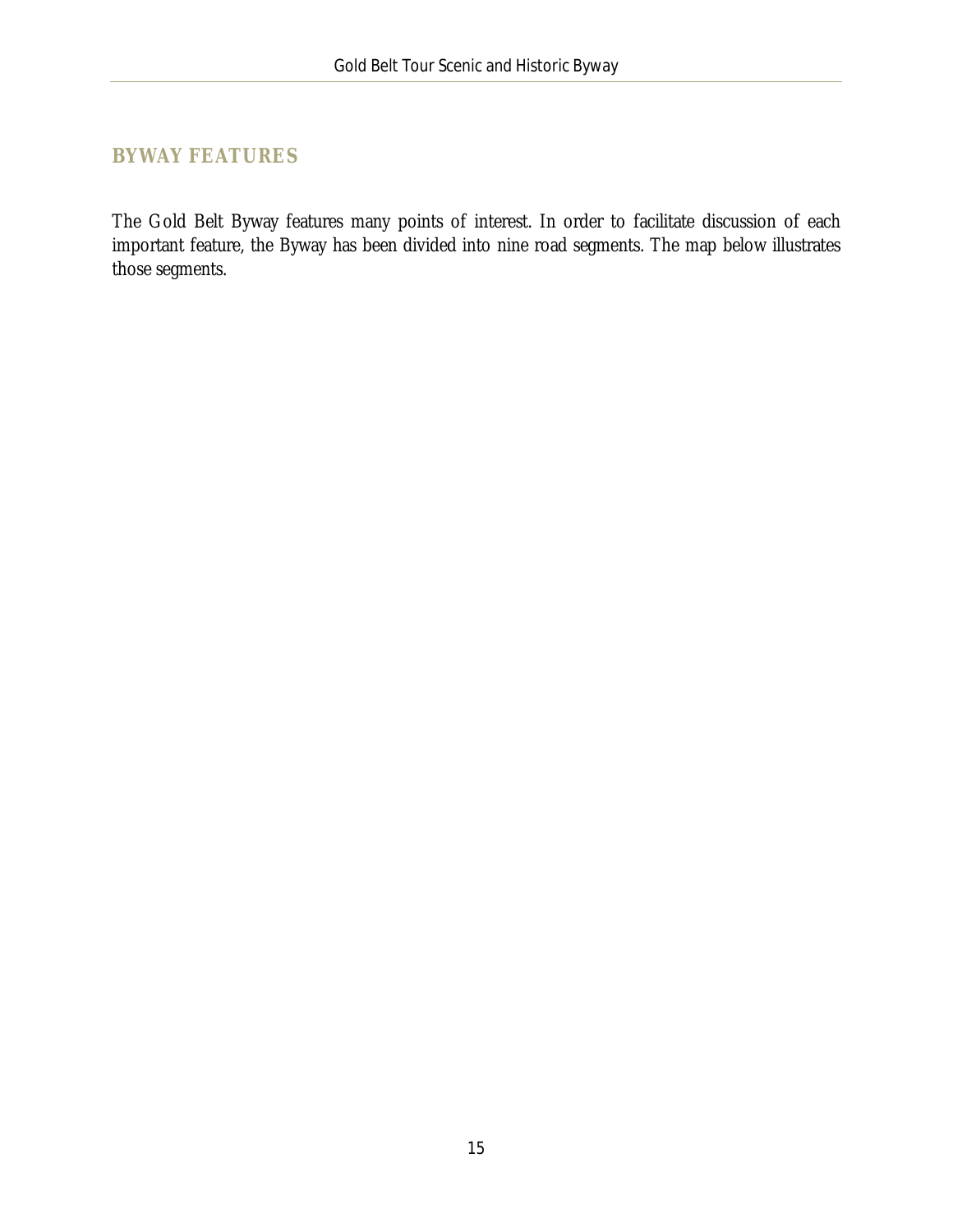## BYWAY FEATURES

The Gold Belt Byway features many points of interest. In order to facilitate discussion of each important feature, the Byway has been divided into nine road segments. The map below illustrates those segments.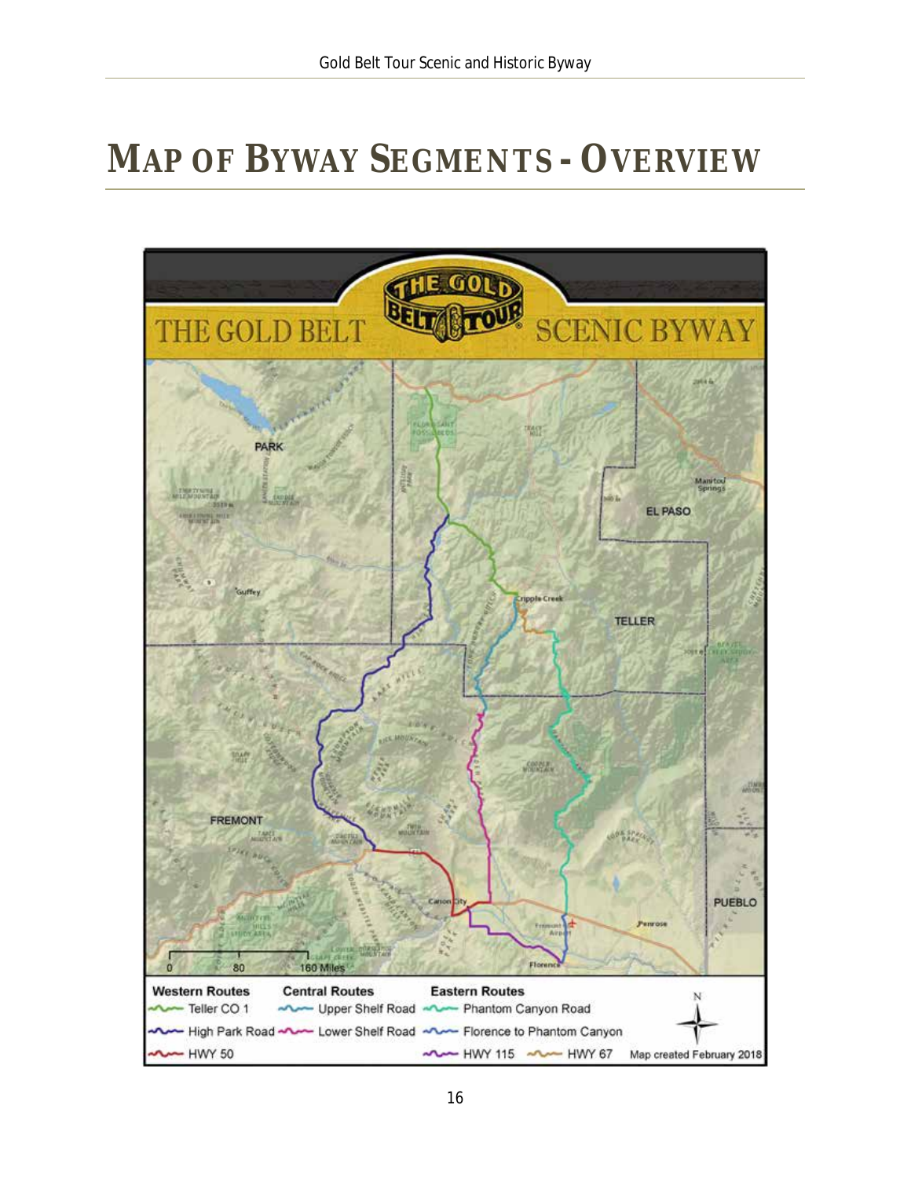# MAP OF BYWAY SEGMENTS - OVERVIEW

THE GOLD BELT SCENIC BYWAY

| Western Routes | Central Routes | Eastern Routes |
| --- | --- | --- |
| Teller CO 1 | Upper Shelf Road | Phantom Canyon Road |
| High Park Road | Lower Shelf Road | Florence to Phantom Canyon |
| HWY 50 | | HWY 115 |
| | | HWY 67 |

Map created February 2018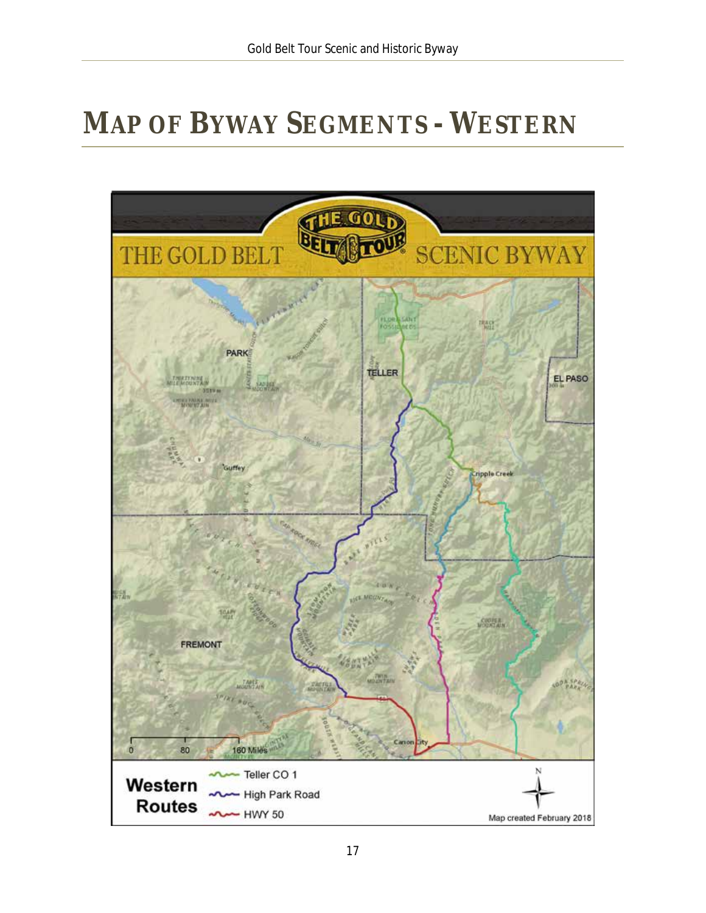# MAP OF BYWAY SEGMENTS - WESTERN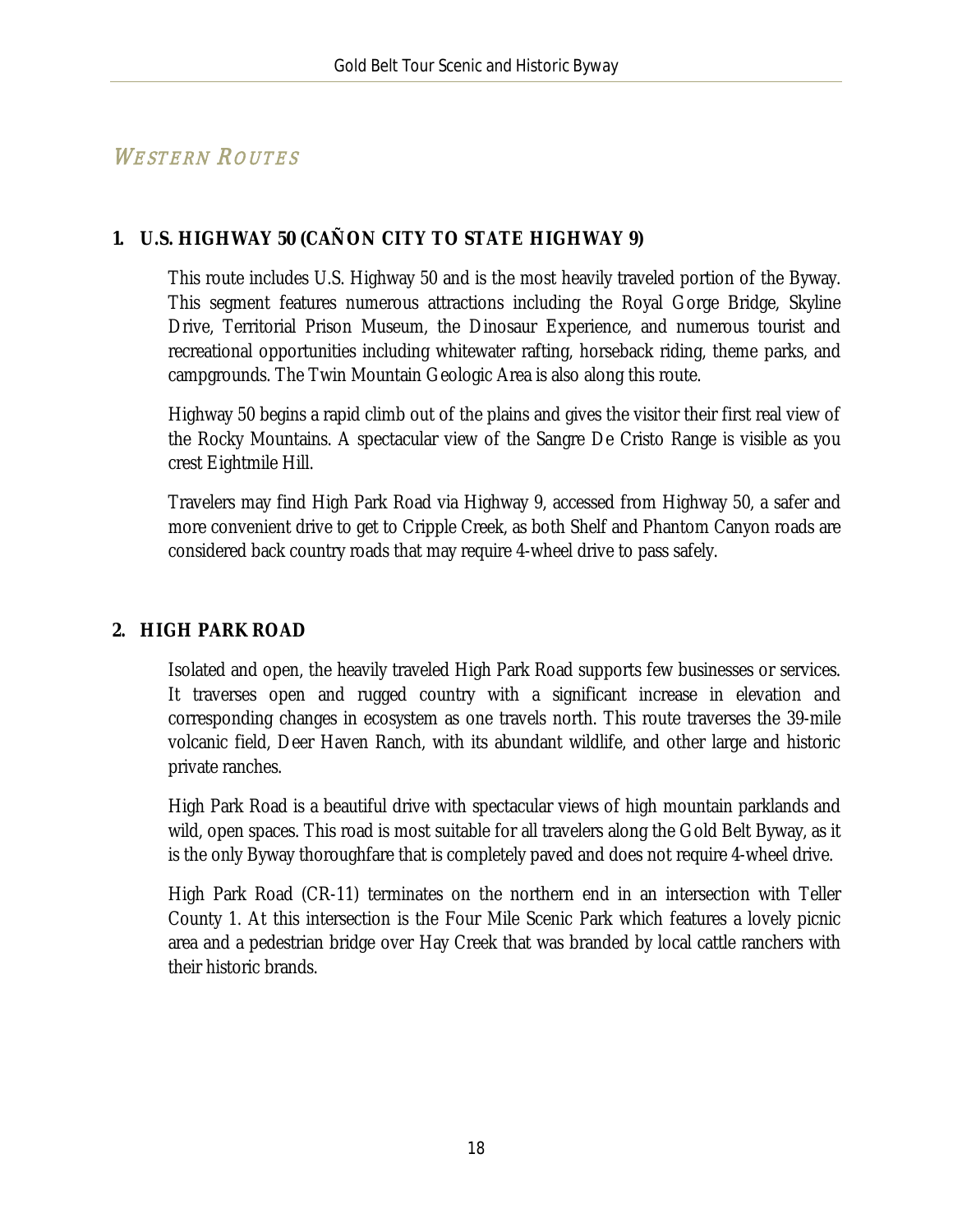## Western Routes

### 1. U.S. HIGHWAY 50 (CAÑON CITY TO STATE HIGHWAY 9)

This route includes U.S. Highway 50 and is the most heavily traveled portion of the Byway. This segment features numerous attractions including the Royal Gorge Bridge, Skyline Drive, Territorial Prison Museum, the Dinosaur Experience, and numerous tourist and recreational opportunities including whitewater rafting, horseback riding, theme parks, and campgrounds. The Twin Mountain Geologic Area is also along this route.

Highway 50 begins a rapid climb out of the plains and gives the visitor their first real view of the Rocky Mountains. A spectacular view of the Sangre De Cristo Range is visible as you crest Eightmile Hill.

Travelers may find High Park Road via Highway 9, accessed from Highway 50, a safer and more convenient drive to get to Cripple Creek, as both Shelf and Phantom Canyon roads are considered back country roads that may require 4-wheel drive to pass safely.

### 2. HIGH PARK ROAD

Isolated and open, the heavily traveled High Park Road supports few businesses or services. It traverses open and rugged country with a significant increase in elevation and corresponding changes in ecosystem as one travels north. This route traverses the 39-mile volcanic field, Deer Haven Ranch, with its abundant wildlife, and other large and historic private ranches.

High Park Road is a beautiful drive with spectacular views of high mountain parklands and wild, open spaces. This road is most suitable for all travelers along the Gold Belt Byway, as it is the only Byway thoroughfare that is completely paved and does not require 4-wheel drive.

High Park Road (CR-11) terminates on the northern end in an intersection with Teller County 1. At this intersection is the Four Mile Scenic Park which features a lovely picnic area and a pedestrian bridge over Hay Creek that was branded by local cattle ranchers with their historic brands.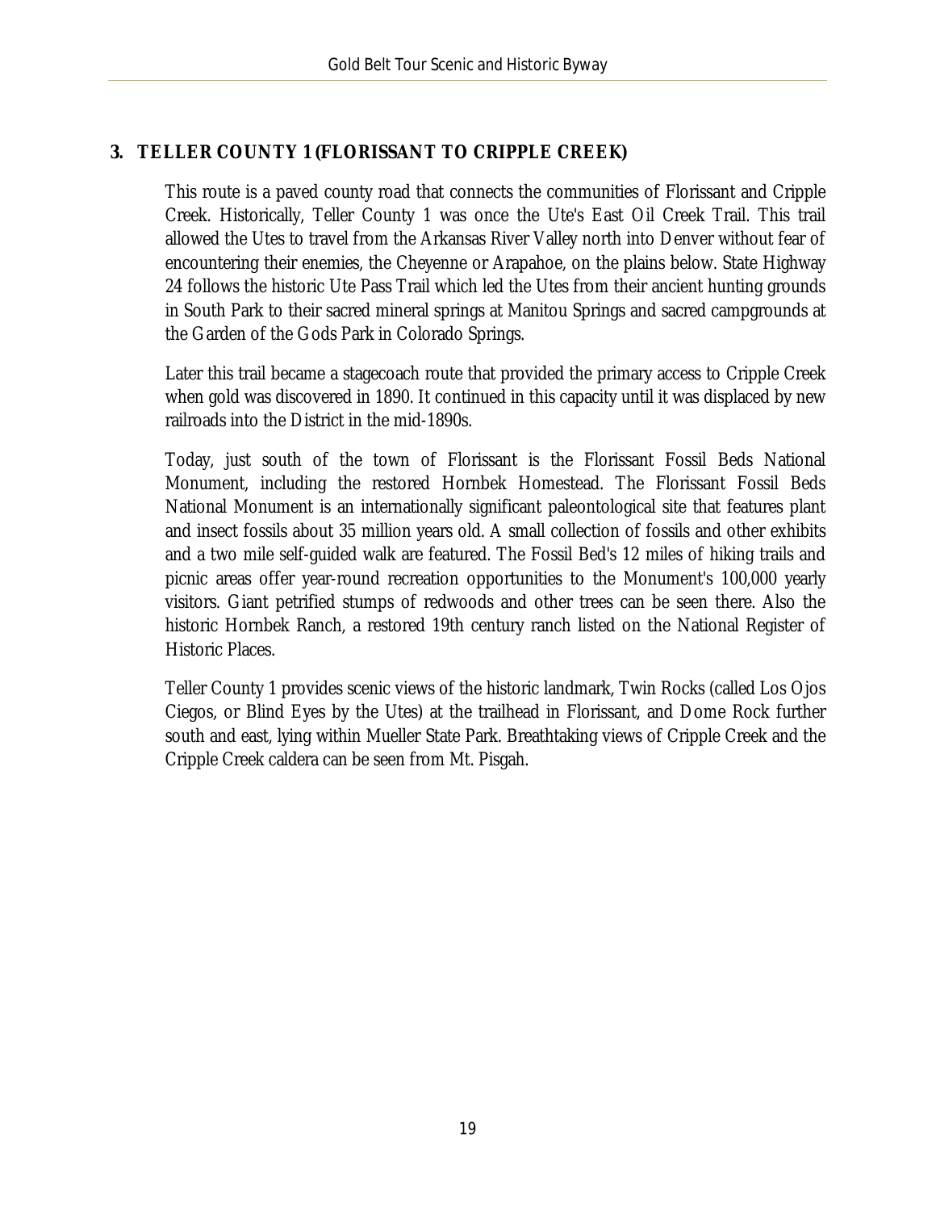### 3. TELLER COUNTY 1 (FLORISSANT TO CRIPPLE CREEK)

This route is a paved county road that connects the communities of Florissant and Cripple Creek. Historically, Teller County 1 was once the Ute's East Oil Creek Trail. This trail allowed the Utes to travel from the Arkansas River Valley north into Denver without fear of encountering their enemies, the Cheyenne or Arapahoe, on the plains below. State Highway 24 follows the historic Ute Pass Trail which led the Utes from their ancient hunting grounds in South Park to their sacred mineral springs at Manitou Springs and sacred campgrounds at the Garden of the Gods Park in Colorado Springs.

Later this trail became a stagecoach route that provided the primary access to Cripple Creek when gold was discovered in 1890. It continued in this capacity until it was displaced by new railroads into the District in the mid-1890s.

Today, just south of the town of Florissant is the Florissant Fossil Beds National Monument, including the restored Hornbek Homestead. The Florissant Fossil Beds National Monument is an internationally significant paleontological site that features plant and insect fossils about 35 million years old. A small collection of fossils and other exhibits and a two mile self-guided walk are featured. The Fossil Bed's 12 miles of hiking trails and picnic areas offer year-round recreation opportunities to the Monument's 100,000 yearly visitors. Giant petrified stumps of redwoods and other trees can be seen there. Also the historic Hornbek Ranch, a restored 19th century ranch listed on the National Register of Historic Places.

Teller County 1 provides scenic views of the historic landmark, Twin Rocks (called Los Ojos Ciegos, or Blind Eyes by the Utes) at the trailhead in Florissant, and Dome Rock further south and east, lying within Mueller State Park. Breathtaking views of Cripple Creek and the Cripple Creek caldera can be seen from Mt. Pisgah.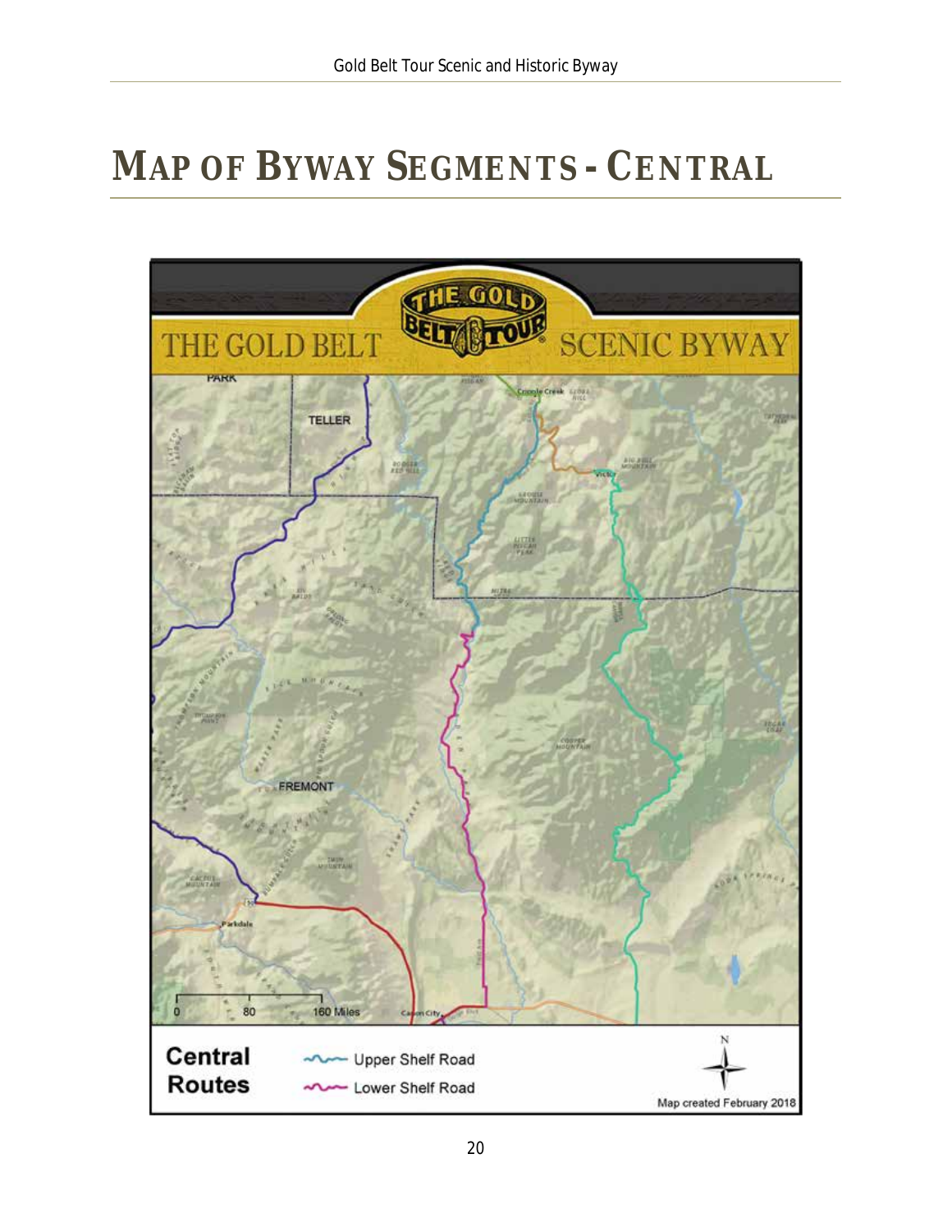# MAP OF BYWAY SEGMENTS - CENTRAL

THE GOLD BELT SCENIC BYWAY

PARK

TELLER

FREMONT

Cripple Creek

Victor

Parkdale

Cañon City

0 80 160 Miles

**Central Routes**

Upper Shelf Road

Lower Shelf Road

N

Map created February 2018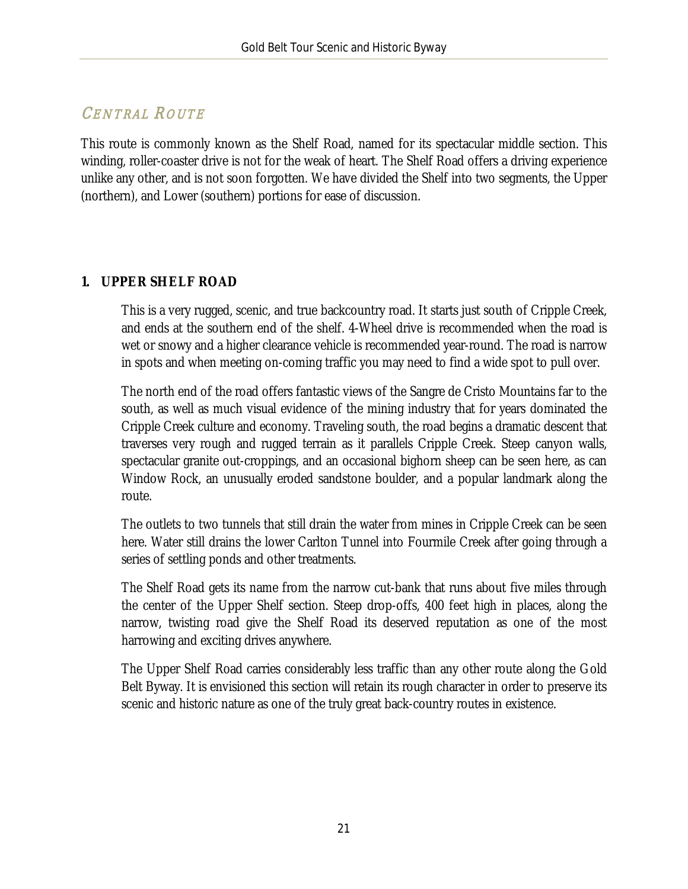## Central Route

This route is commonly known as the Shelf Road, named for its spectacular middle section. This winding, roller-coaster drive is not for the weak of heart. The Shelf Road offers a driving experience unlike any other, and is not soon forgotten. We have divided the Shelf into two segments, the Upper (northern), and Lower (southern) portions for ease of discussion.

### 1. UPPER SHELF ROAD

This is a very rugged, scenic, and true backcountry road. It starts just south of Cripple Creek, and ends at the southern end of the shelf. 4-Wheel drive is recommended when the road is wet or snowy and a higher clearance vehicle is recommended year-round. The road is narrow in spots and when meeting on-coming traffic you may need to find a wide spot to pull over.

The north end of the road offers fantastic views of the Sangre de Cristo Mountains far to the south, as well as much visual evidence of the mining industry that for years dominated the Cripple Creek culture and economy. Traveling south, the road begins a dramatic descent that traverses very rough and rugged terrain as it parallels Cripple Creek. Steep canyon walls, spectacular granite out-croppings, and an occasional bighorn sheep can be seen here, as can Window Rock, an unusually eroded sandstone boulder, and a popular landmark along the route.

The outlets to two tunnels that still drain the water from mines in Cripple Creek can be seen here. Water still drains the lower Carlton Tunnel into Fourmile Creek after going through a series of settling ponds and other treatments.

The Shelf Road gets its name from the narrow cut-bank that runs about five miles through the center of the Upper Shelf section. Steep drop-offs, 400 feet high in places, along the narrow, twisting road give the Shelf Road its deserved reputation as one of the most harrowing and exciting drives anywhere.

The Upper Shelf Road carries considerably less traffic than any other route along the Gold Belt Byway. It is envisioned this section will retain its rough character in order to preserve its scenic and historic nature as one of the truly great back-country routes in existence.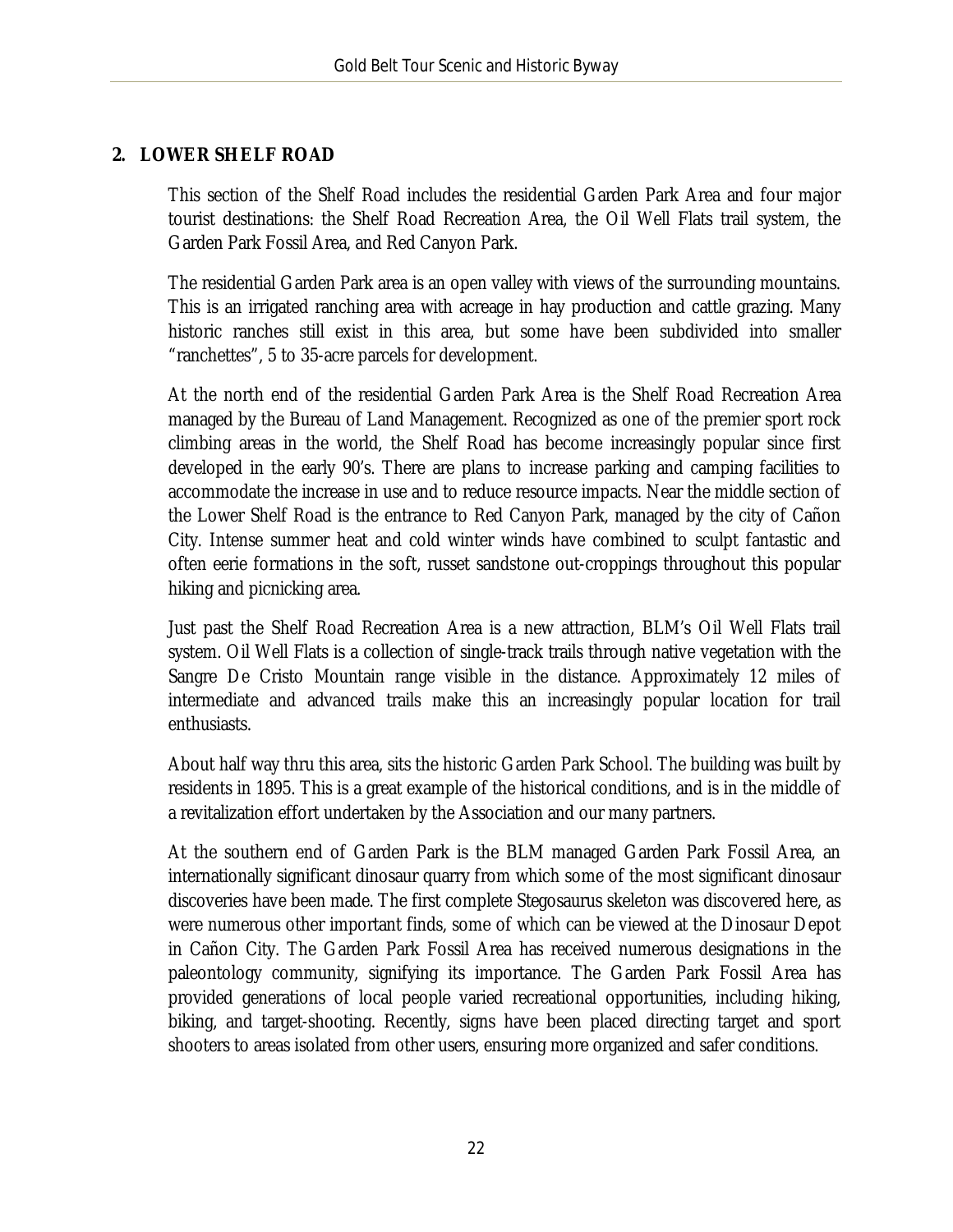## 2. LOWER SHELF ROAD

This section of the Shelf Road includes the residential Garden Park Area and four major tourist destinations: the Shelf Road Recreation Area, the Oil Well Flats trail system, the Garden Park Fossil Area, and Red Canyon Park.

The residential Garden Park area is an open valley with views of the surrounding mountains. This is an irrigated ranching area with acreage in hay production and cattle grazing. Many historic ranches still exist in this area, but some have been subdivided into smaller "ranchettes", 5 to 35-acre parcels for development.

At the north end of the residential Garden Park Area is the Shelf Road Recreation Area managed by the Bureau of Land Management. Recognized as one of the premier sport rock climbing areas in the world, the Shelf Road has become increasingly popular since first developed in the early 90's. There are plans to increase parking and camping facilities to accommodate the increase in use and to reduce resource impacts. Near the middle section of the Lower Shelf Road is the entrance to Red Canyon Park, managed by the city of Cañon City. Intense summer heat and cold winter winds have combined to sculpt fantastic and often eerie formations in the soft, russet sandstone out-croppings throughout this popular hiking and picnicking area.

Just past the Shelf Road Recreation Area is a new attraction, BLM's Oil Well Flats trail system. Oil Well Flats is a collection of single-track trails through native vegetation with the Sangre De Cristo Mountain range visible in the distance. Approximately 12 miles of intermediate and advanced trails make this an increasingly popular location for trail enthusiasts.

About half way thru this area, sits the historic Garden Park School. The building was built by residents in 1895. This is a great example of the historical conditions, and is in the middle of a revitalization effort undertaken by the Association and our many partners.

At the southern end of Garden Park is the BLM managed Garden Park Fossil Area, an internationally significant dinosaur quarry from which some of the most significant dinosaur discoveries have been made. The first complete Stegosaurus skeleton was discovered here, as were numerous other important finds, some of which can be viewed at the Dinosaur Depot in Cañon City. The Garden Park Fossil Area has received numerous designations in the paleontology community, signifying its importance. The Garden Park Fossil Area has provided generations of local people varied recreational opportunities, including hiking, biking, and target-shooting. Recently, signs have been placed directing target and sport shooters to areas isolated from other users, ensuring more organized and safer conditions.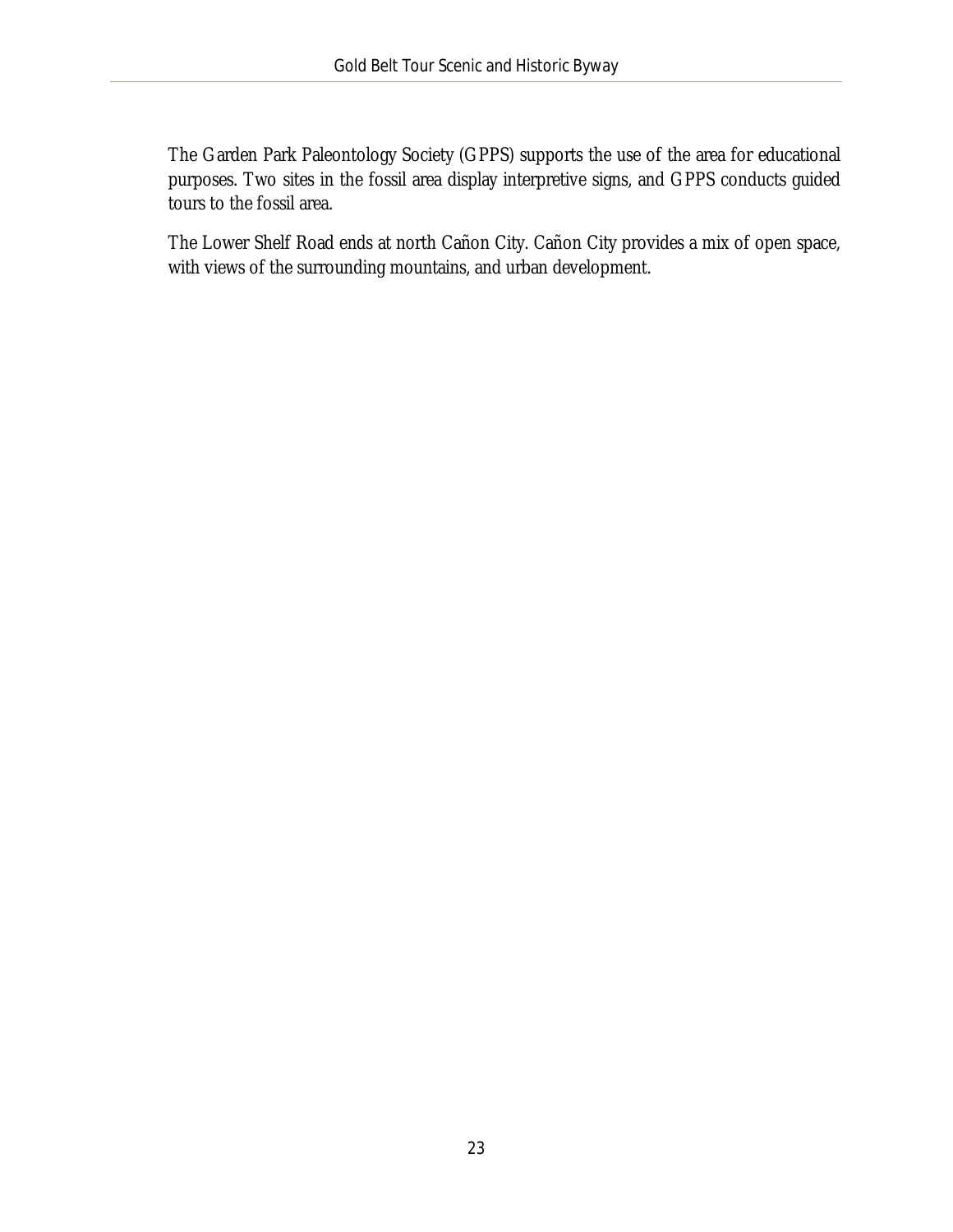The Garden Park Paleontology Society (GPPS) supports the use of the area for educational purposes. Two sites in the fossil area display interpretive signs, and GPPS conducts guided tours to the fossil area.

The Lower Shelf Road ends at north Cañon City. Cañon City provides a mix of open space, with views of the surrounding mountains, and urban development.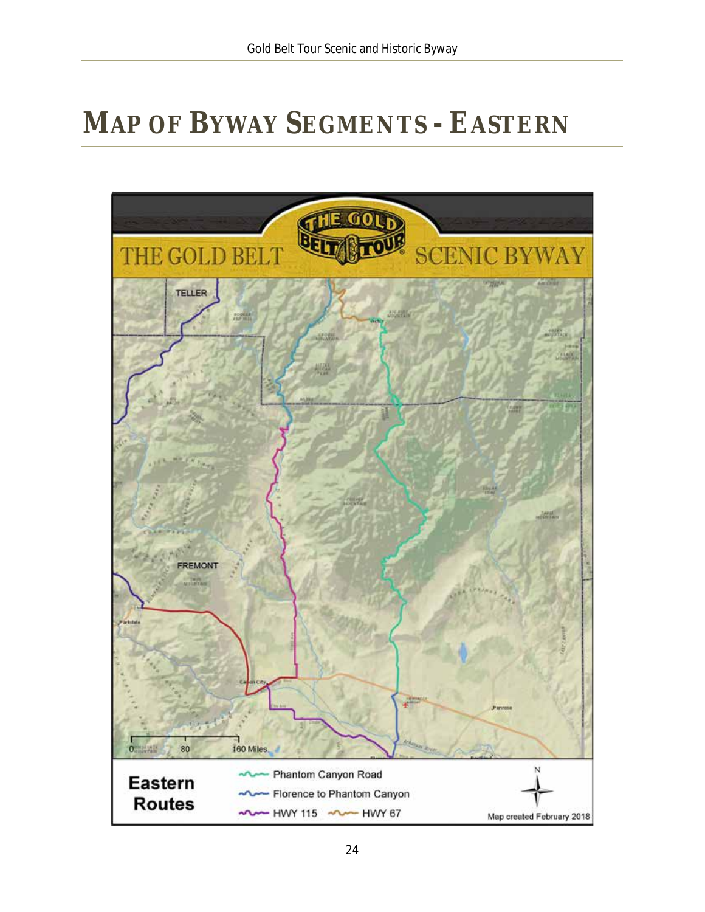# MAP OF BYWAY SEGMENTS - EASTERN

THE GOLD BELT SCENIC BYWAY

Eastern Routes

- Phantom Canyon Road
- Florence to Phantom Canyon
- HWY 115
- HWY 67

Map created February 2018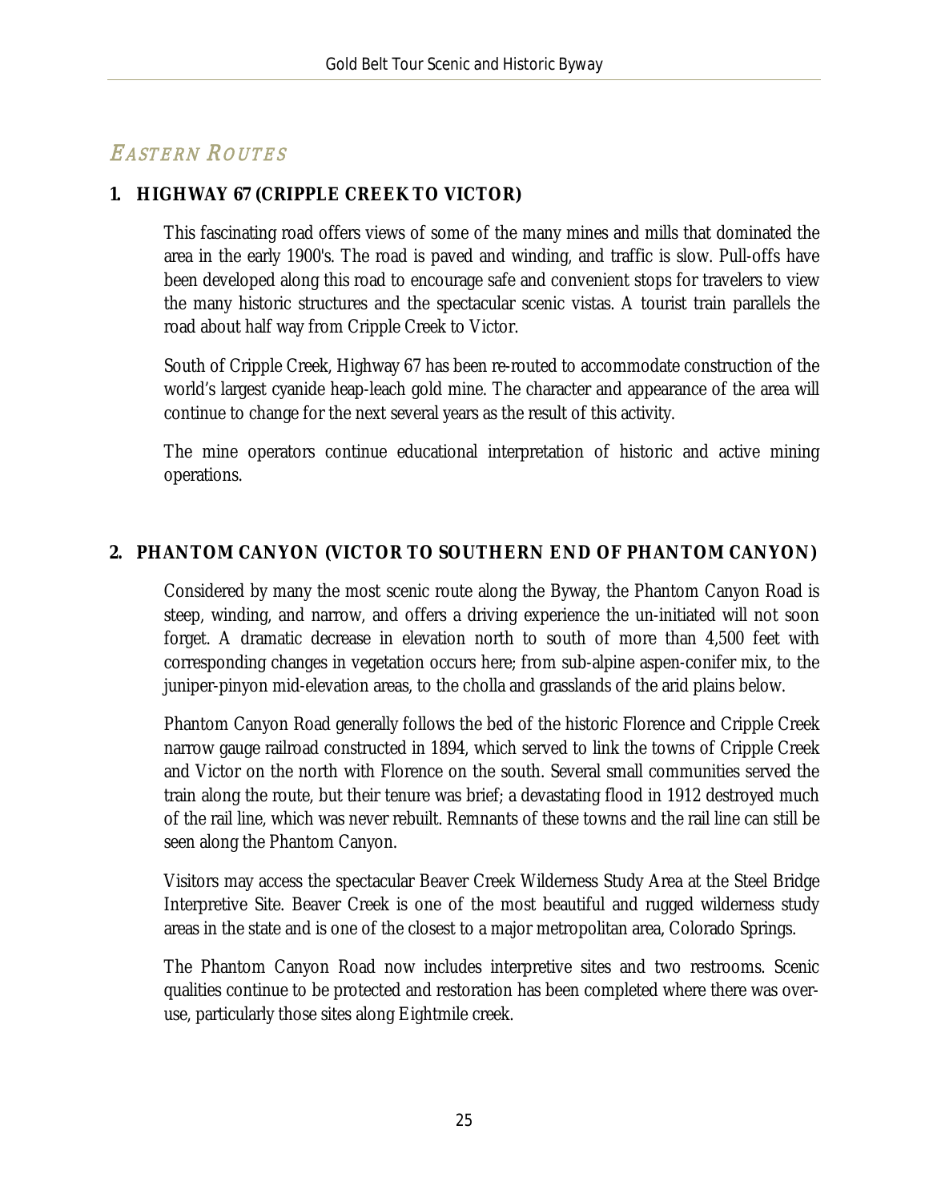## EASTERN ROUTES

### 1. HIGHWAY 67 (CRIPPLE CREEK TO VICTOR)

This fascinating road offers views of some of the many mines and mills that dominated the area in the early 1900's. The road is paved and winding, and traffic is slow. Pull-offs have been developed along this road to encourage safe and convenient stops for travelers to view the many historic structures and the spectacular scenic vistas. A tourist train parallels the road about half way from Cripple Creek to Victor.

South of Cripple Creek, Highway 67 has been re-routed to accommodate construction of the world's largest cyanide heap-leach gold mine. The character and appearance of the area will continue to change for the next several years as the result of this activity.

The mine operators continue educational interpretation of historic and active mining operations.

### 2. PHANTOM CANYON (VICTOR TO SOUTHERN END OF PHANTOM CANYON)

Considered by many the most scenic route along the Byway, the Phantom Canyon Road is steep, winding, and narrow, and offers a driving experience the un-initiated will not soon forget. A dramatic decrease in elevation north to south of more than 4,500 feet with corresponding changes in vegetation occurs here; from sub-alpine aspen-conifer mix, to the juniper-pinyon mid-elevation areas, to the cholla and grasslands of the arid plains below.

Phantom Canyon Road generally follows the bed of the historic Florence and Cripple Creek narrow gauge railroad constructed in 1894, which served to link the towns of Cripple Creek and Victor on the north with Florence on the south. Several small communities served the train along the route, but their tenure was brief; a devastating flood in 1912 destroyed much of the rail line, which was never rebuilt. Remnants of these towns and the rail line can still be seen along the Phantom Canyon.

Visitors may access the spectacular Beaver Creek Wilderness Study Area at the Steel Bridge Interpretive Site. Beaver Creek is one of the most beautiful and rugged wilderness study areas in the state and is one of the closest to a major metropolitan area, Colorado Springs.

The Phantom Canyon Road now includes interpretive sites and two restrooms. Scenic qualities continue to be protected and restoration has been completed where there was over-use, particularly those sites along Eightmile creek.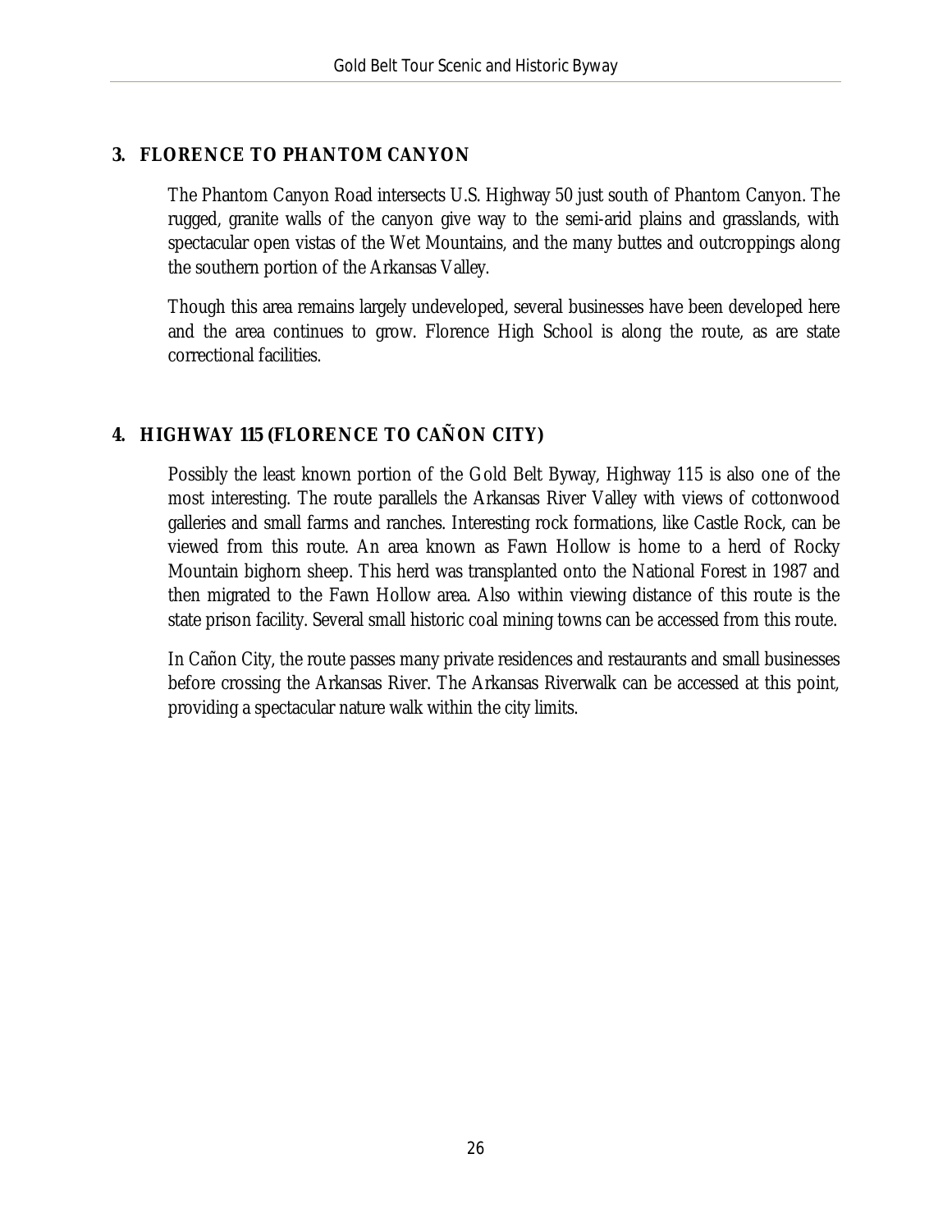### 3. FLORENCE TO PHANTOM CANYON

The Phantom Canyon Road intersects U.S. Highway 50 just south of Phantom Canyon. The rugged, granite walls of the canyon give way to the semi-arid plains and grasslands, with spectacular open vistas of the Wet Mountains, and the many buttes and outcroppings along the southern portion of the Arkansas Valley.

Though this area remains largely undeveloped, several businesses have been developed here and the area continues to grow. Florence High School is along the route, as are state correctional facilities.

### 4. HIGHWAY 115 (FLORENCE TO CAÑON CITY)

Possibly the least known portion of the Gold Belt Byway, Highway 115 is also one of the most interesting. The route parallels the Arkansas River Valley with views of cottonwood galleries and small farms and ranches. Interesting rock formations, like Castle Rock, can be viewed from this route. An area known as Fawn Hollow is home to a herd of Rocky Mountain bighorn sheep. This herd was transplanted onto the National Forest in 1987 and then migrated to the Fawn Hollow area. Also within viewing distance of this route is the state prison facility. Several small historic coal mining towns can be accessed from this route.

In Cañon City, the route passes many private residences and restaurants and small businesses before crossing the Arkansas River. The Arkansas Riverwalk can be accessed at this point, providing a spectacular nature walk within the city limits.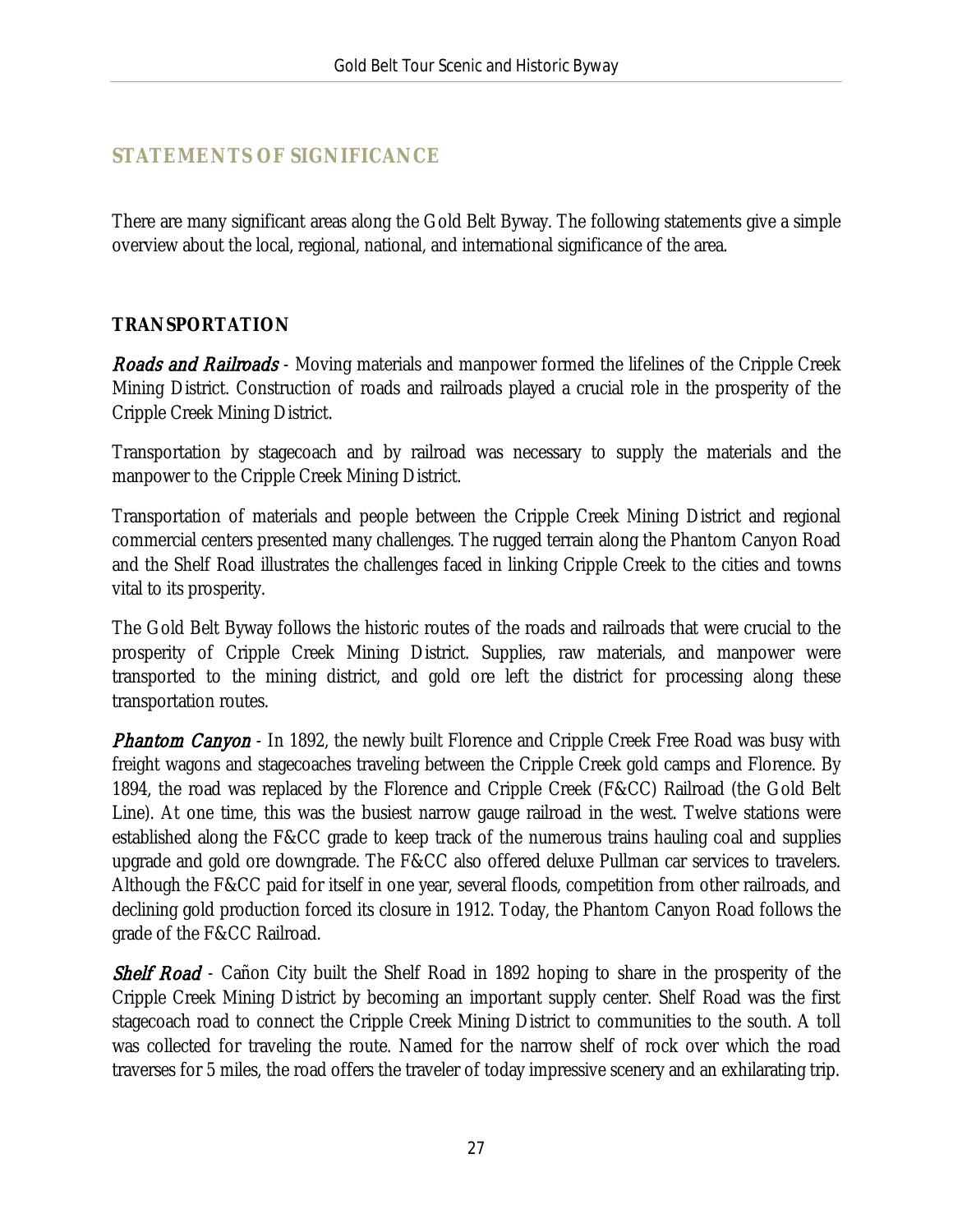## STATEMENTS OF SIGNIFICANCE

There are many significant areas along the Gold Belt Byway. The following statements give a simple overview about the local, regional, national, and international significance of the area.

### TRANSPORTATION

***Roads and Railroads*** - Moving materials and manpower formed the lifelines of the Cripple Creek Mining District. Construction of roads and railroads played a crucial role in the prosperity of the Cripple Creek Mining District.

Transportation by stagecoach and by railroad was necessary to supply the materials and the manpower to the Cripple Creek Mining District.

Transportation of materials and people between the Cripple Creek Mining District and regional commercial centers presented many challenges. The rugged terrain along the Phantom Canyon Road and the Shelf Road illustrates the challenges faced in linking Cripple Creek to the cities and towns vital to its prosperity.

The Gold Belt Byway follows the historic routes of the roads and railroads that were crucial to the prosperity of Cripple Creek Mining District. Supplies, raw materials, and manpower were transported to the mining district, and gold ore left the district for processing along these transportation routes.

***Phantom Canyon*** - In 1892, the newly built Florence and Cripple Creek Free Road was busy with freight wagons and stagecoaches traveling between the Cripple Creek gold camps and Florence. By 1894, the road was replaced by the Florence and Cripple Creek (F&CC) Railroad (the Gold Belt Line). At one time, this was the busiest narrow gauge railroad in the west. Twelve stations were established along the F&CC grade to keep track of the numerous trains hauling coal and supplies upgrade and gold ore downgrade. The F&CC also offered deluxe Pullman car services to travelers. Although the F&CC paid for itself in one year, several floods, competition from other railroads, and declining gold production forced its closure in 1912. Today, the Phantom Canyon Road follows the grade of the F&CC Railroad.

***Shelf Road*** - Cañon City built the Shelf Road in 1892 hoping to share in the prosperity of the Cripple Creek Mining District by becoming an important supply center. Shelf Road was the first stagecoach road to connect the Cripple Creek Mining District to communities to the south. A toll was collected for traveling the route. Named for the narrow shelf of rock over which the road traverses for 5 miles, the road offers the traveler of today impressive scenery and an exhilarating trip.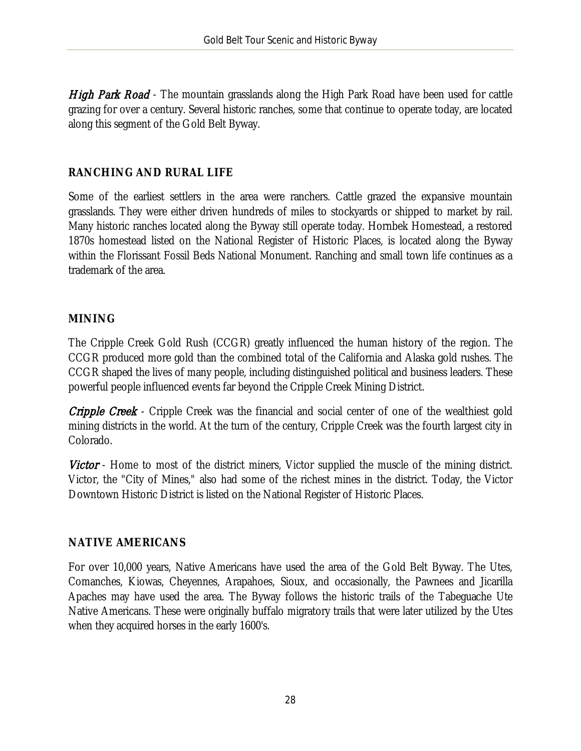*High Park Road* - The mountain grasslands along the High Park Road have been used for cattle grazing for over a century. Several historic ranches, some that continue to operate today, are located along this segment of the Gold Belt Byway.

## RANCHING AND RURAL LIFE

Some of the earliest settlers in the area were ranchers. Cattle grazed the expansive mountain grasslands. They were either driven hundreds of miles to stockyards or shipped to market by rail. Many historic ranches located along the Byway still operate today. Hornbek Homestead, a restored 1870s homestead listed on the National Register of Historic Places, is located along the Byway within the Florissant Fossil Beds National Monument. Ranching and small town life continues as a trademark of the area.

## MINING

The Cripple Creek Gold Rush (CCGR) greatly influenced the human history of the region. The CCGR produced more gold than the combined total of the California and Alaska gold rushes. The CCGR shaped the lives of many people, including distinguished political and business leaders. These powerful people influenced events far beyond the Cripple Creek Mining District.

*Cripple Creek* - Cripple Creek was the financial and social center of one of the wealthiest gold mining districts in the world. At the turn of the century, Cripple Creek was the fourth largest city in Colorado.

*Victor* - Home to most of the district miners, Victor supplied the muscle of the mining district. Victor, the "City of Mines," also had some of the richest mines in the district. Today, the Victor Downtown Historic District is listed on the National Register of Historic Places.

## NATIVE AMERICANS

For over 10,000 years, Native Americans have used the area of the Gold Belt Byway. The Utes, Comanches, Kiowas, Cheyennes, Arapahoes, Sioux, and occasionally, the Pawnees and Jicarilla Apaches may have used the area. The Byway follows the historic trails of the Tabeguache Ute Native Americans. These were originally buffalo migratory trails that were later utilized by the Utes when they acquired horses in the early 1600's.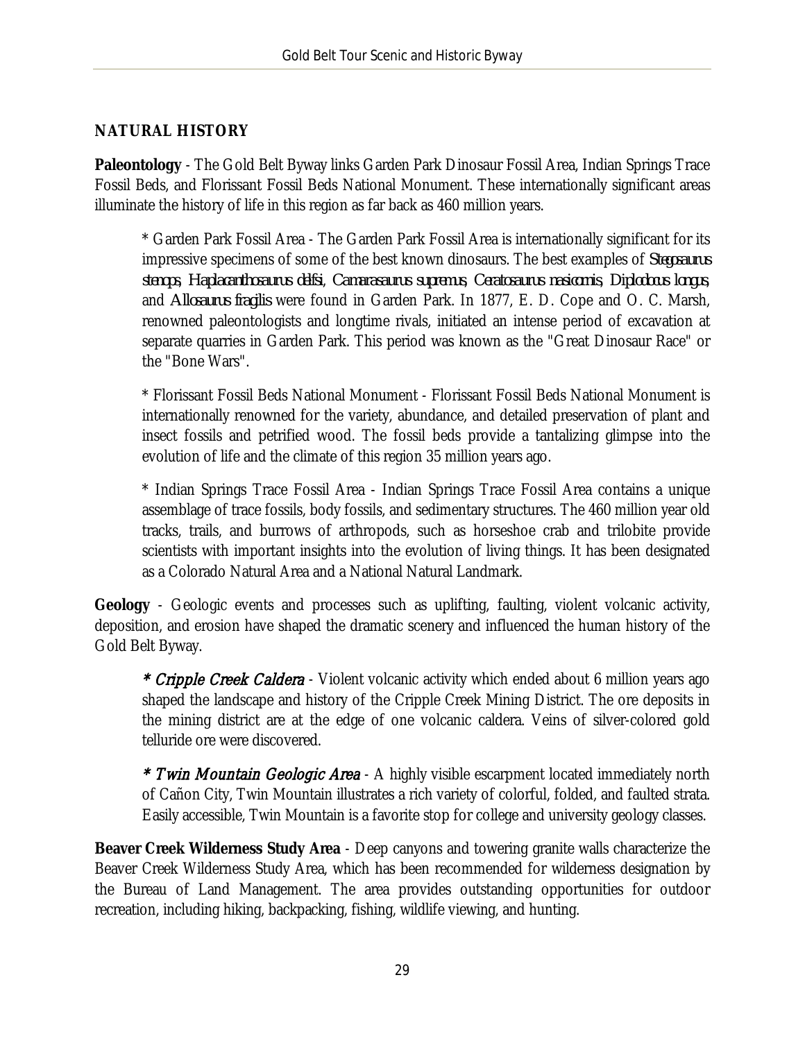## NATURAL HISTORY

**Paleontology** - The Gold Belt Byway links Garden Park Dinosaur Fossil Area, Indian Springs Trace Fossil Beds, and Florissant Fossil Beds National Monument. These internationally significant areas illuminate the history of life in this region as far back as 460 million years.

> * Garden Park Fossil Area - The Garden Park Fossil Area is internationally significant for its impressive specimens of some of the best known dinosaurs. The best examples of *Stegosaurus stenops*, *Haplacanthosaurus delfsi*, *Camarasaurus supremus*, *Ceratosaurus nasicornis*, *Diplodocus longus*, and *Allosaurus fragilis* were found in Garden Park. In 1877, E. D. Cope and O. C. Marsh, renowned paleontologists and longtime rivals, initiated an intense period of excavation at separate quarries in Garden Park. This period was known as the "Great Dinosaur Race" or the "Bone Wars".
>
> * Florissant Fossil Beds National Monument - Florissant Fossil Beds National Monument is internationally renowned for the variety, abundance, and detailed preservation of plant and insect fossils and petrified wood. The fossil beds provide a tantalizing glimpse into the evolution of life and the climate of this region 35 million years ago.
>
> * Indian Springs Trace Fossil Area - Indian Springs Trace Fossil Area contains a unique assemblage of trace fossils, body fossils, and sedimentary structures. The 460 million year old tracks, trails, and burrows of arthropods, such as horseshoe crab and trilobite provide scientists with important insights into the evolution of living things. It has been designated as a Colorado Natural Area and a National Natural Landmark.

**Geology** - Geologic events and processes such as uplifting, faulting, violent volcanic activity, deposition, and erosion have shaped the dramatic scenery and influenced the human history of the Gold Belt Byway.

> *\* Cripple Creek Caldera* - Violent volcanic activity which ended about 6 million years ago shaped the landscape and history of the Cripple Creek Mining District. The ore deposits in the mining district are at the edge of one volcanic caldera. Veins of silver-colored gold telluride ore were discovered.
>
> *\* Twin Mountain Geologic Area* - A highly visible escarpment located immediately north of Cañon City, Twin Mountain illustrates a rich variety of colorful, folded, and faulted strata. Easily accessible, Twin Mountain is a favorite stop for college and university geology classes.

**Beaver Creek Wilderness Study Area** - Deep canyons and towering granite walls characterize the Beaver Creek Wilderness Study Area, which has been recommended for wilderness designation by the Bureau of Land Management. The area provides outstanding opportunities for outdoor recreation, including hiking, backpacking, fishing, wildlife viewing, and hunting.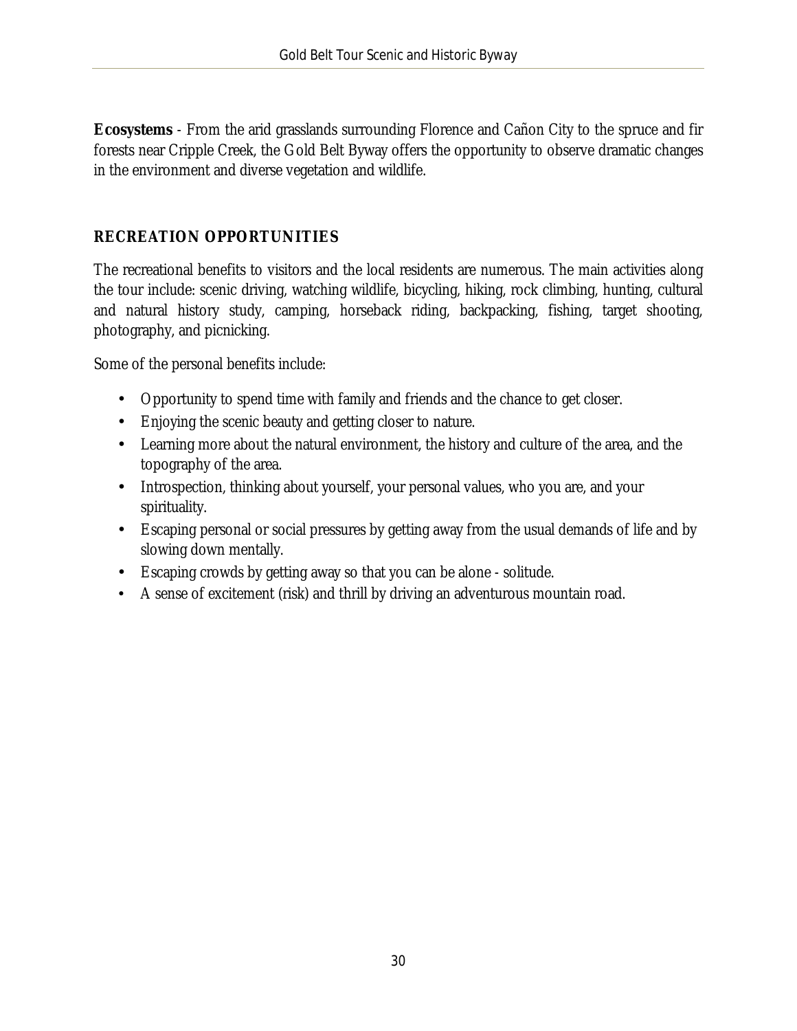**Ecosystems** - From the arid grasslands surrounding Florence and Cañon City to the spruce and fir forests near Cripple Creek, the Gold Belt Byway offers the opportunity to observe dramatic changes in the environment and diverse vegetation and wildlife.

## RECREATION OPPORTUNITIES

The recreational benefits to visitors and the local residents are numerous. The main activities along the tour include: scenic driving, watching wildlife, bicycling, hiking, rock climbing, hunting, cultural and natural history study, camping, horseback riding, backpacking, fishing, target shooting, photography, and picnicking.

Some of the personal benefits include:

- Opportunity to spend time with family and friends and the chance to get closer.
- Enjoying the scenic beauty and getting closer to nature.
- Learning more about the natural environment, the history and culture of the area, and the topography of the area.
- Introspection, thinking about yourself, your personal values, who you are, and your spirituality.
- Escaping personal or social pressures by getting away from the usual demands of life and by slowing down mentally.
- Escaping crowds by getting away so that you can be alone - solitude.
- A sense of excitement (risk) and thrill by driving an adventurous mountain road.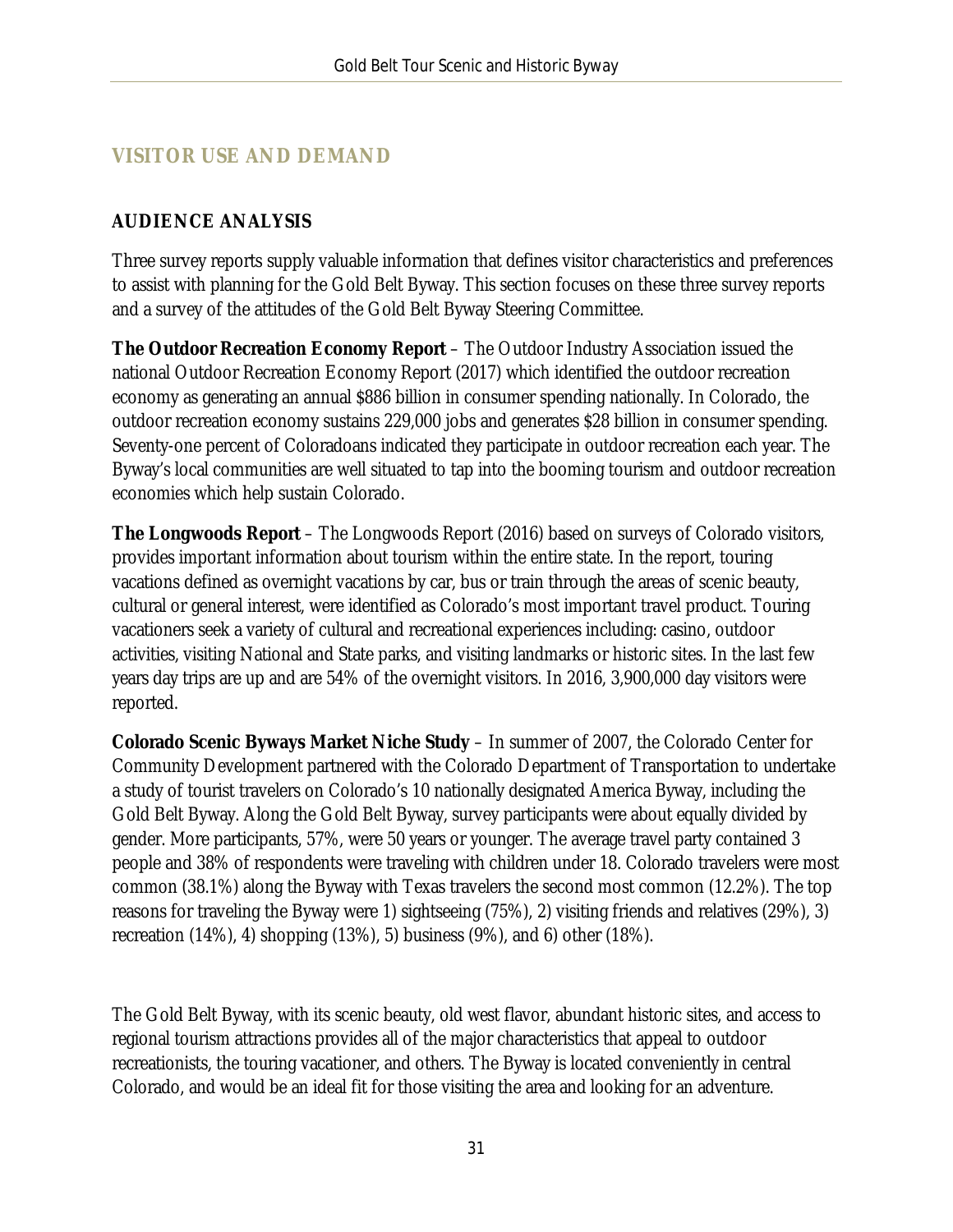## VISITOR USE AND DEMAND

### AUDIENCE ANALYSIS

Three survey reports supply valuable information that defines visitor characteristics and preferences to assist with planning for the Gold Belt Byway. This section focuses on these three survey reports and a survey of the attitudes of the Gold Belt Byway Steering Committee.

**The Outdoor Recreation Economy Report** – The Outdoor Industry Association issued the national Outdoor Recreation Economy Report (2017) which identified the outdoor recreation economy as generating an annual $886 billion in consumer spending nationally. In Colorado, the outdoor recreation economy sustains 229,000 jobs and generates $28 billion in consumer spending. Seventy-one percent of Coloradoans indicated they participate in outdoor recreation each year. The Byway's local communities are well situated to tap into the booming tourism and outdoor recreation economies which help sustain Colorado.

**The Longwoods Report** – The Longwoods Report (2016) based on surveys of Colorado visitors, provides important information about tourism within the entire state. In the report, touring vacations defined as overnight vacations by car, bus or train through the areas of scenic beauty, cultural or general interest, were identified as Colorado's most important travel product. Touring vacationers seek a variety of cultural and recreational experiences including: casino, outdoor activities, visiting National and State parks, and visiting landmarks or historic sites. In the last few years day trips are up and are 54% of the overnight visitors. In 2016, 3,900,000 day visitors were reported.

**Colorado Scenic Byways Market Niche Study** – In summer of 2007, the Colorado Center for Community Development partnered with the Colorado Department of Transportation to undertake a study of tourist travelers on Colorado's 10 nationally designated America Byway, including the Gold Belt Byway. Along the Gold Belt Byway, survey participants were about equally divided by gender. More participants, 57%, were 50 years or younger. The average travel party contained 3 people and 38% of respondents were traveling with children under 18. Colorado travelers were most common (38.1%) along the Byway with Texas travelers the second most common (12.2%). The top reasons for traveling the Byway were 1) sightseeing (75%), 2) visiting friends and relatives (29%), 3) recreation (14%), 4) shopping (13%), 5) business (9%), and 6) other (18%).

The Gold Belt Byway, with its scenic beauty, old west flavor, abundant historic sites, and access to regional tourism attractions provides all of the major characteristics that appeal to outdoor recreationists, the touring vacationer, and others. The Byway is located conveniently in central Colorado, and would be an ideal fit for those visiting the area and looking for an adventure.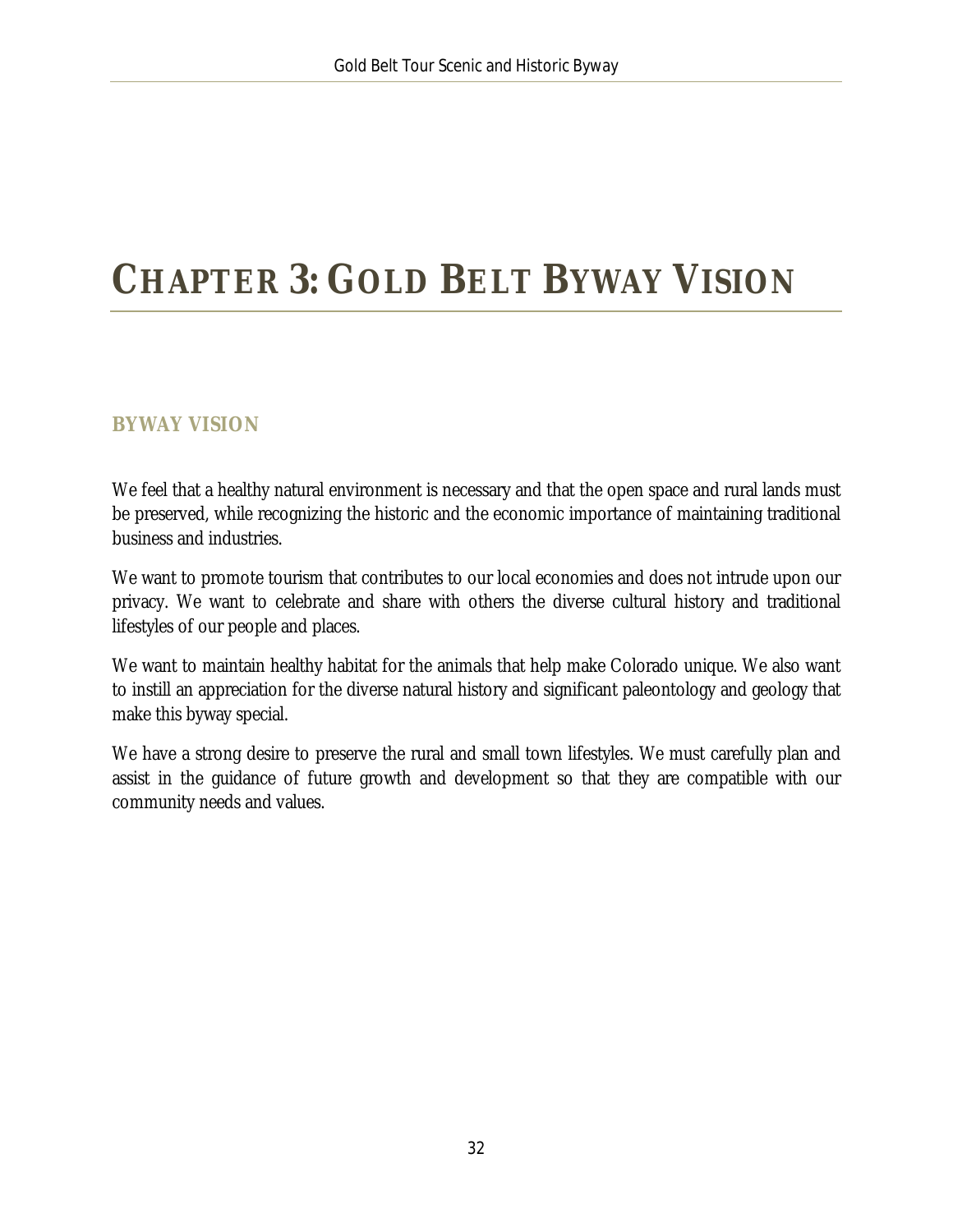# CHAPTER 3: GOLD BELT BYWAY VISION

## BYWAY VISION

We feel that a healthy natural environment is necessary and that the open space and rural lands must be preserved, while recognizing the historic and the economic importance of maintaining traditional business and industries.

We want to promote tourism that contributes to our local economies and does not intrude upon our privacy. We want to celebrate and share with others the diverse cultural history and traditional lifestyles of our people and places.

We want to maintain healthy habitat for the animals that help make Colorado unique. We also want to instill an appreciation for the diverse natural history and significant paleontology and geology that make this byway special.

We have a strong desire to preserve the rural and small town lifestyles. We must carefully plan and assist in the guidance of future growth and development so that they are compatible with our community needs and values.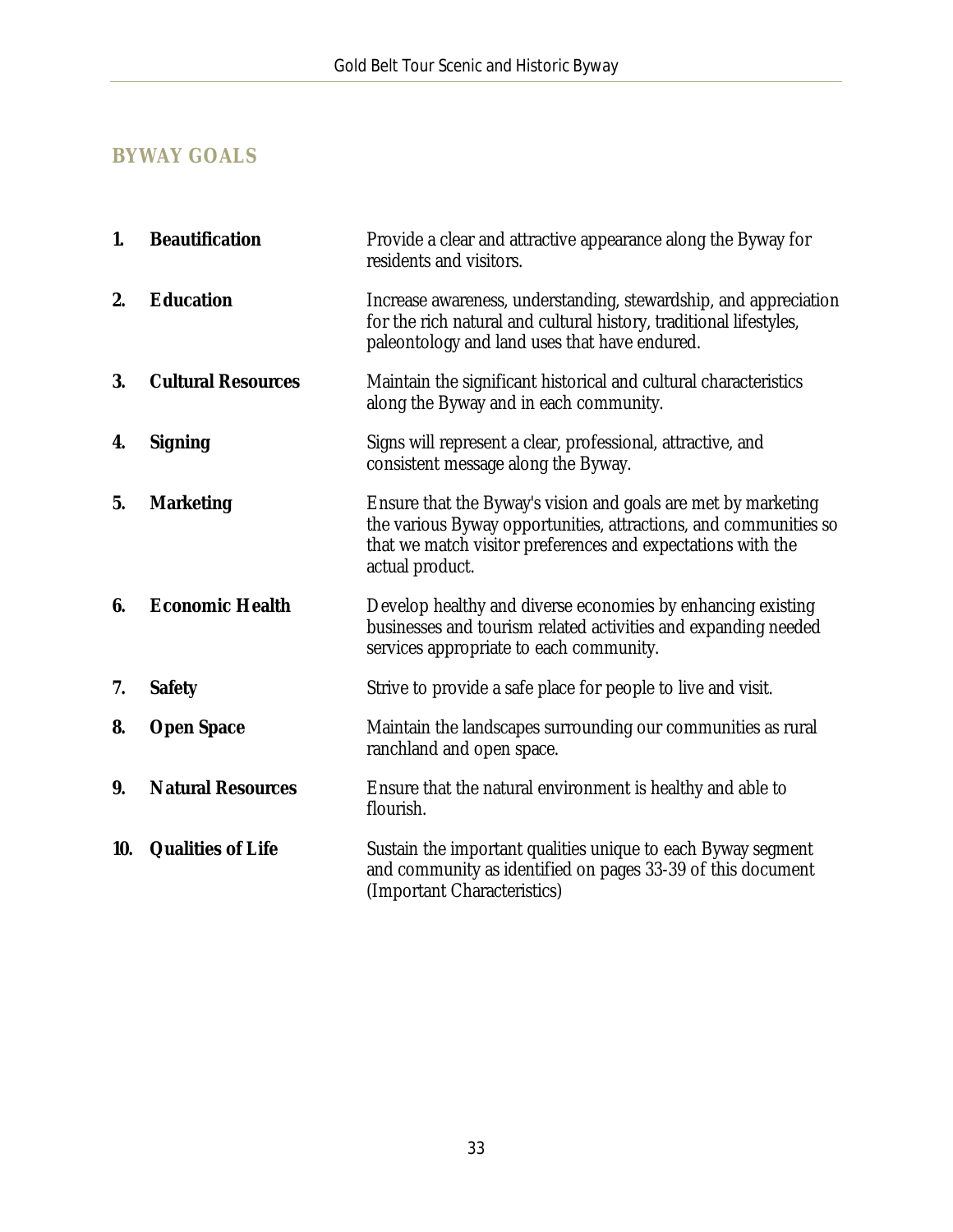## BYWAY GOALS

1. **Beautification** — Provide a clear and attractive appearance along the Byway for residents and visitors.
2. **Education** — Increase awareness, understanding, stewardship, and appreciation for the rich natural and cultural history, traditional lifestyles, paleontology and land uses that have endured.
3. **Cultural Resources** — Maintain the significant historical and cultural characteristics along the Byway and in each community.
4. **Signing** — Signs will represent a clear, professional, attractive, and consistent message along the Byway.
5. **Marketing** — Ensure that the Byway's vision and goals are met by marketing the various Byway opportunities, attractions, and communities so that we match visitor preferences and expectations with the actual product.
6. **Economic Health** — Develop healthy and diverse economies by enhancing existing businesses and tourism related activities and expanding needed services appropriate to each community.
7. **Safety** — Strive to provide a safe place for people to live and visit.
8. **Open Space** — Maintain the landscapes surrounding our communities as rural ranchland and open space.
9. **Natural Resources** — Ensure that the natural environment is healthy and able to flourish.
10. **Qualities of Life** — Sustain the important qualities unique to each Byway segment and community as identified on pages 33-39 of this document (Important Characteristics)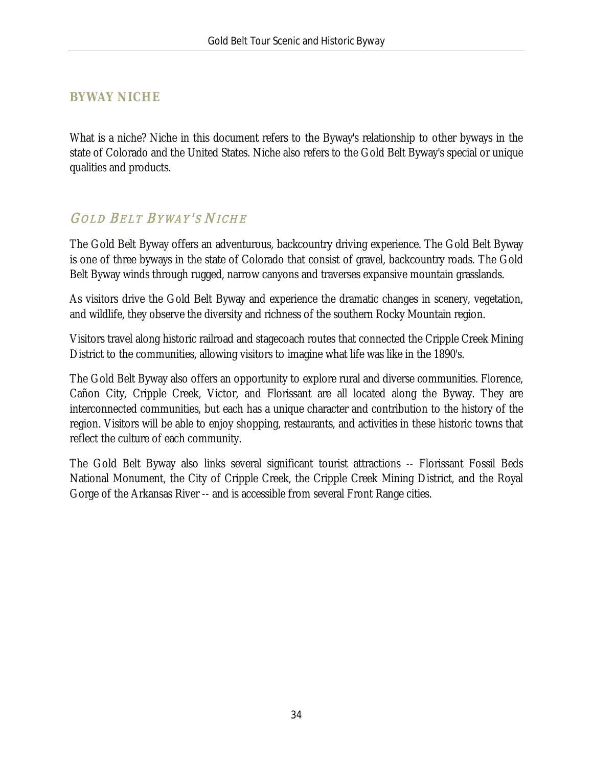## BYWAY NICHE

What is a niche? Niche in this document refers to the Byway's relationship to other byways in the state of Colorado and the United States. Niche also refers to the Gold Belt Byway's special or unique qualities and products.

### GOLD BELT BYWAY'S NICHE

The Gold Belt Byway offers an adventurous, backcountry driving experience. The Gold Belt Byway is one of three byways in the state of Colorado that consist of gravel, backcountry roads. The Gold Belt Byway winds through rugged, narrow canyons and traverses expansive mountain grasslands.

As visitors drive the Gold Belt Byway and experience the dramatic changes in scenery, vegetation, and wildlife, they observe the diversity and richness of the southern Rocky Mountain region.

Visitors travel along historic railroad and stagecoach routes that connected the Cripple Creek Mining District to the communities, allowing visitors to imagine what life was like in the 1890's.

The Gold Belt Byway also offers an opportunity to explore rural and diverse communities. Florence, Cañon City, Cripple Creek, Victor, and Florissant are all located along the Byway. They are interconnected communities, but each has a unique character and contribution to the history of the region. Visitors will be able to enjoy shopping, restaurants, and activities in these historic towns that reflect the culture of each community.

The Gold Belt Byway also links several significant tourist attractions -- Florissant Fossil Beds National Monument, the City of Cripple Creek, the Cripple Creek Mining District, and the Royal Gorge of the Arkansas River -- and is accessible from several Front Range cities.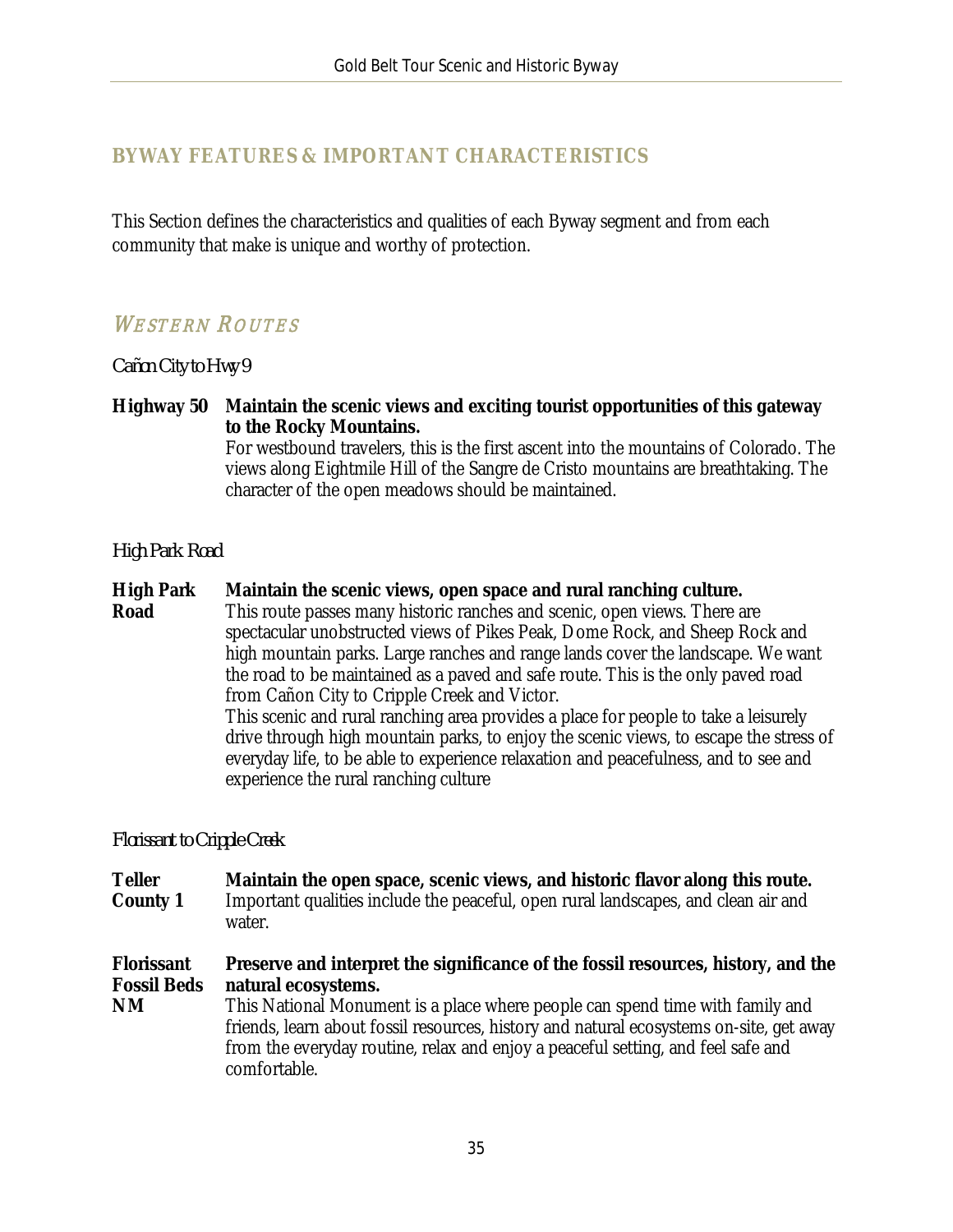## BYWAY FEATURES & IMPORTANT CHARACTERISTICS

This Section defines the characteristics and qualities of each Byway segment and from each community that make is unique and worthy of protection.

### WESTERN ROUTES

#### *Cañon City to Hwy 9*

**Highway 50** — **Maintain the scenic views and exciting tourist opportunities of this gateway to the Rocky Mountains.**
For westbound travelers, this is the first ascent into the mountains of Colorado. The views along Eightmile Hill of the Sangre de Cristo mountains are breathtaking. The character of the open meadows should be maintained.

#### *High Park Road*

**High Park Road** — **Maintain the scenic views, open space and rural ranching culture.**
This route passes many historic ranches and scenic, open views. There are spectacular unobstructed views of Pikes Peak, Dome Rock, and Sheep Rock and high mountain parks. Large ranches and range lands cover the landscape. We want the road to be maintained as a paved and safe route. This is the only paved road from Cañon City to Cripple Creek and Victor.
This scenic and rural ranching area provides a place for people to take a leisurely drive through high mountain parks, to enjoy the scenic views, to escape the stress of everyday life, to be able to experience relaxation and peacefulness, and to see and experience the rural ranching culture

#### *Florissant to Cripple Creek*

**Teller County 1** — **Maintain the open space, scenic views, and historic flavor along this route.**
Important qualities include the peaceful, open rural landscapes, and clean air and water.

**Florissant Fossil Beds NM** — **Preserve and interpret the significance of the fossil resources, history, and the natural ecosystems.**
This National Monument is a place where people can spend time with family and friends, learn about fossil resources, history and natural ecosystems on-site, get away from the everyday routine, relax and enjoy a peaceful setting, and feel safe and comfortable.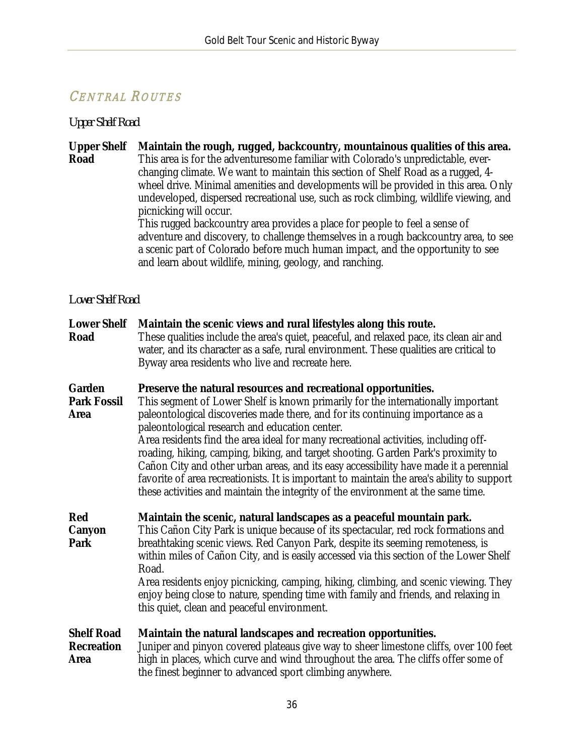## Central Routes

### *Upper Shelf Road*

**Upper Shelf Road**

**Maintain the rough, rugged, backcountry, mountainous qualities of this area.**
This area is for the adventuresome familiar with Colorado's unpredictable, ever-changing climate. We want to maintain this section of Shelf Road as a rugged, 4-wheel drive. Minimal amenities and developments will be provided in this area. Only undeveloped, dispersed recreational use, such as rock climbing, wildlife viewing, and picnicking will occur.
This rugged backcountry area provides a place for people to feel a sense of adventure and discovery, to challenge themselves in a rough backcountry area, to see a scenic part of Colorado before much human impact, and the opportunity to see and learn about wildlife, mining, geology, and ranching.

### *Lower Shelf Road*

**Lower Shelf Road**

**Maintain the scenic views and rural lifestyles along this route.**
These qualities include the area's quiet, peaceful, and relaxed pace, its clean air and water, and its character as a safe, rural environment. These qualities are critical to Byway area residents who live and recreate here.

**Garden Park Fossil Area**

**Preserve the natural resources and recreational opportunities.**
This segment of Lower Shelf is known primarily for the internationally important paleontological discoveries made there, and for its continuing importance as a paleontological research and education center.
Area residents find the area ideal for many recreational activities, including off-roading, hiking, camping, biking, and target shooting. Garden Park's proximity to Cañon City and other urban areas, and its easy accessibility have made it a perennial favorite of area recreationists. It is important to maintain the area's ability to support these activities and maintain the integrity of the environment at the same time.

**Red Canyon Park**

**Maintain the scenic, natural landscapes as a peaceful mountain park.**
This Cañon City Park is unique because of its spectacular, red rock formations and breathtaking scenic views. Red Canyon Park, despite its seeming remoteness, is within miles of Cañon City, and is easily accessed via this section of the Lower Shelf Road.
Area residents enjoy picnicking, camping, hiking, climbing, and scenic viewing. They enjoy being close to nature, spending time with family and friends, and relaxing in this quiet, clean and peaceful environment.

**Shelf Road Recreation Area**

**Maintain the natural landscapes and recreation opportunities.**
Juniper and pinyon covered plateaus give way to sheer limestone cliffs, over 100 feet high in places, which curve and wind throughout the area. The cliffs offer some of the finest beginner to advanced sport climbing anywhere.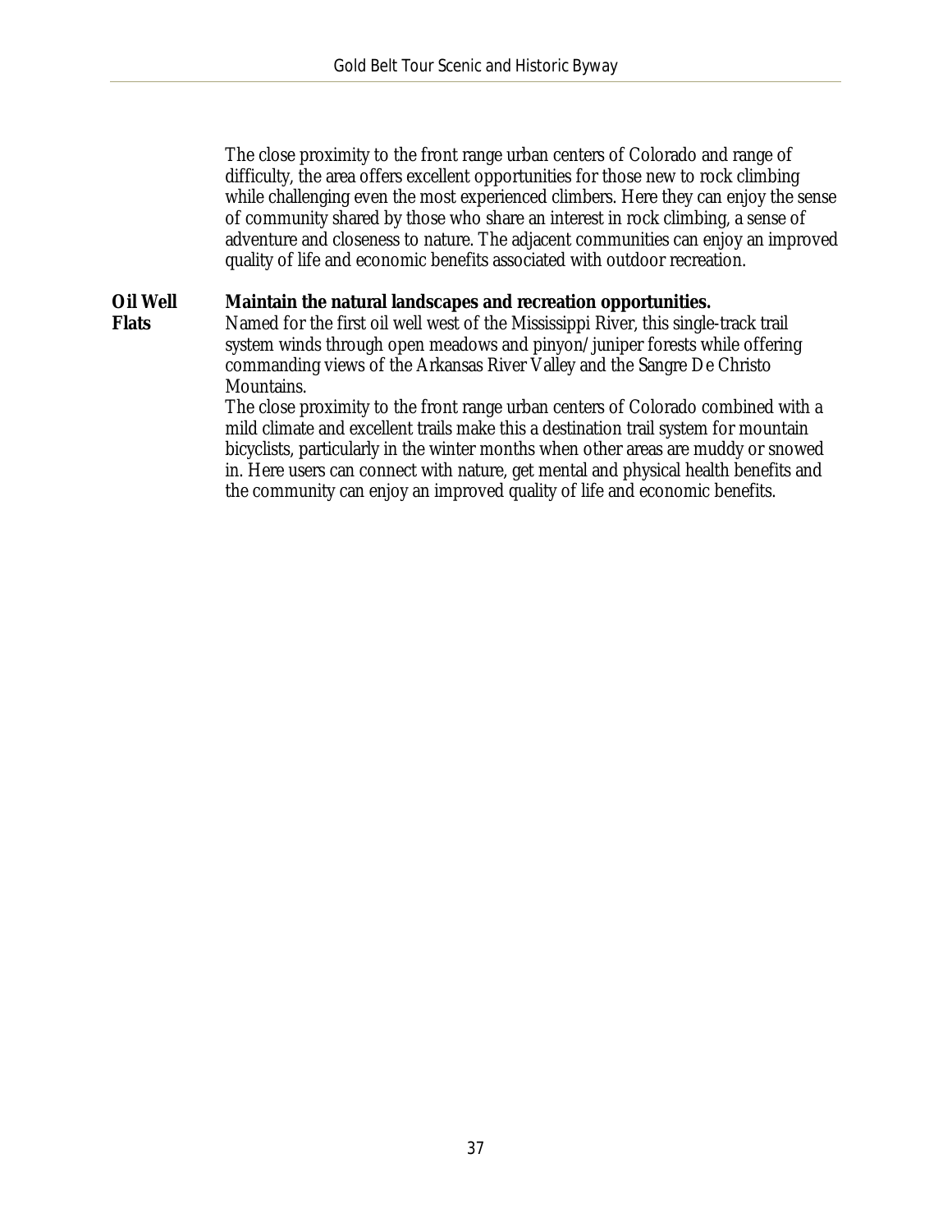The close proximity to the front range urban centers of Colorado and range of difficulty, the area offers excellent opportunities for those new to rock climbing while challenging even the most experienced climbers. Here they can enjoy the sense of community shared by those who share an interest in rock climbing, a sense of adventure and closeness to nature. The adjacent communities can enjoy an improved quality of life and economic benefits associated with outdoor recreation.

**Oil Well Flats**

**Maintain the natural landscapes and recreation opportunities.**

Named for the first oil well west of the Mississippi River, this single-track trail system winds through open meadows and pinyon/juniper forests while offering commanding views of the Arkansas River Valley and the Sangre De Christo Mountains.

The close proximity to the front range urban centers of Colorado combined with a mild climate and excellent trails make this a destination trail system for mountain bicyclists, particularly in the winter months when other areas are muddy or snowed in. Here users can connect with nature, get mental and physical health benefits and the community can enjoy an improved quality of life and economic benefits.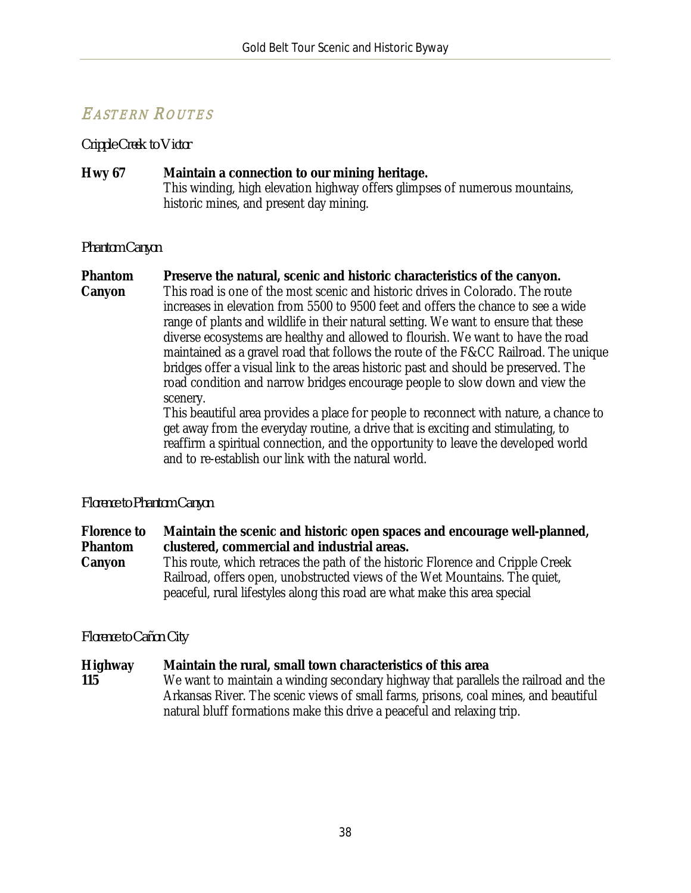## Eastern Routes

*Cripple Creek to Victor*

**Hwy 67** — **Maintain a connection to our mining heritage.**
This winding, high elevation highway offers glimpses of numerous mountains, historic mines, and present day mining.

*Phantom Canyon*

**Phantom Canyon** — **Preserve the natural, scenic and historic characteristics of the canyon.**
This road is one of the most scenic and historic drives in Colorado. The route increases in elevation from 5500 to 9500 feet and offers the chance to see a wide range of plants and wildlife in their natural setting. We want to ensure that these diverse ecosystems are healthy and allowed to flourish. We want to have the road maintained as a gravel road that follows the route of the F&CC Railroad. The unique bridges offer a visual link to the areas historic past and should be preserved. The road condition and narrow bridges encourage people to slow down and view the scenery.

This beautiful area provides a place for people to reconnect with nature, a chance to get away from the everyday routine, a drive that is exciting and stimulating, to reaffirm a spiritual connection, and the opportunity to leave the developed world and to re-establish our link with the natural world.

*Florence to Phantom Canyon*

**Florence to Phantom Canyon** — **Maintain the scenic and historic open spaces and encourage well-planned, clustered, commercial and industrial areas.**
This route, which retraces the path of the historic Florence and Cripple Creek Railroad, offers open, unobstructed views of the Wet Mountains. The quiet, peaceful, rural lifestyles along this road are what make this area special

*Florence to Cañon City*

**Highway 115** — **Maintain the rural, small town characteristics of this area**
We want to maintain a winding secondary highway that parallels the railroad and the Arkansas River. The scenic views of small farms, prisons, coal mines, and beautiful natural bluff formations make this drive a peaceful and relaxing trip.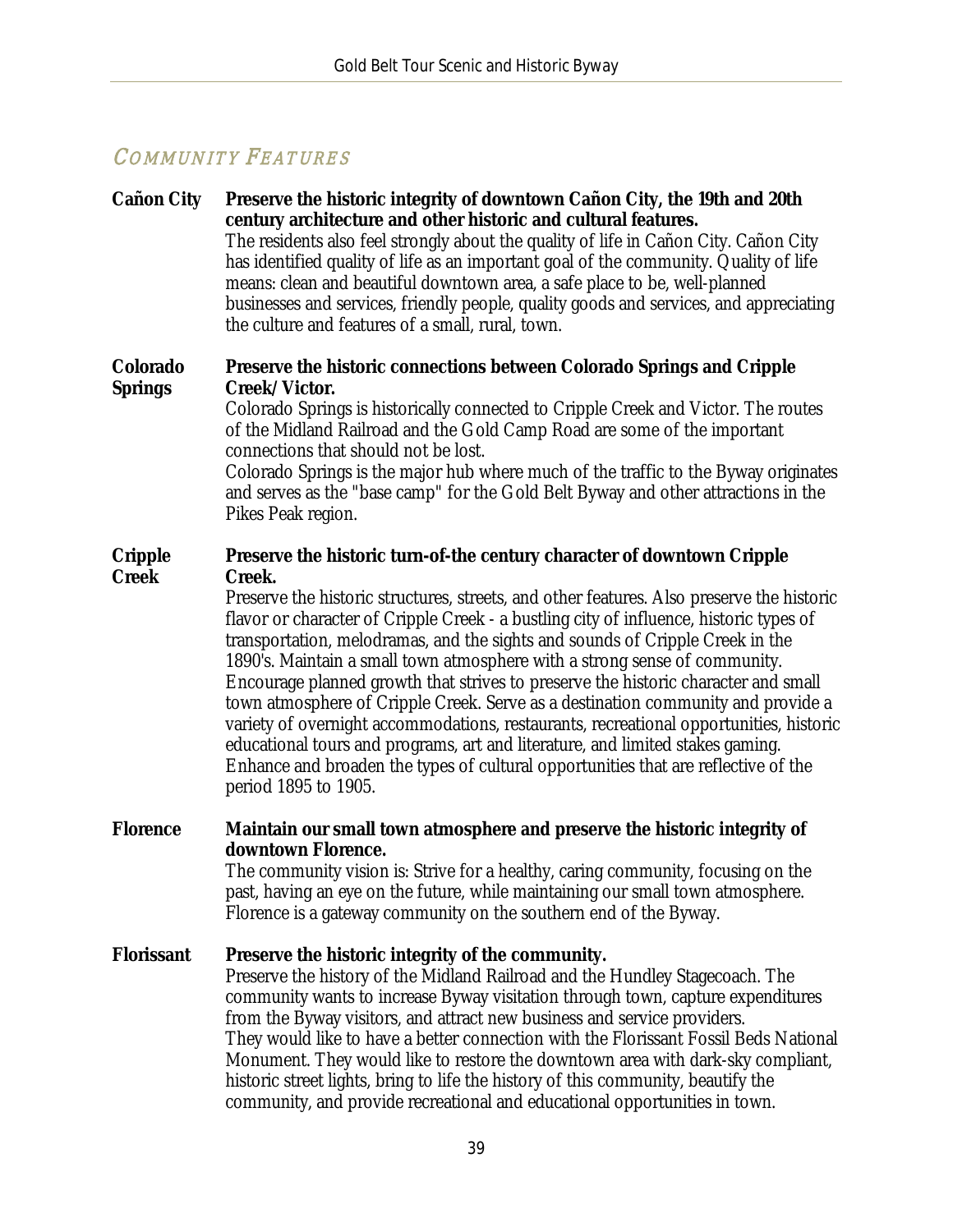## Community Features

**Cañon City** **Preserve the historic integrity of downtown Cañon City, the 19th and 20th century architecture and other historic and cultural features.**
The residents also feel strongly about the quality of life in Cañon City. Cañon City has identified quality of life as an important goal of the community. Quality of life means: clean and beautiful downtown area, a safe place to be, well-planned businesses and services, friendly people, quality goods and services, and appreciating the culture and features of a small, rural, town.

**Colorado Springs** **Preserve the historic connections between Colorado Springs and Cripple Creek/Victor.**
Colorado Springs is historically connected to Cripple Creek and Victor. The routes of the Midland Railroad and the Gold Camp Road are some of the important connections that should not be lost.
Colorado Springs is the major hub where much of the traffic to the Byway originates and serves as the "base camp" for the Gold Belt Byway and other attractions in the Pikes Peak region.

**Cripple Creek** **Preserve the historic turn-of-the century character of downtown Cripple Creek.**
Preserve the historic structures, streets, and other features. Also preserve the historic flavor or character of Cripple Creek - a bustling city of influence, historic types of transportation, melodramas, and the sights and sounds of Cripple Creek in the 1890's. Maintain a small town atmosphere with a strong sense of community. Encourage planned growth that strives to preserve the historic character and small town atmosphere of Cripple Creek. Serve as a destination community and provide a variety of overnight accommodations, restaurants, recreational opportunities, historic educational tours and programs, art and literature, and limited stakes gaming. Enhance and broaden the types of cultural opportunities that are reflective of the period 1895 to 1905.

**Florence** **Maintain our small town atmosphere and preserve the historic integrity of downtown Florence.**
The community vision is: Strive for a healthy, caring community, focusing on the past, having an eye on the future, while maintaining our small town atmosphere. Florence is a gateway community on the southern end of the Byway.

**Florissant** **Preserve the historic integrity of the community.**
Preserve the history of the Midland Railroad and the Hundley Stagecoach. The community wants to increase Byway visitation through town, capture expenditures from the Byway visitors, and attract new business and service providers.
They would like to have a better connection with the Florissant Fossil Beds National Monument. They would like to restore the downtown area with dark-sky compliant, historic street lights, bring to life the history of this community, beautify the community, and provide recreational and educational opportunities in town.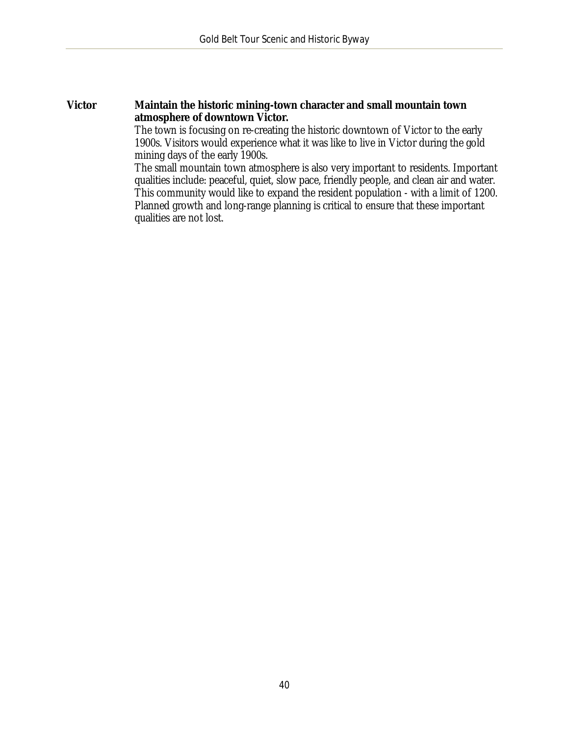**Victor** **Maintain the historic mining-town character and small mountain town atmosphere of downtown Victor.**

The town is focusing on re-creating the historic downtown of Victor to the early 1900s. Visitors would experience what it was like to live in Victor during the gold mining days of the early 1900s.

The small mountain town atmosphere is also very important to residents. Important qualities include: peaceful, quiet, slow pace, friendly people, and clean air and water. This community would like to expand the resident population - with a limit of 1200. Planned growth and long-range planning is critical to ensure that these important qualities are not lost.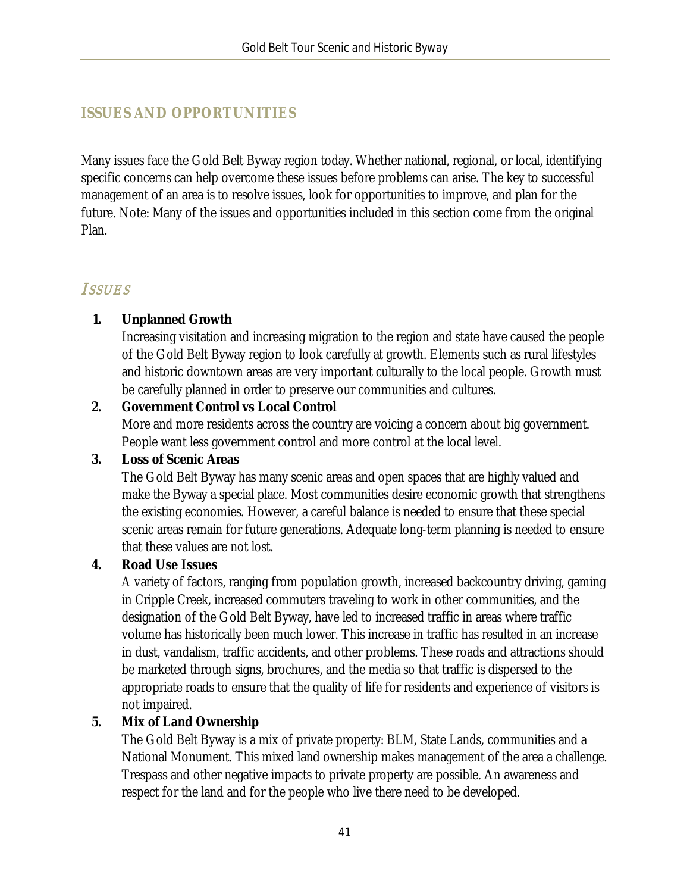## ISSUES AND OPPORTUNITIES

Many issues face the Gold Belt Byway region today. Whether national, regional, or local, identifying specific concerns can help overcome these issues before problems can arise. The key to successful management of an area is to resolve issues, look for opportunities to improve, and plan for the future. Note: Many of the issues and opportunities included in this section come from the original Plan.

### *Issues*

1. **Unplanned Growth**
   Increasing visitation and increasing migration to the region and state have caused the people of the Gold Belt Byway region to look carefully at growth. Elements such as rural lifestyles and historic downtown areas are very important culturally to the local people. Growth must be carefully planned in order to preserve our communities and cultures.
2. **Government Control vs Local Control**
   More and more residents across the country are voicing a concern about big government. People want less government control and more control at the local level.
3. **Loss of Scenic Areas**
   The Gold Belt Byway has many scenic areas and open spaces that are highly valued and make the Byway a special place. Most communities desire economic growth that strengthens the existing economies. However, a careful balance is needed to ensure that these special scenic areas remain for future generations. Adequate long-term planning is needed to ensure that these values are not lost.
4. **Road Use Issues**
   A variety of factors, ranging from population growth, increased backcountry driving, gaming in Cripple Creek, increased commuters traveling to work in other communities, and the designation of the Gold Belt Byway, have led to increased traffic in areas where traffic volume has historically been much lower. This increase in traffic has resulted in an increase in dust, vandalism, traffic accidents, and other problems. These roads and attractions should be marketed through signs, brochures, and the media so that traffic is dispersed to the appropriate roads to ensure that the quality of life for residents and experience of visitors is not impaired.
5. **Mix of Land Ownership**
   The Gold Belt Byway is a mix of private property: BLM, State Lands, communities and a National Monument. This mixed land ownership makes management of the area a challenge. Trespass and other negative impacts to private property are possible. An awareness and respect for the land and for the people who live there need to be developed.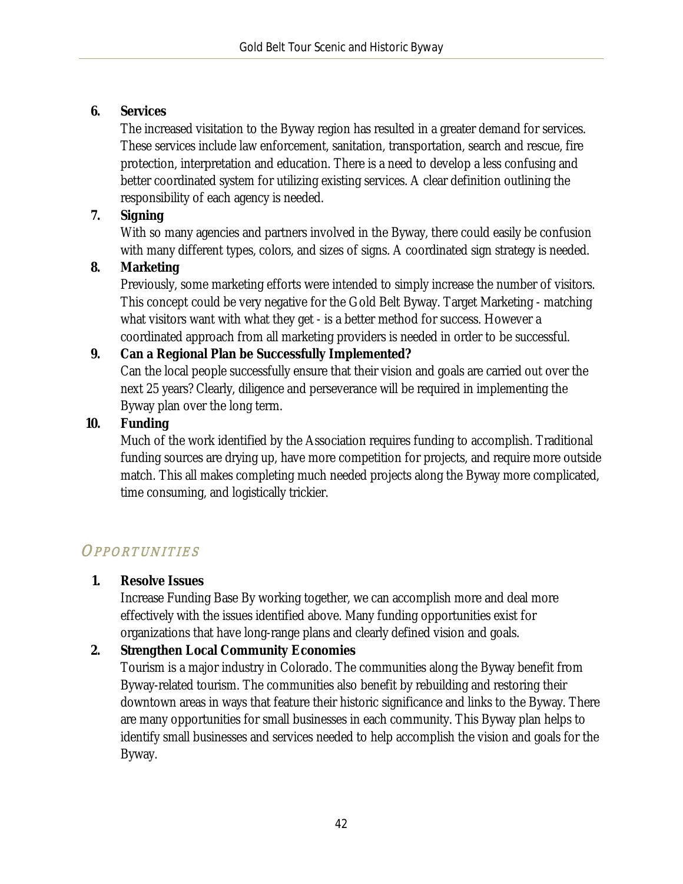6. **Services**
   The increased visitation to the Byway region has resulted in a greater demand for services. These services include law enforcement, sanitation, transportation, search and rescue, fire protection, interpretation and education. There is a need to develop a less confusing and better coordinated system for utilizing existing services. A clear definition outlining the responsibility of each agency is needed.
7. **Signing**
   With so many agencies and partners involved in the Byway, there could easily be confusion with many different types, colors, and sizes of signs. A coordinated sign strategy is needed.
8. **Marketing**
   Previously, some marketing efforts were intended to simply increase the number of visitors. This concept could be very negative for the Gold Belt Byway. Target Marketing - matching what visitors want with what they get - is a better method for success. However a coordinated approach from all marketing providers is needed in order to be successful.
9. **Can a Regional Plan be Successfully Implemented?**
   Can the local people successfully ensure that their vision and goals are carried out over the next 25 years? Clearly, diligence and perseverance will be required in implementing the Byway plan over the long term.
10. **Funding**
    Much of the work identified by the Association requires funding to accomplish. Traditional funding sources are drying up, have more competition for projects, and require more outside match. This all makes completing much needed projects along the Byway more complicated, time consuming, and logistically trickier.

## Opportunities

1. **Resolve Issues**
   Increase Funding Base By working together, we can accomplish more and deal more effectively with the issues identified above. Many funding opportunities exist for organizations that have long-range plans and clearly defined vision and goals.
2. **Strengthen Local Community Economies**
   Tourism is a major industry in Colorado. The communities along the Byway benefit from Byway-related tourism. The communities also benefit by rebuilding and restoring their downtown areas in ways that feature their historic significance and links to the Byway. There are many opportunities for small businesses in each community. This Byway plan helps to identify small businesses and services needed to help accomplish the vision and goals for the Byway.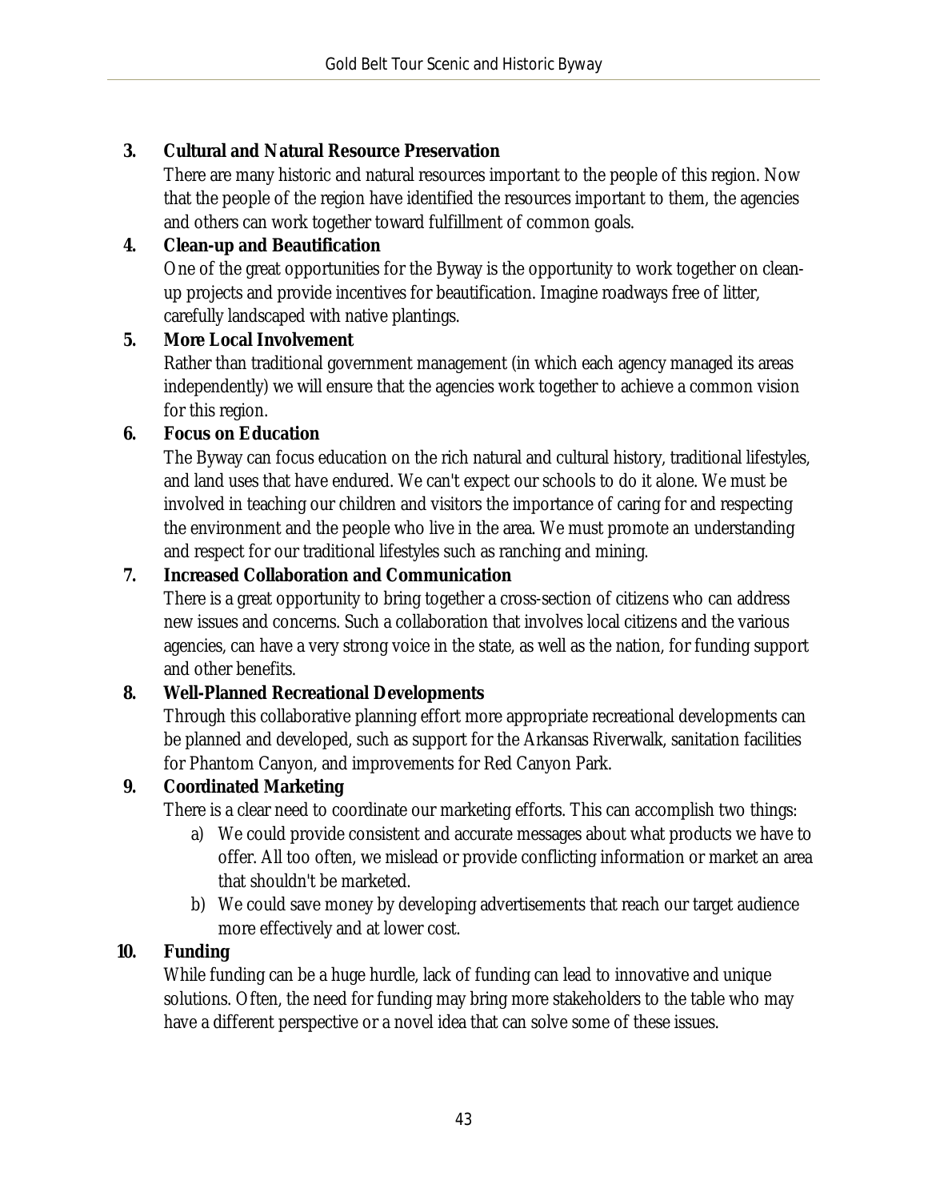3. **Cultural and Natural Resource Preservation**
   There are many historic and natural resources important to the people of this region. Now that the people of the region have identified the resources important to them, the agencies and others can work together toward fulfillment of common goals.
4. **Clean-up and Beautification**
   One of the great opportunities for the Byway is the opportunity to work together on clean-up projects and provide incentives for beautification. Imagine roadways free of litter, carefully landscaped with native plantings.
5. **More Local Involvement**
   Rather than traditional government management (in which each agency managed its areas independently) we will ensure that the agencies work together to achieve a common vision for this region.
6. **Focus on Education**
   The Byway can focus education on the rich natural and cultural history, traditional lifestyles, and land uses that have endured. We can't expect our schools to do it alone. We must be involved in teaching our children and visitors the importance of caring for and respecting the environment and the people who live in the area. We must promote an understanding and respect for our traditional lifestyles such as ranching and mining.
7. **Increased Collaboration and Communication**
   There is a great opportunity to bring together a cross-section of citizens who can address new issues and concerns. Such a collaboration that involves local citizens and the various agencies, can have a very strong voice in the state, as well as the nation, for funding support and other benefits.
8. **Well-Planned Recreational Developments**
   Through this collaborative planning effort more appropriate recreational developments can be planned and developed, such as support for the Arkansas Riverwalk, sanitation facilities for Phantom Canyon, and improvements for Red Canyon Park.
9. **Coordinated Marketing**
   There is a clear need to coordinate our marketing efforts. This can accomplish two things:
   a) We could provide consistent and accurate messages about what products we have to offer. All too often, we mislead or provide conflicting information or market an area that shouldn't be marketed.
   b) We could save money by developing advertisements that reach our target audience more effectively and at lower cost.
10. **Funding**
    While funding can be a huge hurdle, lack of funding can lead to innovative and unique solutions. Often, the need for funding may bring more stakeholders to the table who may have a different perspective or a novel idea that can solve some of these issues.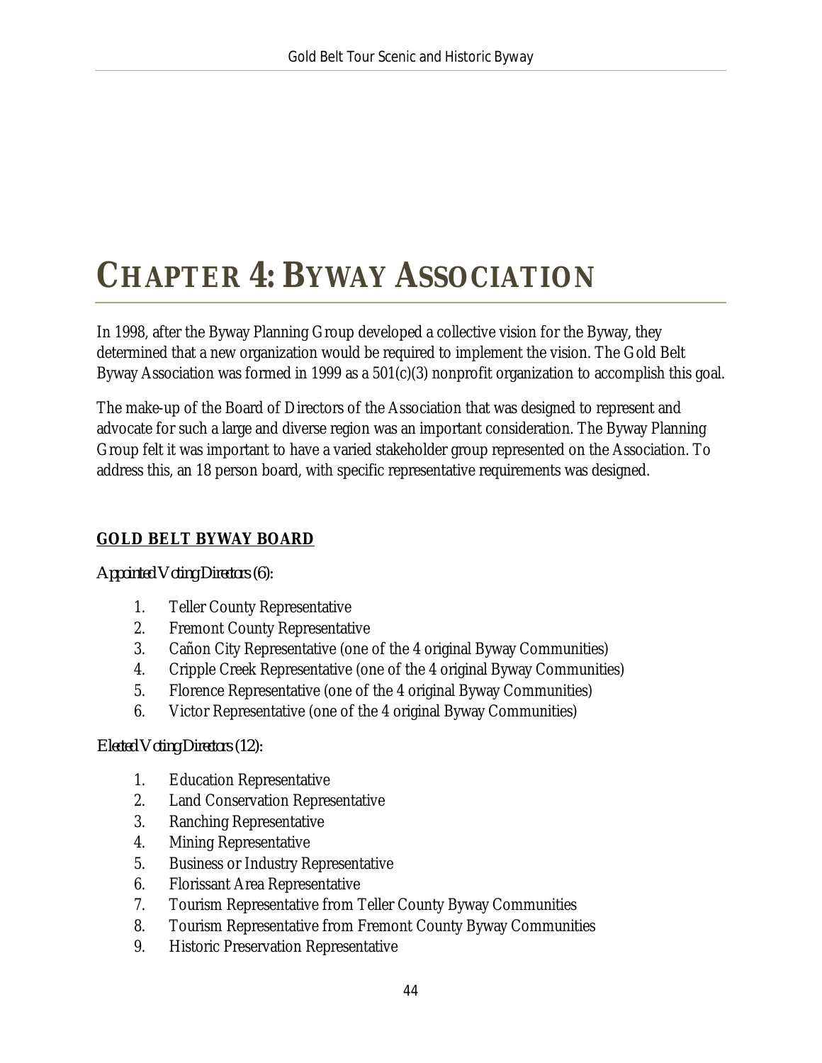# CHAPTER 4: BYWAY ASSOCIATION

In 1998, after the Byway Planning Group developed a collective vision for the Byway, they determined that a new organization would be required to implement the vision. The Gold Belt Byway Association was formed in 1999 as a 501(c)(3) nonprofit organization to accomplish this goal.

The make-up of the Board of Directors of the Association that was designed to represent and advocate for such a large and diverse region was an important consideration. The Byway Planning Group felt it was important to have a varied stakeholder group represented on the Association. To address this, an 18 person board, with specific representative requirements was designed.

## GOLD BELT BYWAY BOARD

*Appointed Voting Directors (6):*

1. Teller County Representative
2. Fremont County Representative
3. Cañon City Representative (one of the 4 original Byway Communities)
4. Cripple Creek Representative (one of the 4 original Byway Communities)
5. Florence Representative (one of the 4 original Byway Communities)
6. Victor Representative (one of the 4 original Byway Communities)

*Elected Voting Directors (12):*

1. Education Representative
2. Land Conservation Representative
3. Ranching Representative
4. Mining Representative
5. Business or Industry Representative
6. Florissant Area Representative
7. Tourism Representative from Teller County Byway Communities
8. Tourism Representative from Fremont County Byway Communities
9. Historic Preservation Representative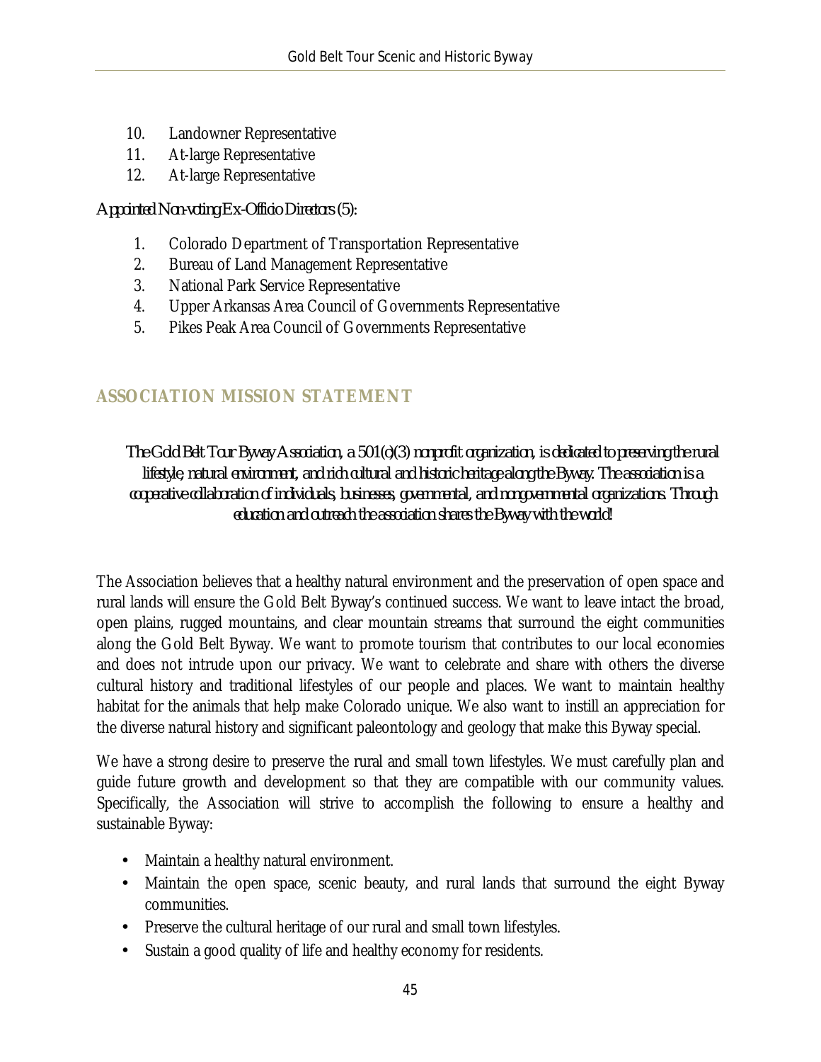10. Landowner Representative
11. At-large Representative
12. At-large Representative

*Appointed Non-voting Ex-Officio Directors (5):*

1. Colorado Department of Transportation Representative
2. Bureau of Land Management Representative
3. National Park Service Representative
4. Upper Arkansas Area Council of Governments Representative
5. Pikes Peak Area Council of Governments Representative

## ASSOCIATION MISSION STATEMENT

*The Gold Belt Tour Byway Association, a 501(c)(3) nonprofit organization, is dedicated to preserving the rural lifestyle, natural environment, and rich cultural and historic heritage along the Byway. The association is a cooperative collaboration of individuals, businesses, governmental, and nongovernmental organizations. Through education and outreach the association shares the Byway with the world!*

The Association believes that a healthy natural environment and the preservation of open space and rural lands will ensure the Gold Belt Byway's continued success. We want to leave intact the broad, open plains, rugged mountains, and clear mountain streams that surround the eight communities along the Gold Belt Byway. We want to promote tourism that contributes to our local economies and does not intrude upon our privacy. We want to celebrate and share with others the diverse cultural history and traditional lifestyles of our people and places. We want to maintain healthy habitat for the animals that help make Colorado unique. We also want to instill an appreciation for the diverse natural history and significant paleontology and geology that make this Byway special.

We have a strong desire to preserve the rural and small town lifestyles. We must carefully plan and guide future growth and development so that they are compatible with our community values. Specifically, the Association will strive to accomplish the following to ensure a healthy and sustainable Byway:

- Maintain a healthy natural environment.
- Maintain the open space, scenic beauty, and rural lands that surround the eight Byway communities.
- Preserve the cultural heritage of our rural and small town lifestyles.
- Sustain a good quality of life and healthy economy for residents.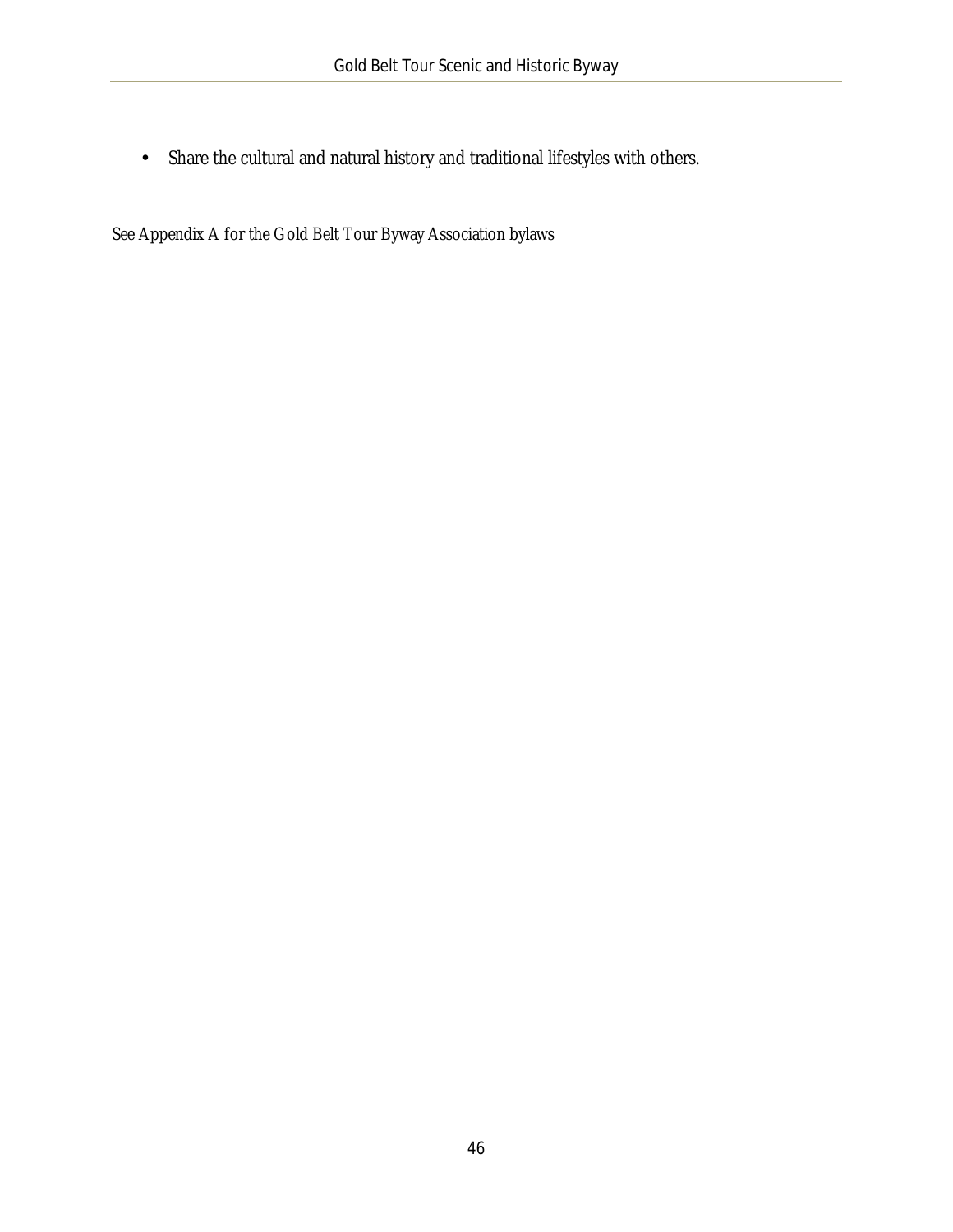- Share the cultural and natural history and traditional lifestyles with others.

See Appendix A for the Gold Belt Tour Byway Association bylaws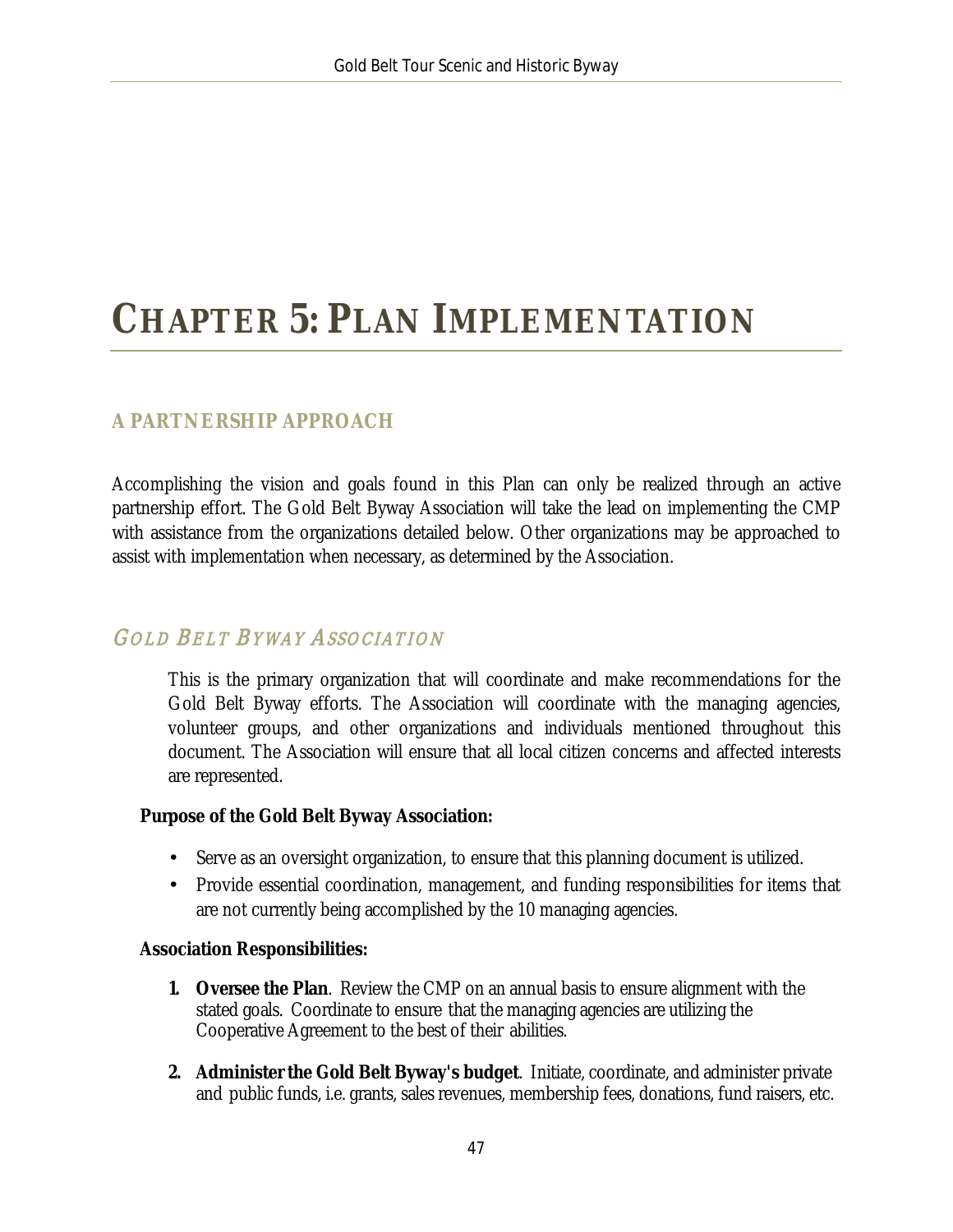# CHAPTER 5: PLAN IMPLEMENTATION

## A PARTNERSHIP APPROACH

Accomplishing the vision and goals found in this Plan can only be realized through an active partnership effort. The Gold Belt Byway Association will take the lead on implementing the CMP with assistance from the organizations detailed below. Other organizations may be approached to assist with implementation when necessary, as determined by the Association.

## *GOLD BELT BYWAY ASSOCIATION*

This is the primary organization that will coordinate and make recommendations for the Gold Belt Byway efforts. The Association will coordinate with the managing agencies, volunteer groups, and other organizations and individuals mentioned throughout this document. The Association will ensure that all local citizen concerns and affected interests are represented.

**Purpose of the Gold Belt Byway Association:**

- Serve as an oversight organization, to ensure that this planning document is utilized.
- Provide essential coordination, management, and funding responsibilities for items that are not currently being accomplished by the 10 managing agencies.

**Association Responsibilities:**

1. **Oversee the Plan**. Review the CMP on an annual basis to ensure alignment with the stated goals. Coordinate to ensure that the managing agencies are utilizing the Cooperative Agreement to the best of their abilities.

2. **Administer the Gold Belt Byway's budget**. Initiate, coordinate, and administer private and public funds, i.e. grants, sales revenues, membership fees, donations, fund raisers, etc.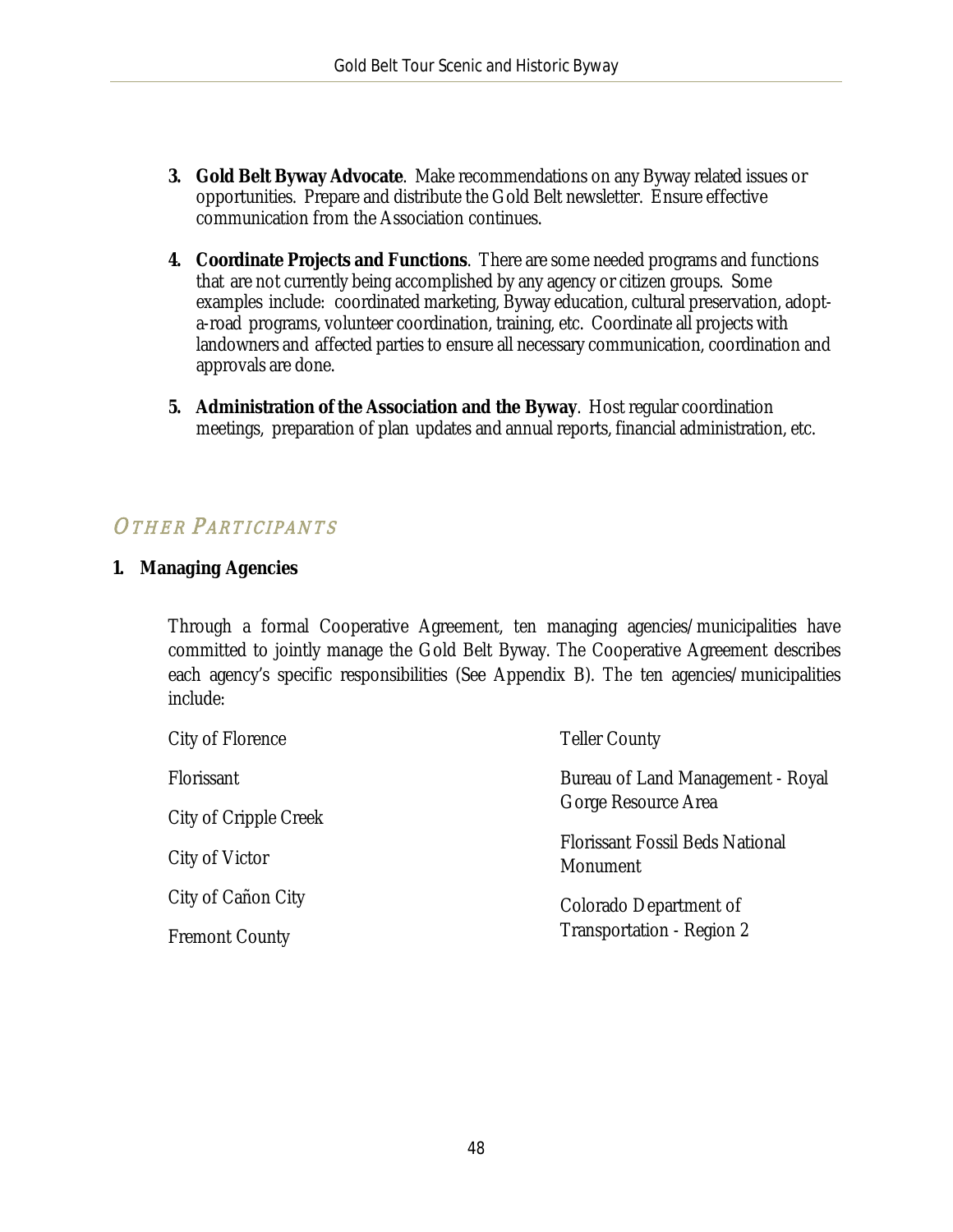3. **Gold Belt Byway Advocate**. Make recommendations on any Byway related issues or opportunities. Prepare and distribute the Gold Belt newsletter. Ensure effective communication from the Association continues.

4. **Coordinate Projects and Functions**. There are some needed programs and functions that are not currently being accomplished by any agency or citizen groups. Some examples include: coordinated marketing, Byway education, cultural preservation, adopt-a-road programs, volunteer coordination, training, etc. Coordinate all projects with landowners and affected parties to ensure all necessary communication, coordination and approvals are done.

5. **Administration of the Association and the Byway**. Host regular coordination meetings, preparation of plan updates and annual reports, financial administration, etc.

## OTHER PARTICIPANTS

**1. Managing Agencies**

Through a formal Cooperative Agreement, ten managing agencies/municipalities have committed to jointly manage the Gold Belt Byway. The Cooperative Agreement describes each agency's specific responsibilities (See Appendix B). The ten agencies/municipalities include:

- City of Florence
- Florissant
- City of Cripple Creek
- City of Victor
- City of Cañon City
- Fremont County
- Teller County
- Bureau of Land Management - Royal Gorge Resource Area
- Florissant Fossil Beds National Monument
- Colorado Department of Transportation - Region 2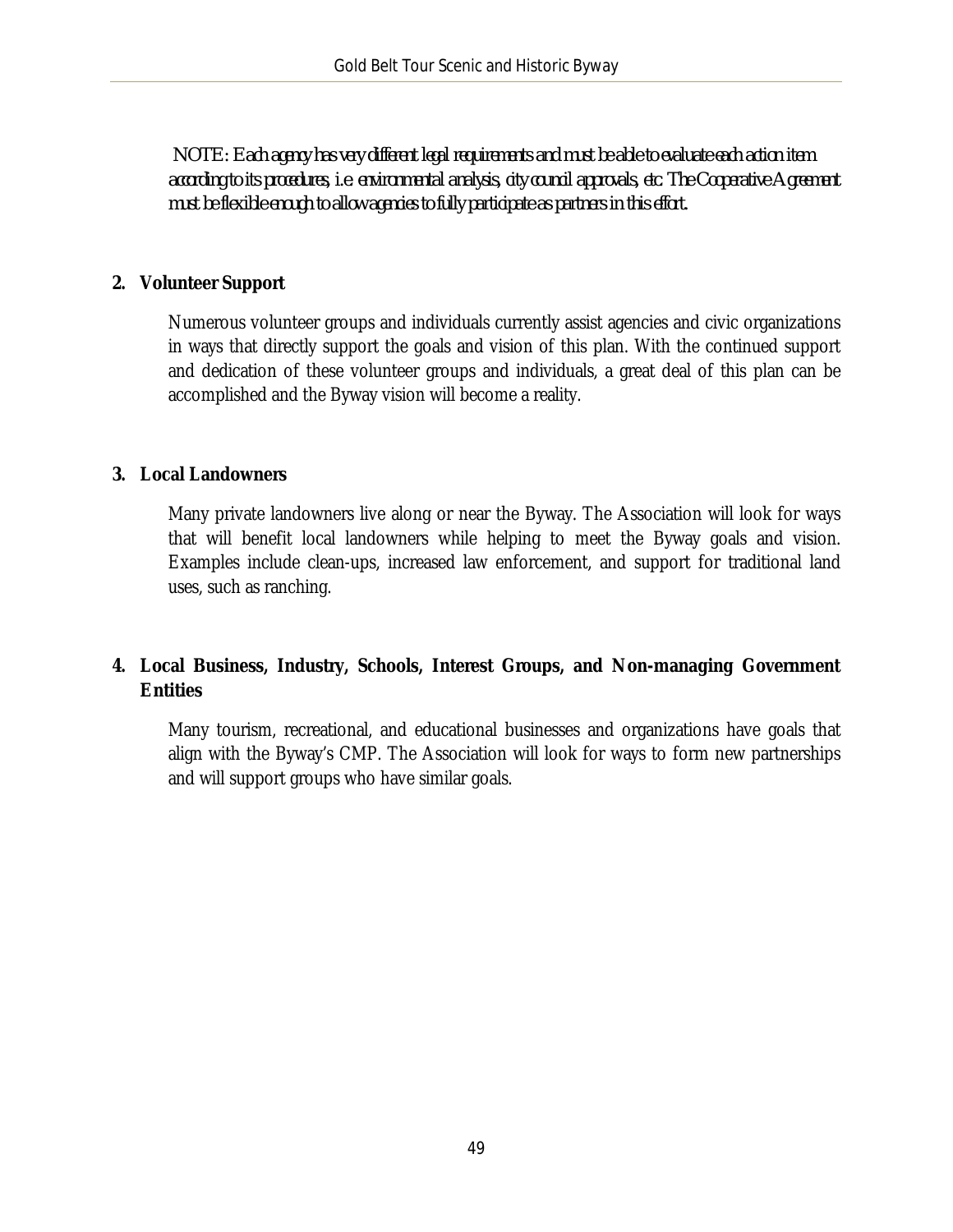NOTE: Each agency has very different legal requirements and must be able to evaluate each action item according to its procedures, i.e. environmental analysis, city council approvals, etc. The Cooperative Agreement must be flexible enough to allow agencies to fully participate as partners in this effort.

**2. Volunteer Support**

Numerous volunteer groups and individuals currently assist agencies and civic organizations in ways that directly support the goals and vision of this plan. With the continued support and dedication of these volunteer groups and individuals, a great deal of this plan can be accomplished and the Byway vision will become a reality.

**3. Local Landowners**

Many private landowners live along or near the Byway. The Association will look for ways that will benefit local landowners while helping to meet the Byway goals and vision. Examples include clean-ups, increased law enforcement, and support for traditional land uses, such as ranching.

**4. Local Business, Industry, Schools, Interest Groups, and Non-managing Government Entities**

Many tourism, recreational, and educational businesses and organizations have goals that align with the Byway's CMP. The Association will look for ways to form new partnerships and will support groups who have similar goals.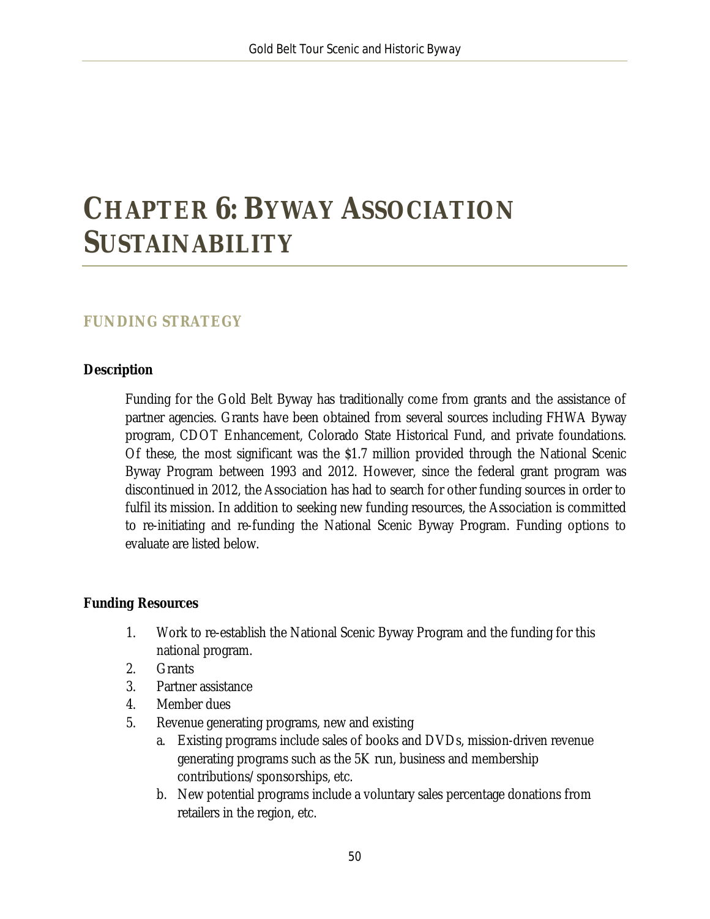# CHAPTER 6: BYWAY ASSOCIATION SUSTAINABILITY

## FUNDING STRATEGY

### Description

Funding for the Gold Belt Byway has traditionally come from grants and the assistance of partner agencies. Grants have been obtained from several sources including FHWA Byway program, CDOT Enhancement, Colorado State Historical Fund, and private foundations. Of these, the most significant was the $1.7 million provided through the National Scenic Byway Program between 1993 and 2012. However, since the federal grant program was discontinued in 2012, the Association has had to search for other funding sources in order to fulfil its mission. In addition to seeking new funding resources, the Association is committed to re-initiating and re-funding the National Scenic Byway Program. Funding options to evaluate are listed below.

### Funding Resources

1. Work to re-establish the National Scenic Byway Program and the funding for this national program.
2. Grants
3. Partner assistance
4. Member dues
5. Revenue generating programs, new and existing
   a. Existing programs include sales of books and DVDs, mission-driven revenue generating programs such as the 5K run, business and membership contributions/sponsorships, etc.
   b. New potential programs include a voluntary sales percentage donations from retailers in the region, etc.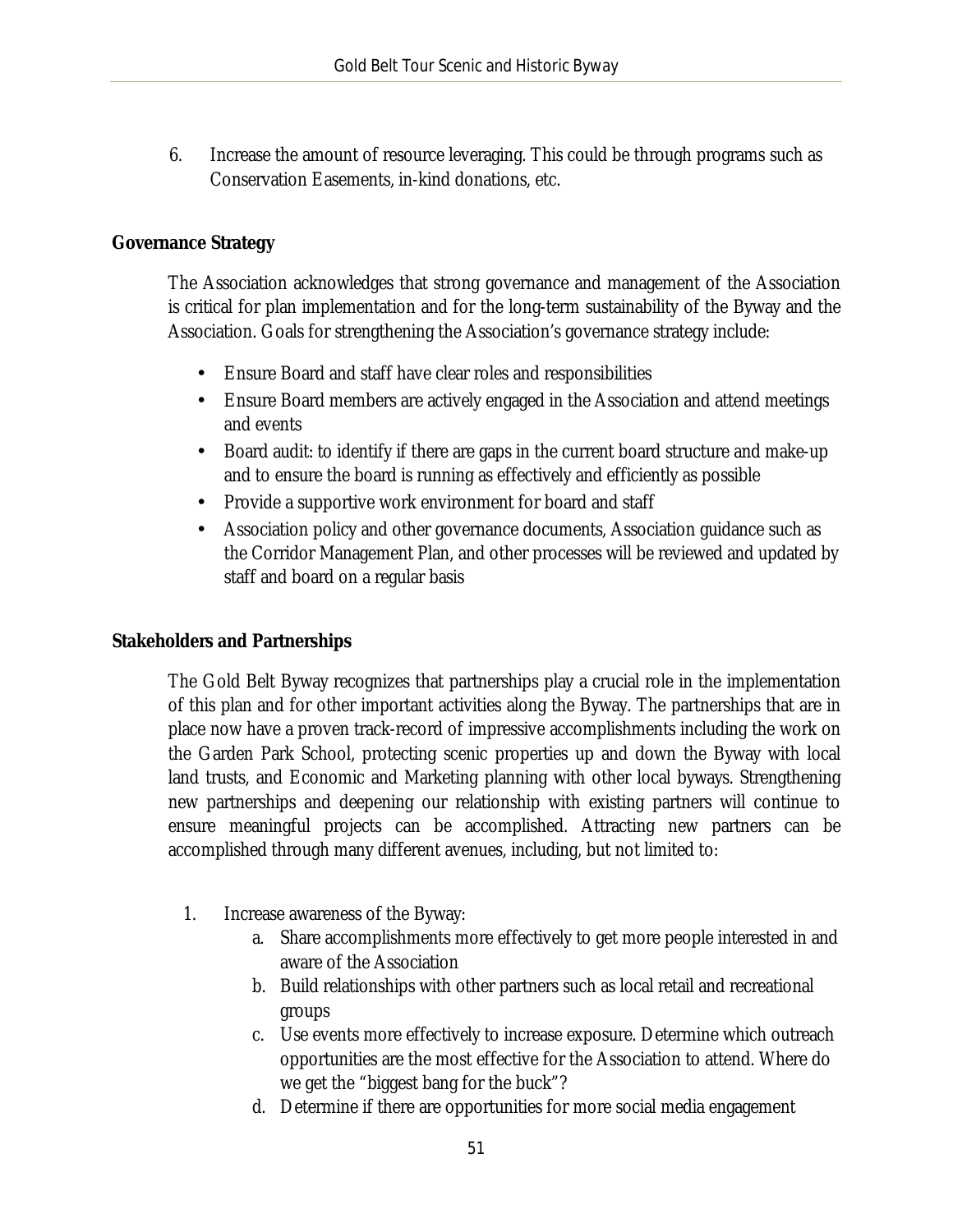6. Increase the amount of resource leveraging. This could be through programs such as Conservation Easements, in-kind donations, etc.

**Governance Strategy**

The Association acknowledges that strong governance and management of the Association is critical for plan implementation and for the long-term sustainability of the Byway and the Association. Goals for strengthening the Association's governance strategy include:

- Ensure Board and staff have clear roles and responsibilities
- Ensure Board members are actively engaged in the Association and attend meetings and events
- Board audit: to identify if there are gaps in the current board structure and make-up and to ensure the board is running as effectively and efficiently as possible
- Provide a supportive work environment for board and staff
- Association policy and other governance documents, Association guidance such as the Corridor Management Plan, and other processes will be reviewed and updated by staff and board on a regular basis

**Stakeholders and Partnerships**

The Gold Belt Byway recognizes that partnerships play a crucial role in the implementation of this plan and for other important activities along the Byway. The partnerships that are in place now have a proven track-record of impressive accomplishments including the work on the Garden Park School, protecting scenic properties up and down the Byway with local land trusts, and Economic and Marketing planning with other local byways. Strengthening new partnerships and deepening our relationship with existing partners will continue to ensure meaningful projects can be accomplished. Attracting new partners can be accomplished through many different avenues, including, but not limited to:

1. Increase awareness of the Byway:
   a. Share accomplishments more effectively to get more people interested in and aware of the Association
   b. Build relationships with other partners such as local retail and recreational groups
   c. Use events more effectively to increase exposure. Determine which outreach opportunities are the most effective for the Association to attend. Where do we get the "biggest bang for the buck"?
   d. Determine if there are opportunities for more social media engagement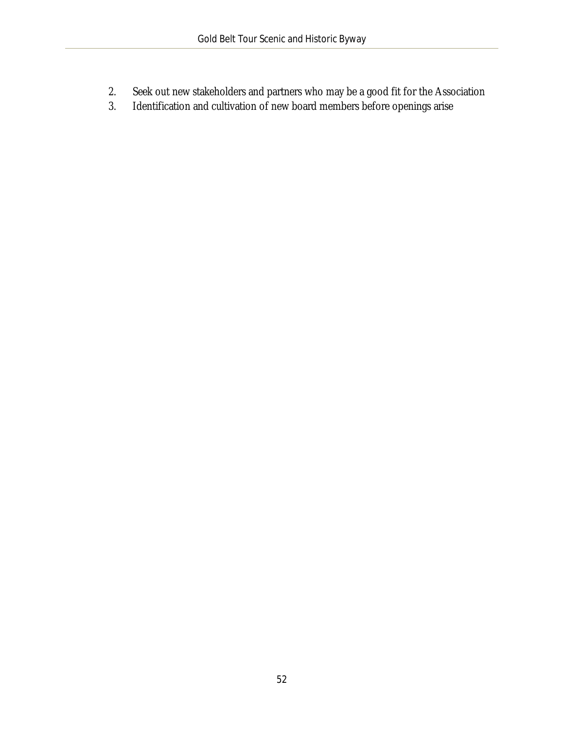2. Seek out new stakeholders and partners who may be a good fit for the Association
3. Identification and cultivation of new board members before openings arise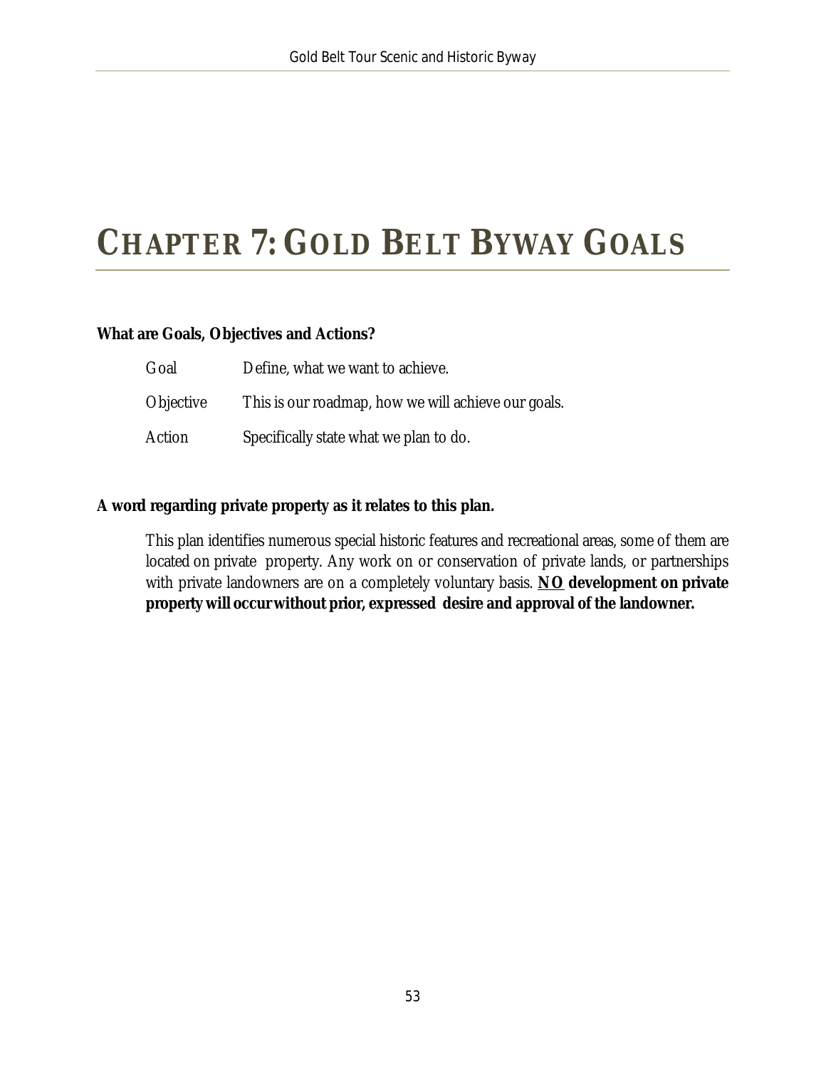# CHAPTER 7: GOLD BELT BYWAY GOALS

**What are Goals, Objectives and Actions?**

| | |
|---|---|
| Goal | Define, what we want to achieve. |
| Objective | This is our roadmap, how we will achieve our goals. |
| Action | Specifically state what we plan to do. |

**A word regarding private property as it relates to this plan.**

This plan identifies numerous special historic features and recreational areas, some of them are located on private property. Any work on or conservation of private lands, or partnerships with private landowners are on a completely voluntary basis. **<u>NO</u> development on private property will occur without prior, expressed desire and approval of the landowner.**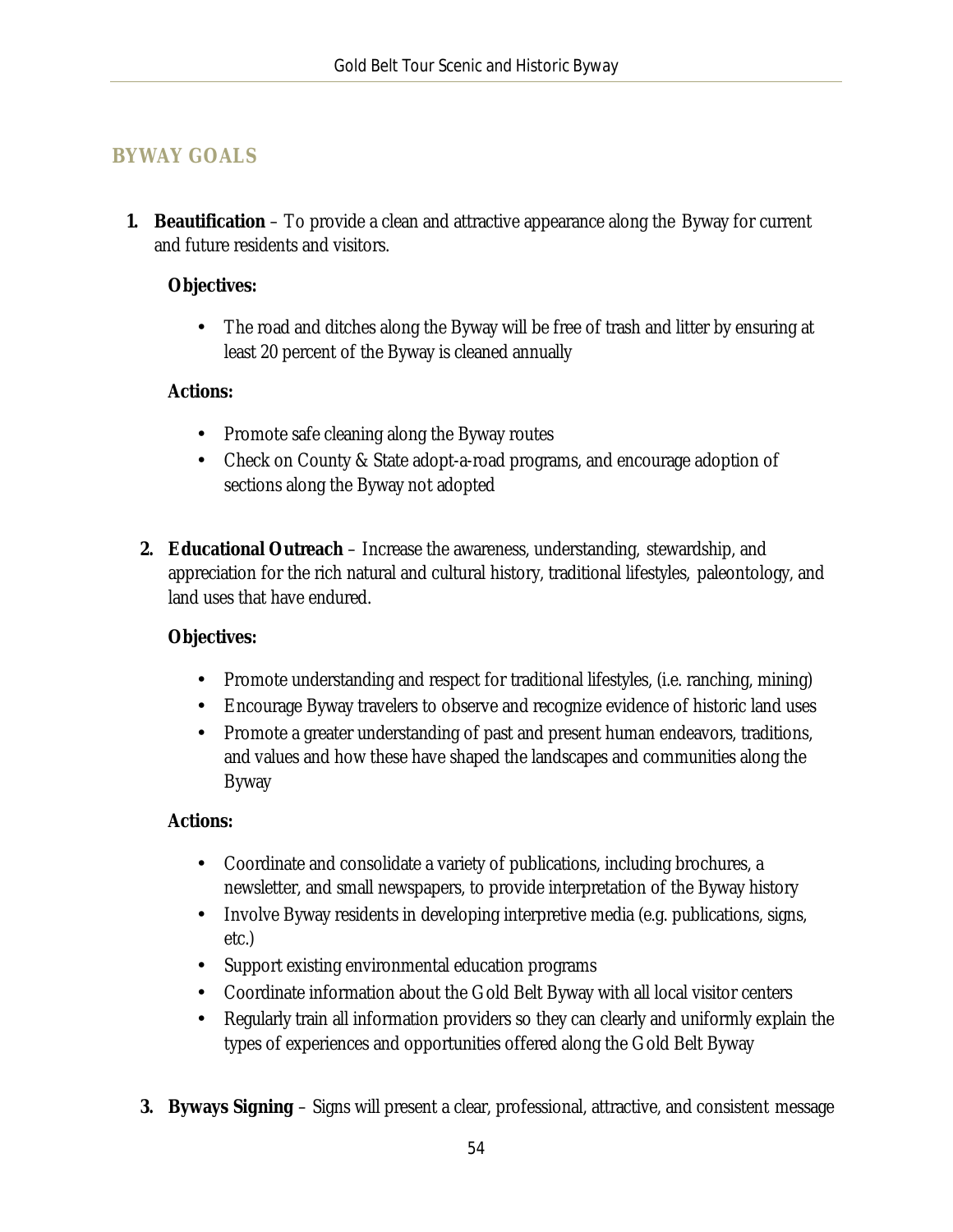## BYWAY GOALS

1. **Beautification** – To provide a clean and attractive appearance along the Byway for current and future residents and visitors.

   **Objectives:**

   - The road and ditches along the Byway will be free of trash and litter by ensuring at least 20 percent of the Byway is cleaned annually

   **Actions:**

   - Promote safe cleaning along the Byway routes
   - Check on County & State adopt-a-road programs, and encourage adoption of sections along the Byway not adopted

2. **Educational Outreach** – Increase the awareness, understanding, stewardship, and appreciation for the rich natural and cultural history, traditional lifestyles, paleontology, and land uses that have endured.

   **Objectives:**

   - Promote understanding and respect for traditional lifestyles, (i.e. ranching, mining)
   - Encourage Byway travelers to observe and recognize evidence of historic land uses
   - Promote a greater understanding of past and present human endeavors, traditions, and values and how these have shaped the landscapes and communities along the Byway

   **Actions:**

   - Coordinate and consolidate a variety of publications, including brochures, a newsletter, and small newspapers, to provide interpretation of the Byway history
   - Involve Byway residents in developing interpretive media (e.g. publications, signs, etc.)
   - Support existing environmental education programs
   - Coordinate information about the Gold Belt Byway with all local visitor centers
   - Regularly train all information providers so they can clearly and uniformly explain the types of experiences and opportunities offered along the Gold Belt Byway

3. **Byways Signing** – Signs will present a clear, professional, attractive, and consistent message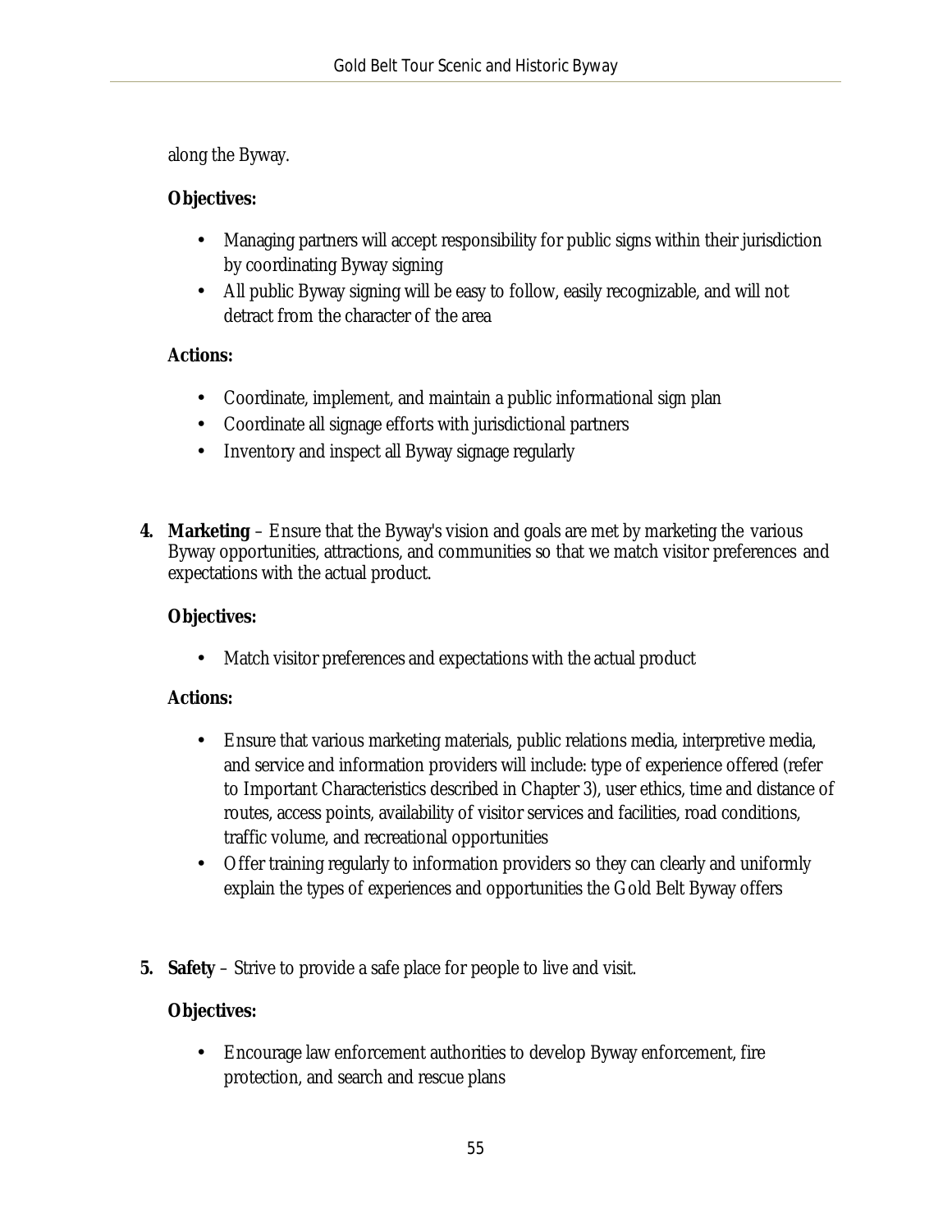along the Byway.

**Objectives:**

- Managing partners will accept responsibility for public signs within their jurisdiction by coordinating Byway signing
- All public Byway signing will be easy to follow, easily recognizable, and will not detract from the character of the area

**Actions:**

- Coordinate, implement, and maintain a public informational sign plan
- Coordinate all signage efforts with jurisdictional partners
- Inventory and inspect all Byway signage regularly

**4. Marketing** – Ensure that the Byway's vision and goals are met by marketing the various Byway opportunities, attractions, and communities so that we match visitor preferences and expectations with the actual product.

**Objectives:**

- Match visitor preferences and expectations with the actual product

**Actions:**

- Ensure that various marketing materials, public relations media, interpretive media, and service and information providers will include: type of experience offered (refer to Important Characteristics described in Chapter 3), user ethics, time and distance of routes, access points, availability of visitor services and facilities, road conditions, traffic volume, and recreational opportunities
- Offer training regularly to information providers so they can clearly and uniformly explain the types of experiences and opportunities the Gold Belt Byway offers

**5. Safety** – Strive to provide a safe place for people to live and visit.

**Objectives:**

- Encourage law enforcement authorities to develop Byway enforcement, fire protection, and search and rescue plans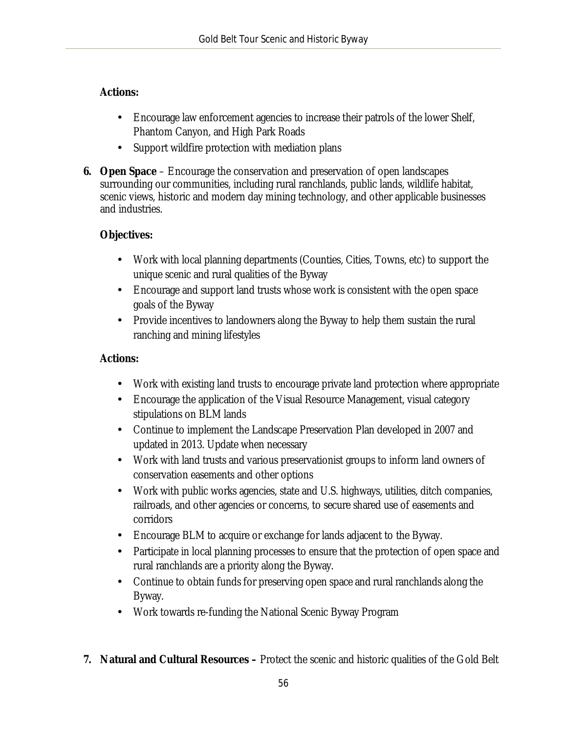**Actions:**

- Encourage law enforcement agencies to increase their patrols of the lower Shelf, Phantom Canyon, and High Park Roads
- Support wildfire protection with mediation plans

**6. Open Space** – Encourage the conservation and preservation of open landscapes surrounding our communities, including rural ranchlands, public lands, wildlife habitat, scenic views, historic and modern day mining technology, and other applicable businesses and industries.

**Objectives:**

- Work with local planning departments (Counties, Cities, Towns, etc) to support the unique scenic and rural qualities of the Byway
- Encourage and support land trusts whose work is consistent with the open space goals of the Byway
- Provide incentives to landowners along the Byway to help them sustain the rural ranching and mining lifestyles

**Actions:**

- Work with existing land trusts to encourage private land protection where appropriate
- Encourage the application of the Visual Resource Management, visual category stipulations on BLM lands
- Continue to implement the Landscape Preservation Plan developed in 2007 and updated in 2013. Update when necessary
- Work with land trusts and various preservationist groups to inform land owners of conservation easements and other options
- Work with public works agencies, state and U.S. highways, utilities, ditch companies, railroads, and other agencies or concerns, to secure shared use of easements and corridors
- Encourage BLM to acquire or exchange for lands adjacent to the Byway.
- Participate in local planning processes to ensure that the protection of open space and rural ranchlands are a priority along the Byway.
- Continue to obtain funds for preserving open space and rural ranchlands along the Byway.
- Work towards re-funding the National Scenic Byway Program

**7. Natural and Cultural Resources –** Protect the scenic and historic qualities of the Gold Belt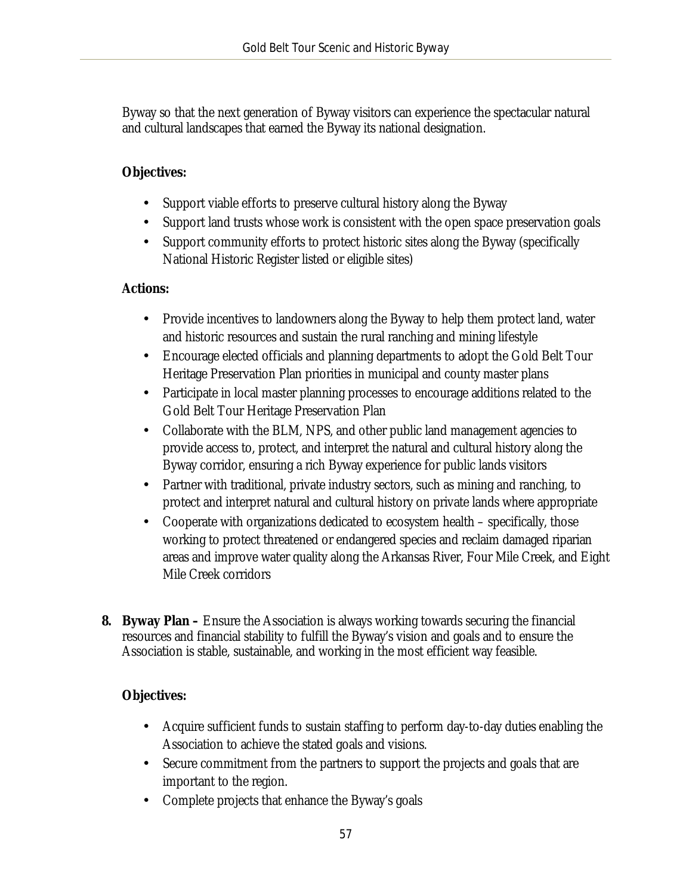Byway so that the next generation of Byway visitors can experience the spectacular natural and cultural landscapes that earned the Byway its national designation.

**Objectives:**

- Support viable efforts to preserve cultural history along the Byway
- Support land trusts whose work is consistent with the open space preservation goals
- Support community efforts to protect historic sites along the Byway (specifically National Historic Register listed or eligible sites)

**Actions:**

- Provide incentives to landowners along the Byway to help them protect land, water and historic resources and sustain the rural ranching and mining lifestyle
- Encourage elected officials and planning departments to adopt the Gold Belt Tour Heritage Preservation Plan priorities in municipal and county master plans
- Participate in local master planning processes to encourage additions related to the Gold Belt Tour Heritage Preservation Plan
- Collaborate with the BLM, NPS, and other public land management agencies to provide access to, protect, and interpret the natural and cultural history along the Byway corridor, ensuring a rich Byway experience for public lands visitors
- Partner with traditional, private industry sectors, such as mining and ranching, to protect and interpret natural and cultural history on private lands where appropriate
- Cooperate with organizations dedicated to ecosystem health – specifically, those working to protect threatened or endangered species and reclaim damaged riparian areas and improve water quality along the Arkansas River, Four Mile Creek, and Eight Mile Creek corridors

8. **Byway Plan –** Ensure the Association is always working towards securing the financial resources and financial stability to fulfill the Byway's vision and goals and to ensure the Association is stable, sustainable, and working in the most efficient way feasible.

**Objectives:**

- Acquire sufficient funds to sustain staffing to perform day-to-day duties enabling the Association to achieve the stated goals and visions.
- Secure commitment from the partners to support the projects and goals that are important to the region.
- Complete projects that enhance the Byway's goals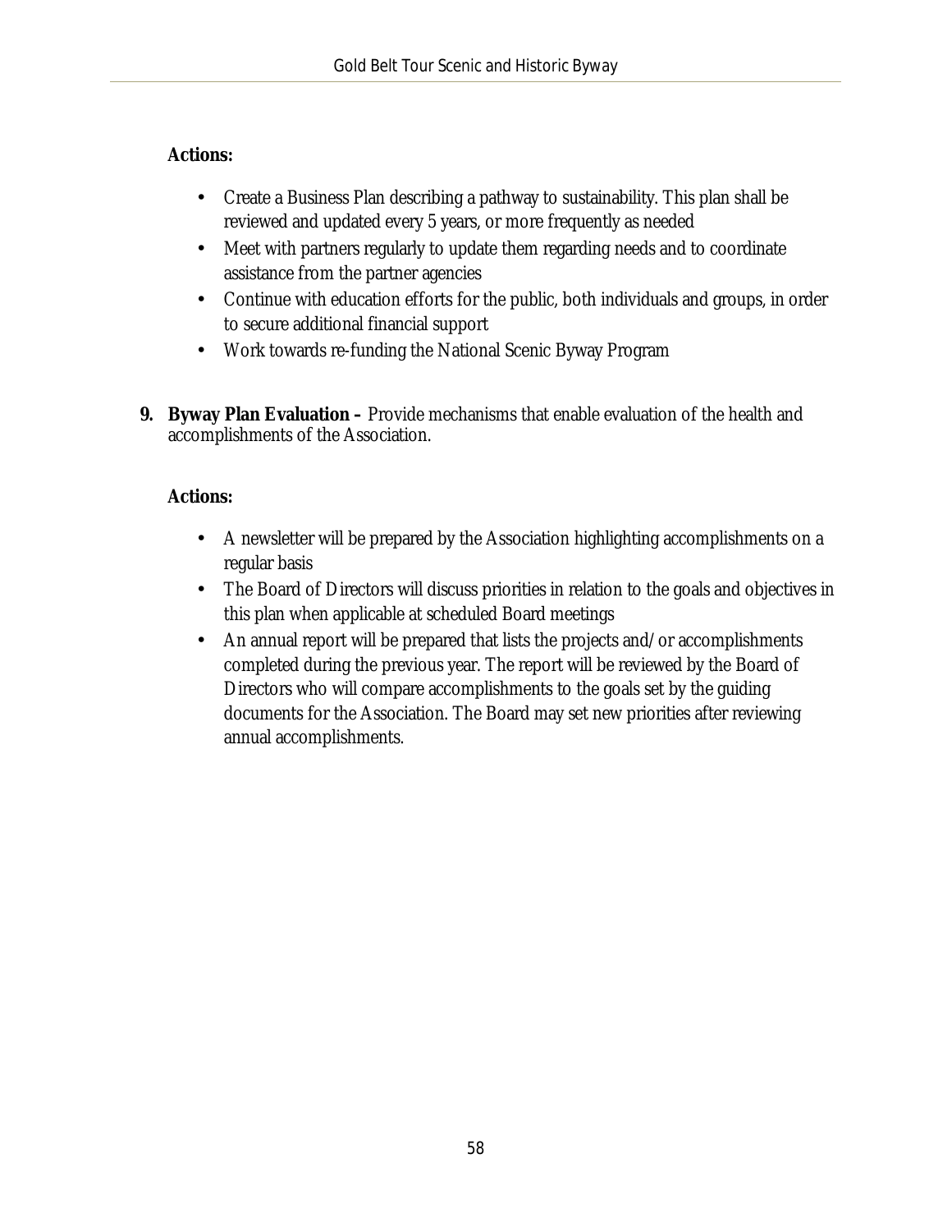**Actions:**

- Create a Business Plan describing a pathway to sustainability. This plan shall be reviewed and updated every 5 years, or more frequently as needed
- Meet with partners regularly to update them regarding needs and to coordinate assistance from the partner agencies
- Continue with education efforts for the public, both individuals and groups, in order to secure additional financial support
- Work towards re-funding the National Scenic Byway Program

9. **Byway Plan Evaluation –** Provide mechanisms that enable evaluation of the health and accomplishments of the Association.

**Actions:**

- A newsletter will be prepared by the Association highlighting accomplishments on a regular basis
- The Board of Directors will discuss priorities in relation to the goals and objectives in this plan when applicable at scheduled Board meetings
- An annual report will be prepared that lists the projects and/or accomplishments completed during the previous year. The report will be reviewed by the Board of Directors who will compare accomplishments to the goals set by the guiding documents for the Association. The Board may set new priorities after reviewing annual accomplishments.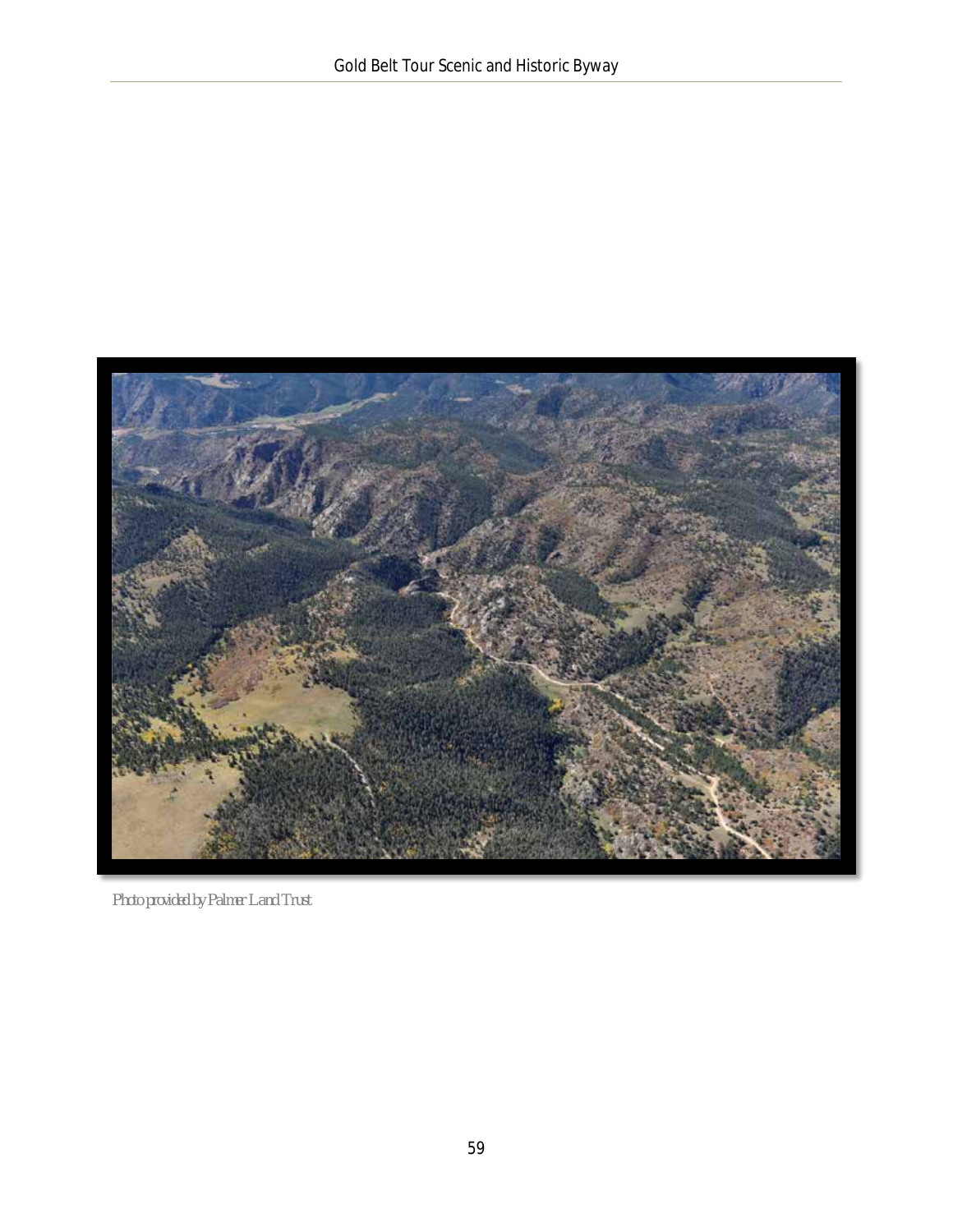Photo provided by Palmer Land Trust